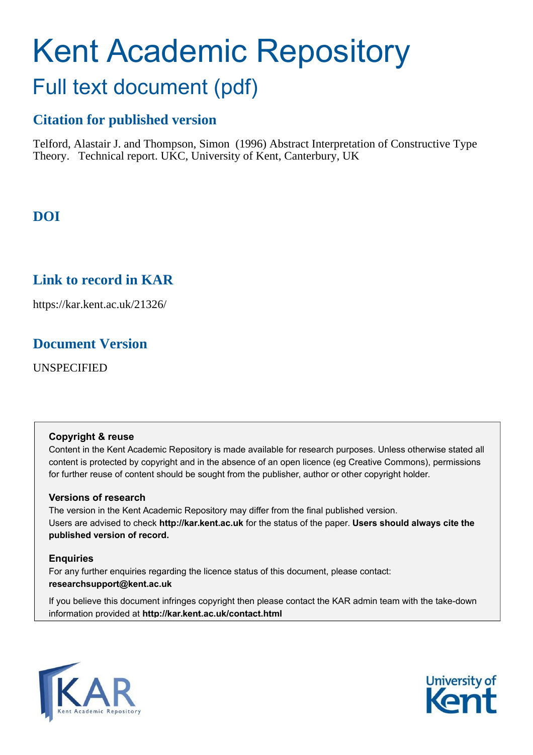# Kent Academic Repository

## Full text document (pdf)

### Citation for published version

Telford, Alastair J. and Thompson, Simon (1996) Abstract Interpretation of Constructive Type Theory. Technical report. UKC, University of Kent, Canterbury, UK

### DOI

### Link to record in KAR

https://kar.kent.ac.uk/21326/

### Document Version

UNSPECIFIED

**Copyright & reuse**

Content in the Kent Academic Repository is made available for research purposes. Unless otherwise stated all content is protected by copyright and in the absence of an open licence (eg Creative Commons), permissions for further reuse of content should be sought from the publisher, author or other copyright holder.

**Versions of research**

The version in the Kent Academic Repository may differ from the final published version. Users are advised to check **http://kar.kent.ac.uk** for the status of the paper. **Users should always cite the published version of record.**

**Enquiries**

For any further enquiries regarding the licence status of this document, please contact: **researchsupport@kent.ac.uk**

If you believe this document infringes copyright then please contact the KAR admin team with the take-down information provided at **http://kar.kent.ac.uk/contact.html**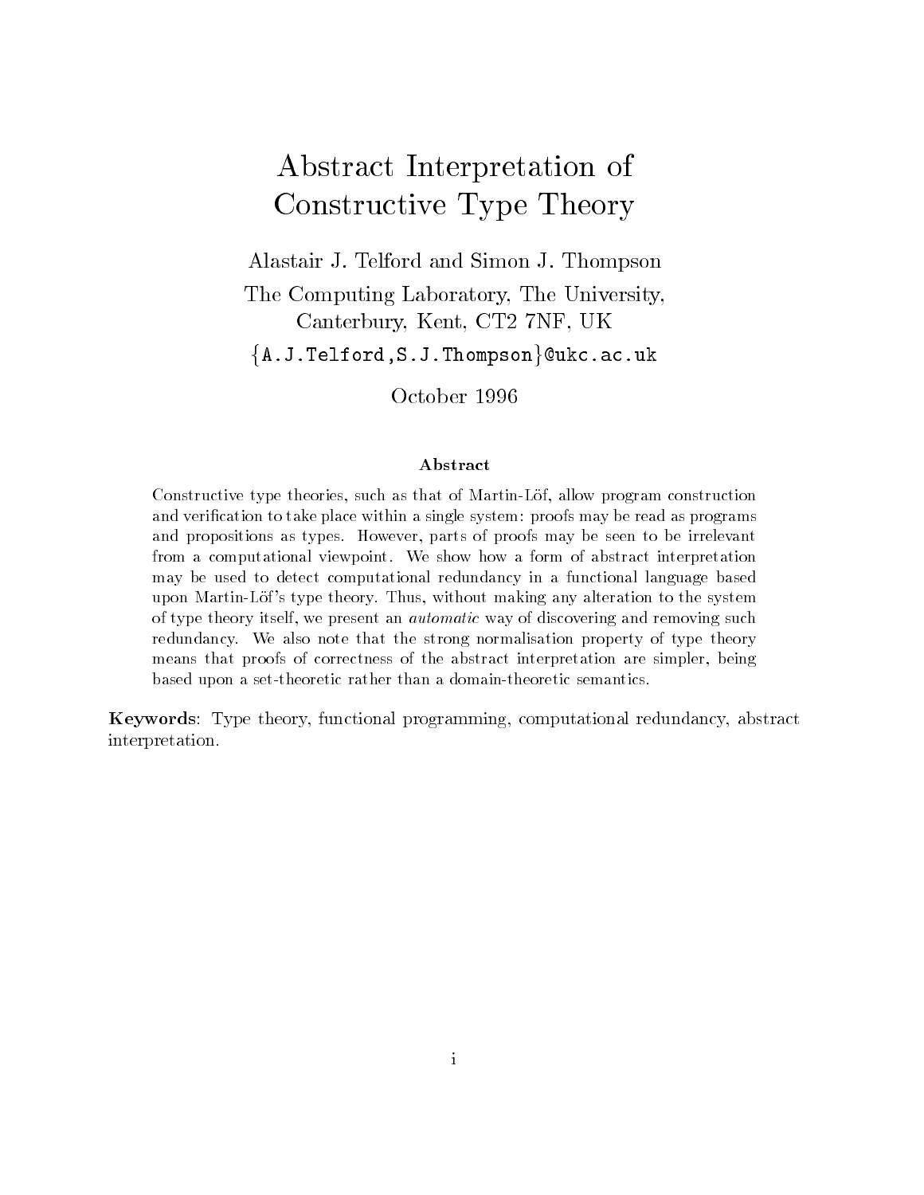# Abstract Interpretation of Constructive Type Theory

Alastair J. Telford and Simon J. Thompson

The Computing Laboratory, The University, Canterbury, Kent, CT2 7NF, UK

{A.J.Telford,S.J.Thompson}@ukc.ac.uk

October 1996

### Abstract

Constructive type theories, such as that of Martin-Löf, allow program construction and verification to take place within a single system: proofs may be read as programs and propositions as types. However, parts of proofs may be seen to be irrelevant from a computational viewpoint. We show how a form of abstract interpretation may be used to detect computational redundancy in a functional language based upon Martin-Löf's type theory. Thus, without making any alteration to the system of type theory itself, we present an *automatic* way of discovering and removing such redundancy. We also note that the strong normalisation property of type theory means that proofs of correctness of the abstract interpretation are simpler, being based upon a set-theoretic rather than a domain-theoretic semantics.

**Keywords**: Type theory, functional programming, computational redundancy, abstract interpretation.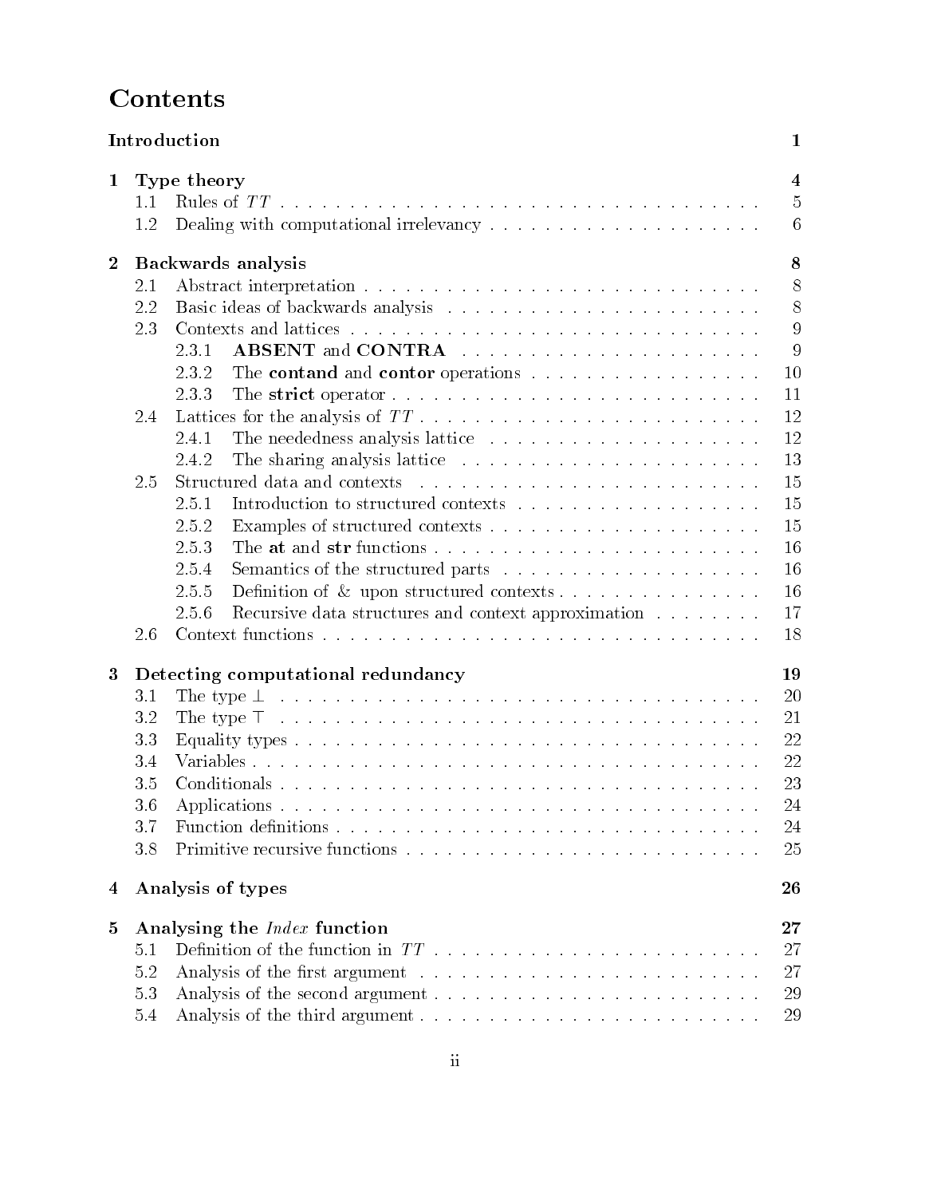# Contents

**Introduction** 1

**1 Type theory** 4

- 1.1 Rules of $TT$ 5
- 1.2 Dealing with computational irrelevancy 6

**2 Backwards analysis** 8

- 2.1 Abstract interpretation 8
- 2.2 Basic ideas of backwards analysis 8
- 2.3 Contexts and lattices 9
  - 2.3.1 **ABSENT** and **CONTRA** 9
  - 2.3.2 The **contand** and **contor** operations 10
  - 2.3.3 The **strict** operator 11
- 2.4 Lattices for the analysis of $TT$ 12
  - 2.4.1 The neededness analysis lattice 12
  - 2.4.2 The sharing analysis lattice 13
- 2.5 Structured data and contexts 15
  - 2.5.1 Introduction to structured contexts 15
  - 2.5.2 Examples of structured contexts 15
  - 2.5.3 The **at** and **str** functions 16
  - 2.5.4 Semantics of the structured parts 16
  - 2.5.5 Definition of & upon structured contexts 16
  - 2.5.6 Recursive data structures and context approximation 17
- 2.6 Context functions 18

**3 Detecting computational redundancy** 19

- 3.1 The type $\perp$ 20
- 3.2 The type $\top$ 21
- 3.3 Equality types 22
- 3.4 Variables 22
- 3.5 Conditionals 23
- 3.6 Applications 24
- 3.7 Function definitions 24
- 3.8 Primitive recursive functions 25

**4 Analysis of types** 26

**5 Analysing the *Index* function** 27

- 5.1 Definition of the function in $TT$ 27
- 5.2 Analysis of the first argument 27
- 5.3 Analysis of the second argument 29
- 5.4 Analysis of the third argument 29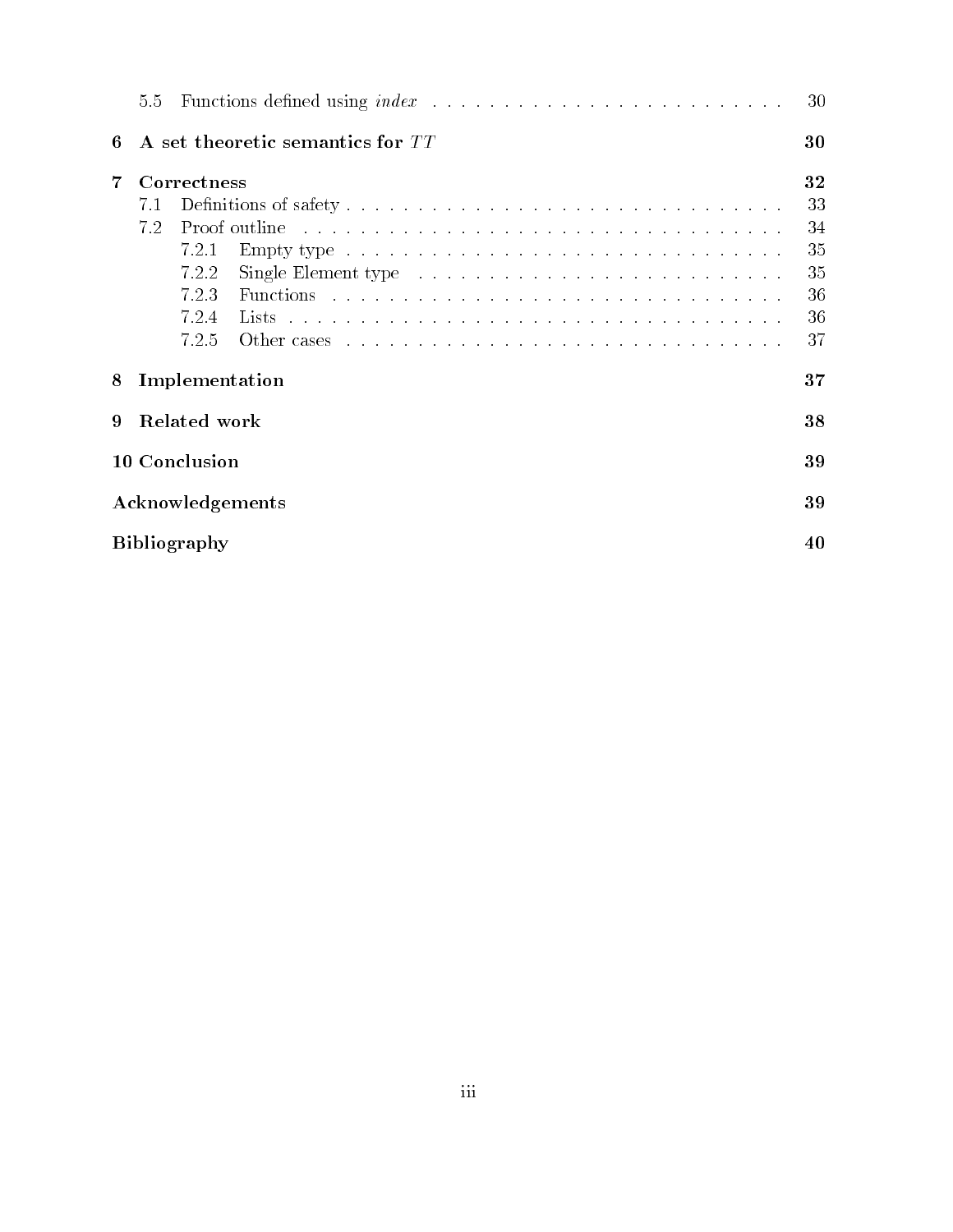- 5.5 Functions defined using *index* — 30

**6 A set theoretic semantics for $TT$** — **30**

**7 Correctness** — **32**

- 7.1 Definitions of safety — 33
- 7.2 Proof outline — 34
  - 7.2.1 Empty type — 35
  - 7.2.2 Single Element type — 35
  - 7.2.3 Functions — 36
  - 7.2.4 Lists — 36
  - 7.2.5 Other cases — 37

**8 Implementation** — **37**

**9 Related work** — **38**

**10 Conclusion** — **39**

**Acknowledgements** — **39**

**Bibliography** — **40**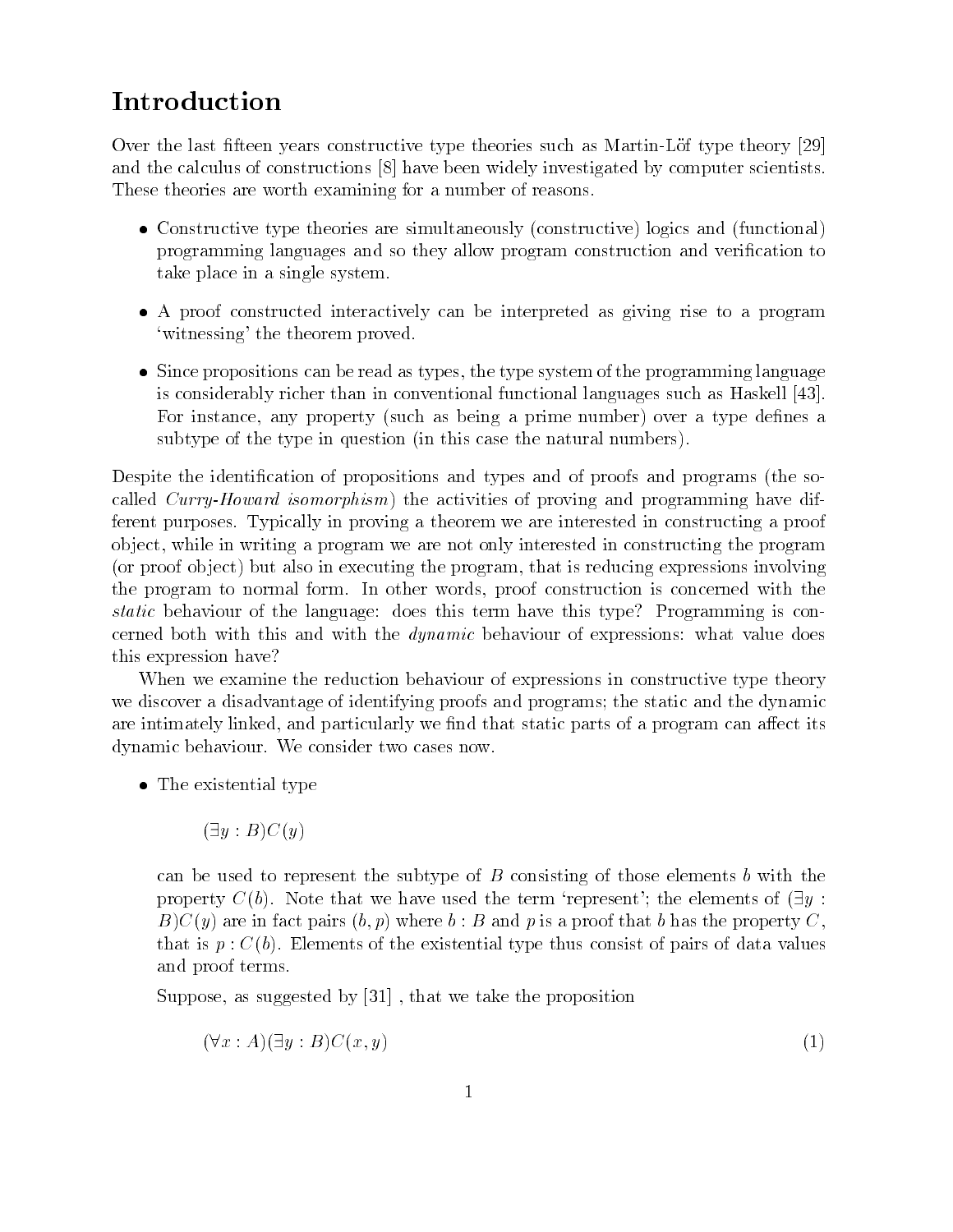# Introduction

Over the last fifteen years constructive type theories such as Martin-Löf type theory [29] and the calculus of constructions [8] have been widely investigated by computer scientists. These theories are worth examining for a number of reasons.

- Constructive type theories are simultaneously (constructive) logics and (functional) programming languages and so they allow program construction and verification to take place in a single system.
- A proof constructed interactively can be interpreted as giving rise to a program 'witnessing' the theorem proved.
- Since propositions can be read as types, the type system of the programming language is considerably richer than in conventional functional languages such as Haskell [43]. For instance, any property (such as being a prime number) over a type defines a subtype of the type in question (in this case the natural numbers).

Despite the identification of propositions and types and of proofs and programs (the so-called *Curry-Howard isomorphism*) the activities of proving and programming have different purposes. Typically in proving a theorem we are interested in constructing a proof object, while in writing a program we are not only interested in constructing the program (or proof object) but also in executing the program, that is reducing expressions involving the program to normal form. In other words, proof construction is concerned with the *static* behaviour of the language: does this term have this type? Programming is concerned both with this and with the *dynamic* behaviour of expressions: what value does this expression have?

When we examine the reduction behaviour of expressions in constructive type theory we discover a disadvantage of identifying proofs and programs; the static and the dynamic are intimately linked, and particularly we find that static parts of a program can affect its dynamic behaviour. We consider two cases now.

- The existential type

  $$(\exists y : B)C(y)$$

  can be used to represent the subtype of $B$ consisting of those elements $b$ with the property $C(b)$. Note that we have used the term 'represent'; the elements of $(\exists y : B)C(y)$ are in fact pairs $(b, p)$ where $b : B$ and $p$ is a proof that $b$ has the property $C$, that is $p : C(b)$. Elements of the existential type thus consist of pairs of data values and proof terms.

  Suppose, as suggested by [31] , that we take the proposition

  $$(\forall x : A)(\exists y : B)C(x, y) \tag{1}$$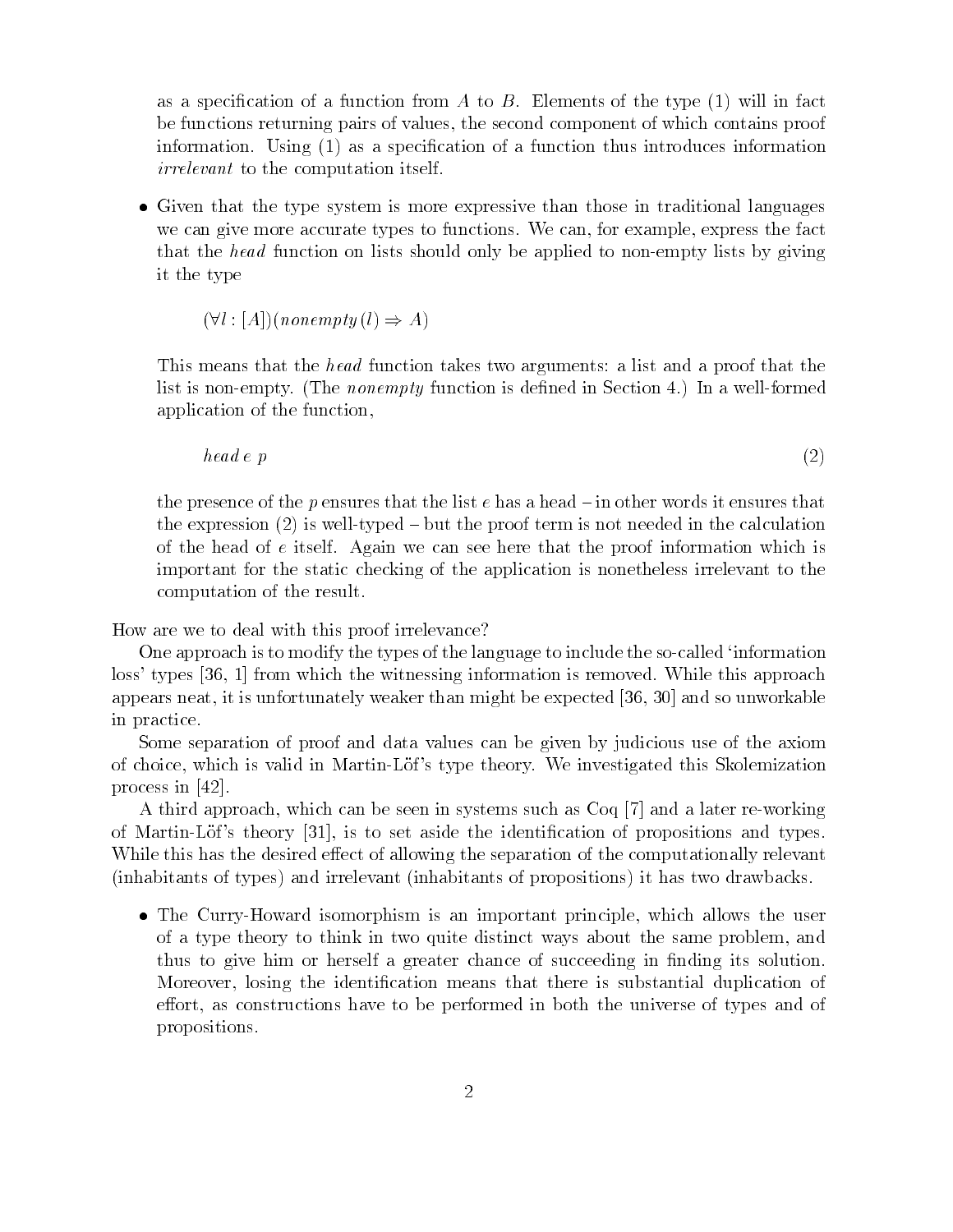as a specification of a function from $A$ to $B$. Elements of the type (1) will in fact be functions returning pairs of values, the second component of which contains proof information. Using (1) as a specification of a function thus introduces information *irrelevant* to the computation itself.

- Given that the type system is more expressive than those in traditional languages we can give more accurate types to functions. We can, for example, express the fact that the *head* function on lists should only be applied to non-empty lists by giving it the type

  $$(\forall l : [A])(nonempty(l) \Rightarrow A)$$

  This means that the *head* function takes two arguments: a list and a proof that the list is non-empty. (The *nonempty* function is defined in Section 4.) In a well-formed application of the function,

  $$head\ e\ p \tag{2}$$

  the presence of the $p$ ensures that the list $e$ has a head – in other words it ensures that the expression (2) is well-typed – but the proof term is not needed in the calculation of the head of $e$ itself. Again we can see here that the proof information which is important for the static checking of the application is nonetheless irrelevant to the computation of the result.

How are we to deal with this proof irrelevance?

One approach is to modify the types of the language to include the so-called 'information loss' types [36, 1] from which the witnessing information is removed. While this approach appears neat, it is unfortunately weaker than might be expected [36, 30] and so unworkable in practice.

Some separation of proof and data values can be given by judicious use of the axiom of choice, which is valid in Martin-Löf's type theory. We investigated this Skolemization process in [42].

A third approach, which can be seen in systems such as Coq [7] and a later re-working of Martin-Löf's theory [31], is to set aside the identification of propositions and types. While this has the desired effect of allowing the separation of the computationally relevant (inhabitants of types) and irrelevant (inhabitants of propositions) it has two drawbacks.

- The Curry-Howard isomorphism is an important principle, which allows the user of a type theory to think in two quite distinct ways about the same problem, and thus to give him or herself a greater chance of succeeding in finding its solution. Moreover, losing the identification means that there is substantial duplication of effort, as constructions have to be performed in both the universe of types and of propositions.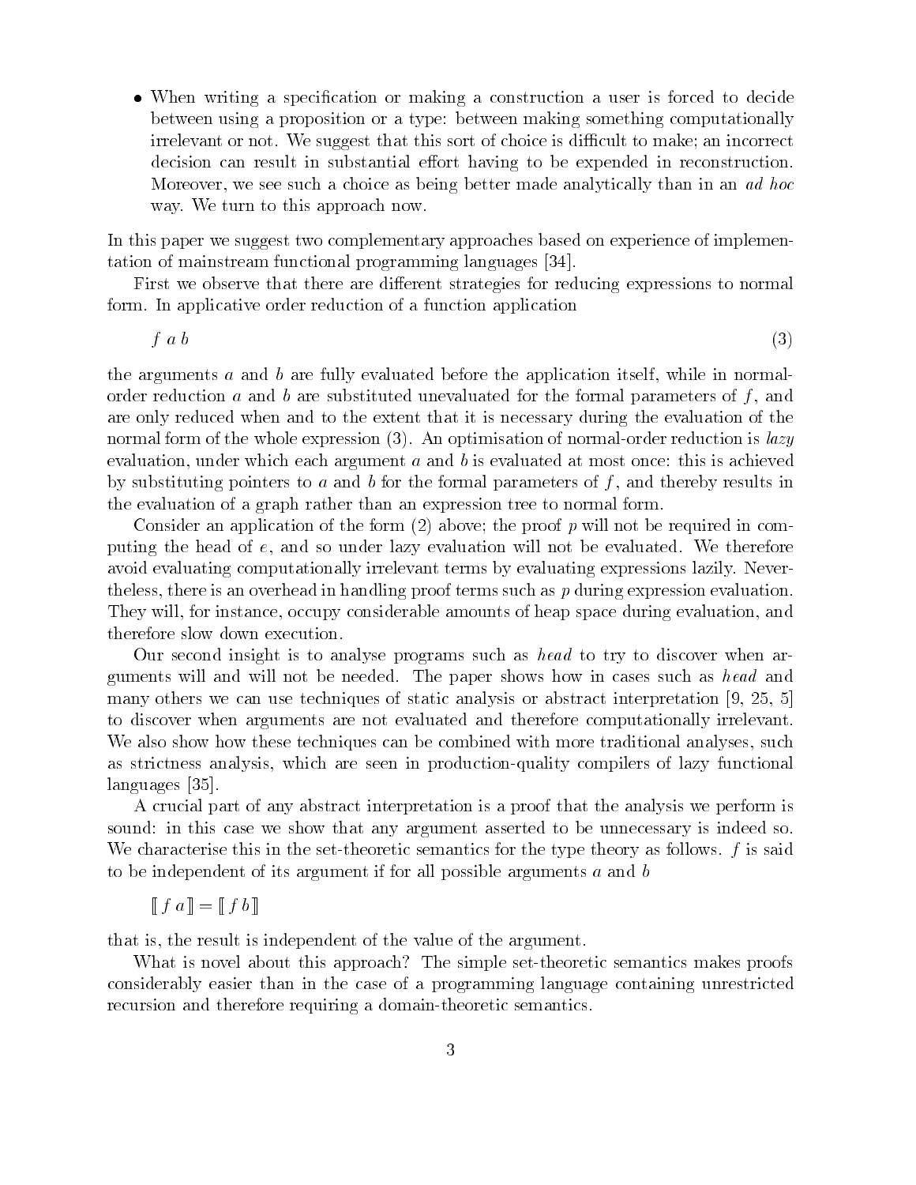- When writing a specification or making a construction a user is forced to decide between using a proposition or a type: between making something computationally irrelevant or not. We suggest that this sort of choice is difficult to make; an incorrect decision can result in substantial effort having to be expended in reconstruction. Moreover, we see such a choice as being better made analytically than in an *ad hoc* way. We turn to this approach now.

In this paper we suggest two complementary approaches based on experience of implementation of mainstream functional programming languages [34].

First we observe that there are different strategies for reducing expressions to normal form. In applicative order reduction of a function application

$$f\ a\ b \tag{3}$$

the arguments $a$ and $b$ are fully evaluated before the application itself, while in normal-order reduction $a$ and $b$ are substituted unevaluated for the formal parameters of $f$, and are only reduced when and to the extent that it is necessary during the evaluation of the normal form of the whole expression (3). An optimisation of normal-order reduction is *lazy* evaluation, under which each argument $a$ and $b$ is evaluated at most once: this is achieved by substituting pointers to $a$ and $b$ for the formal parameters of $f$, and thereby results in the evaluation of a graph rather than an expression tree to normal form.

Consider an application of the form (2) above; the proof $p$ will not be required in computing the head of $e$, and so under lazy evaluation will not be evaluated. We therefore avoid evaluating computationally irrelevant terms by evaluating expressions lazily. Nevertheless, there is an overhead in handling proof terms such as $p$ during expression evaluation. They will, for instance, occupy considerable amounts of heap space during evaluation, and therefore slow down execution.

Our second insight is to analyse programs such as *head* to try to discover when arguments will and will not be needed. The paper shows how in cases such as *head* and many others we can use techniques of static analysis or abstract interpretation [9, 25, 5] to discover when arguments are not evaluated and therefore computationally irrelevant. We also show how these techniques can be combined with more traditional analyses, such as strictness analysis, which are seen in production-quality compilers of lazy functional languages [35].

A crucial part of any abstract interpretation is a proof that the analysis we perform is sound: in this case we show that any argument asserted to be unnecessary is indeed so. We characterise this in the set-theoretic semantics for the type theory as follows. $f$ is said to be independent of its argument if for all possible arguments $a$ and $b$

$$[\![\, f\ a \,]\!] = [\![\, f\ b \,]\!]$$

that is, the result is independent of the value of the argument.

What is novel about this approach? The simple set-theoretic semantics makes proofs considerably easier than in the case of a programming language containing unrestricted recursion and therefore requiring a domain-theoretic semantics.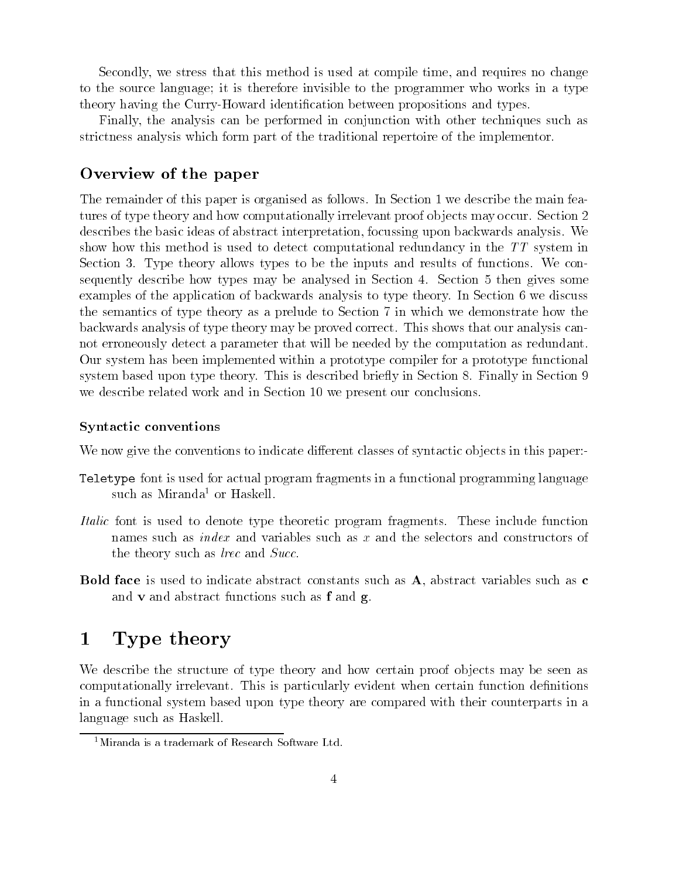Secondly, we stress that this method is used at compile time, and requires no change to the source language; it is therefore invisible to the programmer who works in a type theory having the Curry-Howard identification between propositions and types.

Finally, the analysis can be performed in conjunction with other techniques such as strictness analysis which form part of the traditional repertoire of the implementor.

### Overview of the paper

The remainder of this paper is organised as follows. In Section 1 we describe the main features of type theory and how computationally irrelevant proof objects may occur. Section 2 describes the basic ideas of abstract interpretation, focussing upon backwards analysis. We show how this method is used to detect computational redundancy in the $TT$ system in Section 3. Type theory allows types to be the inputs and results of functions. We consequently describe how types may be analysed in Section 4. Section 5 then gives some examples of the application of backwards analysis to type theory. In Section 6 we discuss the semantics of type theory as a prelude to Section 7 in which we demonstrate how the backwards analysis of type theory may be proved correct. This shows that our analysis cannot erroneously detect a parameter that will be needed by the computation as redundant. Our system has been implemented within a prototype compiler for a prototype functional system based upon type theory. This is described briefly in Section 8. Finally in Section 9 we describe related work and in Section 10 we present our conclusions.

#### Syntactic conventions

We now give the conventions to indicate different classes of syntactic objects in this paper:-

`Teletype` font is used for actual program fragments in a functional programming language such as Miranda[1] or Haskell.

*Italic* font is used to denote type theoretic program fragments. These include function names such as *index* and variables such as $x$ and the selectors and constructors of the theory such as *lrec* and *Succ*.

**Bold face** is used to indicate abstract constants such as **A**, abstract variables such as **c** and **v** and abstract functions such as **f** and **g**.

# 1 Type theory

We describe the structure of type theory and how certain proof objects may be seen as computationally irrelevant. This is particularly evident when certain function definitions in a functional system based upon type theory are compared with their counterparts in a language such as Haskell.

[1] Miranda is a trademark of Research Software Ltd.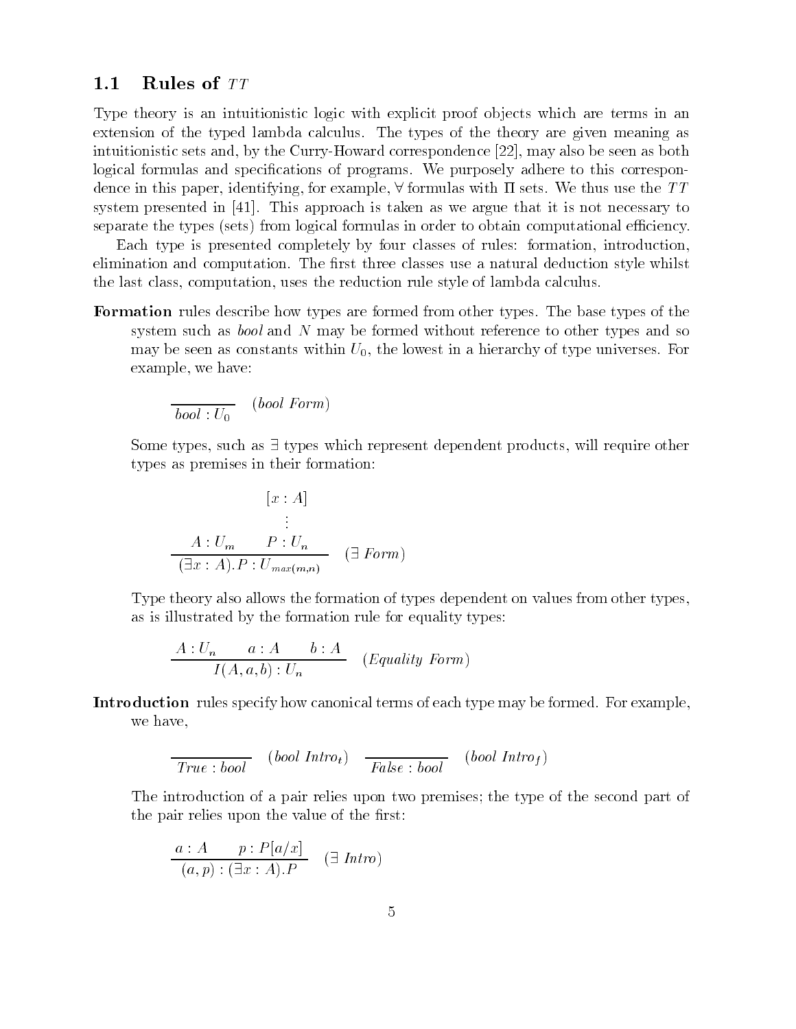### 1.1 Rules of $TT$

Type theory is an intuitionistic logic with explicit proof objects which are terms in an extension of the typed lambda calculus. The types of the theory are given meaning as intuitionistic sets and, by the Curry-Howard correspondence [22], may also be seen as both logical formulas and specifications of programs. We purposely adhere to this correspondence in this paper, identifying, for example, $\forall$ formulas with $\Pi$ sets. We thus use the $TT$ system presented in [41]. This approach is taken as we argue that it is not necessary to separate the types (sets) from logical formulas in order to obtain computational efficiency.

Each type is presented completely by four classes of rules: formation, introduction, elimination and computation. The first three classes use a natural deduction style whilst the last class, computation, uses the reduction rule style of lambda calculus.

**Formation** rules describe how types are formed from other types. The base types of the system such as *bool* and $N$ may be formed without reference to other types and so may be seen as constants within $U_0$, the lowest in a hierarchy of type universes. For example, we have:

$$\frac{}{bool : U_0} \quad (bool\ Form)$$

Some types, such as $\exists$ types which represent dependent products, will require other types as premises in their formation:

$$\frac{A : U_m \qquad \begin{array}{c}[x : A] \\ \vdots \\ P : U_n\end{array}}{(\exists x : A).P : U_{max(m,n)}} \quad (\exists\ Form)$$

Type theory also allows the formation of types dependent on values from other types, as is illustrated by the formation rule for equality types:

$$\frac{A : U_n \qquad a : A \qquad b : A}{I(A, a, b) : U_n} \quad (Equality\ Form)$$

**Introduction** rules specify how canonical terms of each type may be formed. For example, we have,

$$\frac{}{True : bool} \quad (bool\ Intro_t) \qquad \frac{}{False : bool} \quad (bool\ Intro_f)$$

The introduction of a pair relies upon two premises; the type of the second part of the pair relies upon the value of the first:

$$\frac{a : A \qquad p : P[a/x]}{(a, p) : (\exists x : A).P} \quad (\exists\ Intro)$$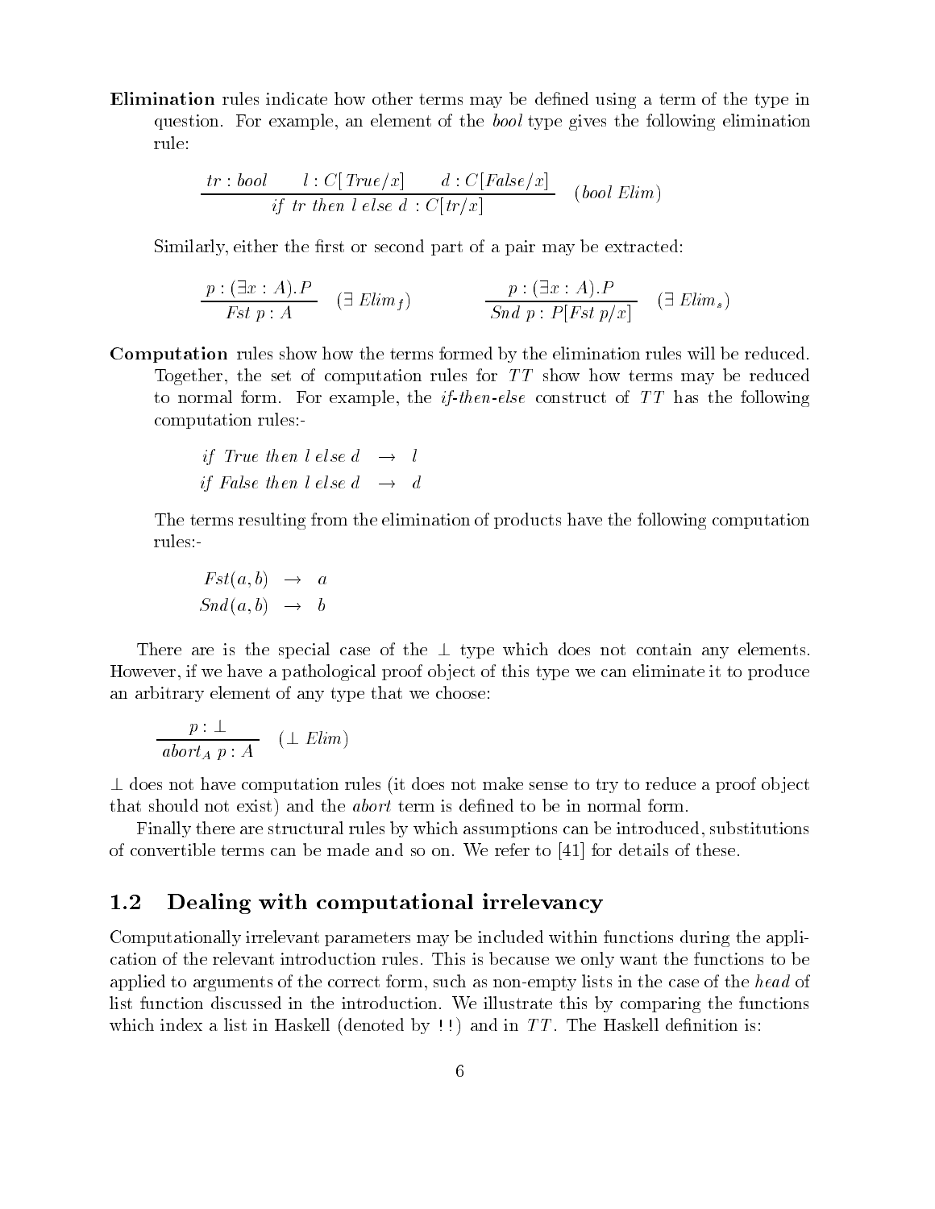**Elimination** rules indicate how other terms may be defined using a term of the type in question. For example, an element of the *bool* type gives the following elimination rule:

$$\frac{tr : bool \qquad l : C[\mathit{True}/x] \qquad d : C[\mathit{False}/x]}{\mathit{if}\ tr\ \mathit{then}\ l\ \mathit{else}\ d\ : C[tr/x]} \quad (\mathit{bool\ Elim})$$

Similarly, either the first or second part of a pair may be extracted:

$$\frac{p : (\exists x : A).P}{\mathit{Fst}\ p : A} \quad (\exists\ \mathit{Elim}_f) \qquad\qquad \frac{p : (\exists x : A).P}{\mathit{Snd}\ p : P[\mathit{Fst}\ p/x]} \quad (\exists\ \mathit{Elim}_s)$$

**Computation** rules show how the terms formed by the elimination rules will be reduced. Together, the set of computation rules for $TT$ show how terms may be reduced to normal form. For example, the *if-then-else* construct of $TT$ has the following computation rules:-

$$\begin{aligned} \mathit{if\ True\ then}\ l\ \mathit{else}\ d &\rightarrow l \\ \mathit{if\ False\ then}\ l\ \mathit{else}\ d &\rightarrow d \end{aligned}$$

The terms resulting from the elimination of products have the following computation rules:-

$$\begin{aligned} \mathit{Fst}(a, b) &\rightarrow a \\ \mathit{Snd}(a, b) &\rightarrow b \end{aligned}$$

There are is the special case of the $\perp$ type which does not contain any elements. However, if we have a pathological proof object of this type we can eliminate it to produce an arbitrary element of any type that we choose:

$$\frac{p : \perp}{\mathit{abort}_A\ p : A} \quad (\perp\ \mathit{Elim})$$

$\perp$ does not have computation rules (it does not make sense to try to reduce a proof object that should not exist) and the *abort* term is defined to be in normal form.

Finally there are structural rules by which assumptions can be introduced, substitutions of convertible terms can be made and so on. We refer to [41] for details of these.

## 1.2 Dealing with computational irrelevancy

Computationally irrelevant parameters may be included within functions during the application of the relevant introduction rules. This is because we only want the functions to be applied to arguments of the correct form, such as non-empty lists in the case of the *head* of list function discussed in the introduction. We illustrate this by comparing the functions which index a list in Haskell (denoted by `!!`) and in $TT$. The Haskell definition is: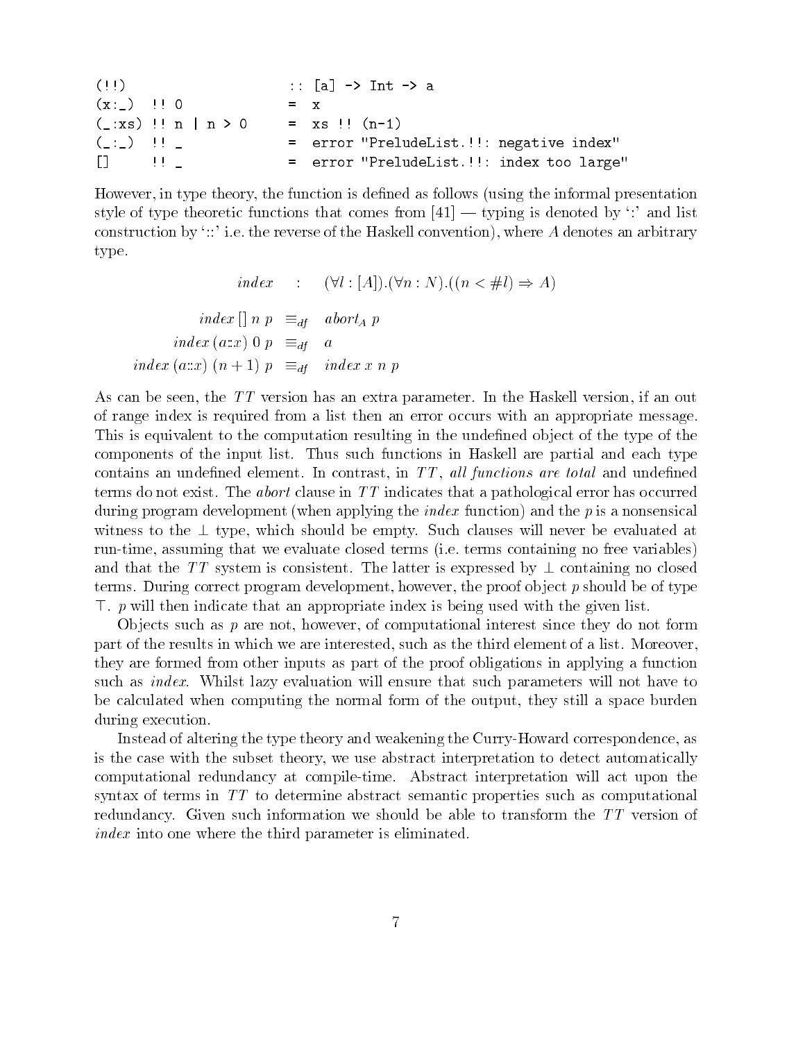```
(!!)                    :: [a] -> Int -> a
(x:_)  !! 0             =  x
(_:xs) !! n | n > 0     =  xs !! (n-1)
(_:_)  !! _             =  error "PreludeList.!!: negative index"
[]     !! _             =  error "PreludeList.!!: index too large"
```

However, in type theory, the function is defined as follows (using the informal presentation style of type theoretic functions that comes from [41] — typing is denoted by ':' and list construction by '::' i.e. the reverse of the Haskell convention), where $A$ denotes an arbitrary type.

$$index \quad : \quad (\forall l : [A]).(\forall n : N).((n < \#l) \Rightarrow A)$$

$$\begin{aligned} index\ []\ n\ p &\equiv_{df} abort_A\ p \\ index\ (a{::}x)\ 0\ p &\equiv_{df} a \\ index\ (a{::}x)\ (n+1)\ p &\equiv_{df} index\ x\ n\ p \end{aligned}$$

As can be seen, the $TT$ version has an extra parameter. In the Haskell version, if an out of range index is required from a list then an error occurs with an appropriate message. This is equivalent to the computation resulting in the undefined object of the type of the components of the input list. Thus such functions in Haskell are partial and each type contains an undefined element. In contrast, in $TT$, *all functions are total* and undefined terms do not exist. The *abort* clause in $TT$ indicates that a pathological error has occurred during program development (when applying the *index* function) and the $p$ is a nonsensical witness to the $\perp$ type, which should be empty. Such clauses will never be evaluated at run-time, assuming that we evaluate closed terms (i.e. terms containing no free variables) and that the $TT$ system is consistent. The latter is expressed by $\perp$ containing no closed terms. During correct program development, however, the proof object $p$ should be of type $\top$. $p$ will then indicate that an appropriate index is being used with the given list.

Objects such as $p$ are not, however, of computational interest since they do not form part of the results in which we are interested, such as the third element of a list. Moreover, they are formed from other inputs as part of the proof obligations in applying a function such as *index*. Whilst lazy evaluation will ensure that such parameters will not have to be calculated when computing the normal form of the output, they still a space burden during execution.

Instead of altering the type theory and weakening the Curry-Howard correspondence, as is the case with the subset theory, we use abstract interpretation to detect automatically computational redundancy at compile-time. Abstract interpretation will act upon the syntax of terms in $TT$ to determine abstract semantic properties such as computational redundancy. Given such information we should be able to transform the $TT$ version of *index* into one where the third parameter is eliminated.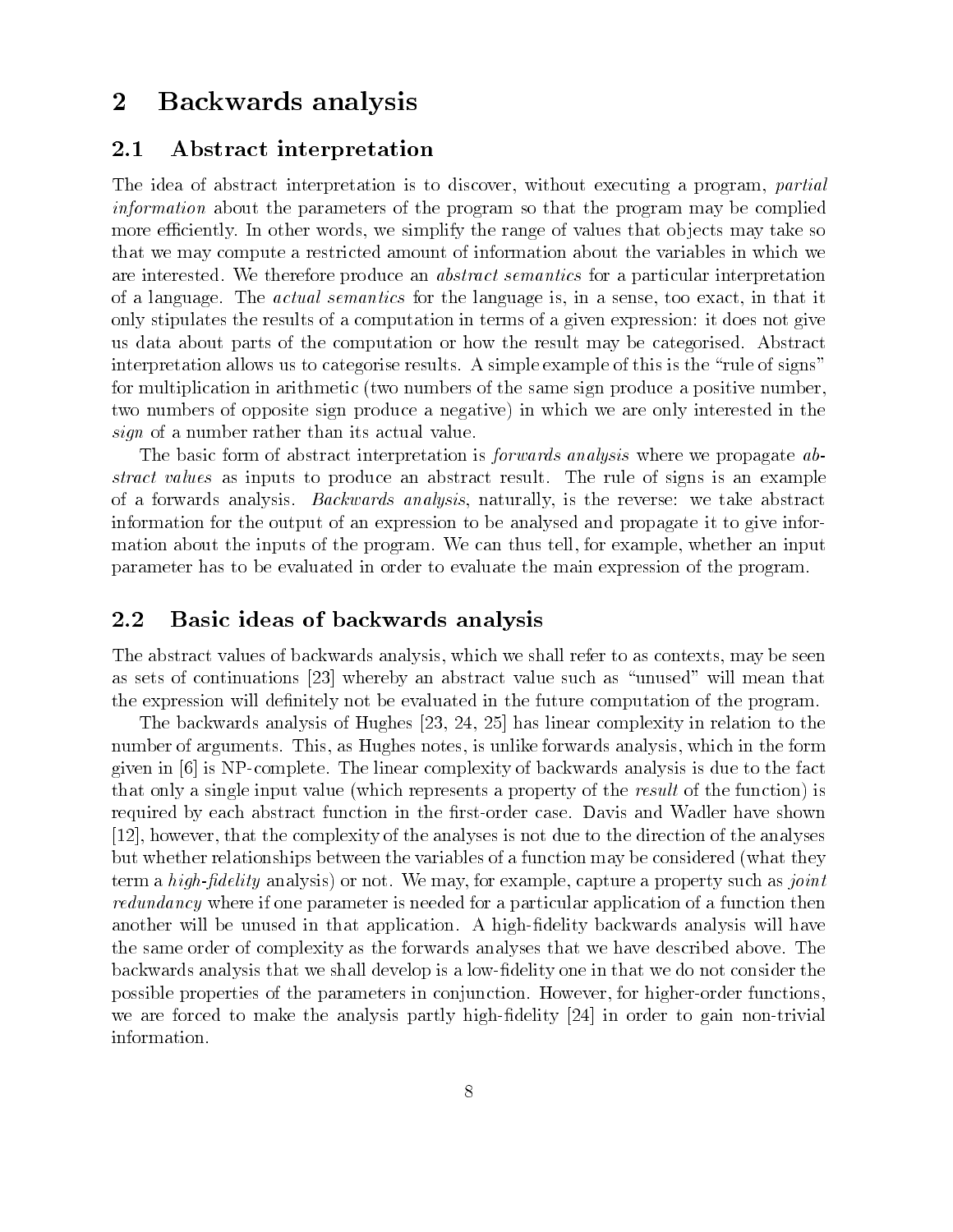# 2 Backwards analysis

## 2.1 Abstract interpretation

The idea of abstract interpretation is to discover, without executing a program, *partial information* about the parameters of the program so that the program may be complied more efficiently. In other words, we simplify the range of values that objects may take so that we may compute a restricted amount of information about the variables in which we are interested. We therefore produce an *abstract semantics* for a particular interpretation of a language. The *actual semantics* for the language is, in a sense, too exact, in that it only stipulates the results of a computation in terms of a given expression: it does not give us data about parts of the computation or how the result may be categorised. Abstract interpretation allows us to categorise results. A simple example of this is the "rule of signs" for multiplication in arithmetic (two numbers of the same sign produce a positive number, two numbers of opposite sign produce a negative) in which we are only interested in the *sign* of a number rather than its actual value.

The basic form of abstract interpretation is *forwards analysis* where we propagate *abstract values* as inputs to produce an abstract result. The rule of signs is an example of a forwards analysis. *Backwards analysis*, naturally, is the reverse: we take abstract information for the output of an expression to be analysed and propagate it to give information about the inputs of the program. We can thus tell, for example, whether an input parameter has to be evaluated in order to evaluate the main expression of the program.

## 2.2 Basic ideas of backwards analysis

The abstract values of backwards analysis, which we shall refer to as contexts, may be seen as sets of continuations [23] whereby an abstract value such as "unused" will mean that the expression will definitely not be evaluated in the future computation of the program.

The backwards analysis of Hughes [23, 24, 25] has linear complexity in relation to the number of arguments. This, as Hughes notes, is unlike forwards analysis, which in the form given in [6] is NP-complete. The linear complexity of backwards analysis is due to the fact that only a single input value (which represents a property of the *result* of the function) is required by each abstract function in the first-order case. Davis and Wadler have shown [12], however, that the complexity of the analyses is not due to the direction of the analyses but whether relationships between the variables of a function may be considered (what they term a *high-fidelity* analysis) or not. We may, for example, capture a property such as *joint redundancy* where if one parameter is needed for a particular application of a function then another will be unused in that application. A high-fidelity backwards analysis will have the same order of complexity as the forwards analyses that we have described above. The backwards analysis that we shall develop is a low-fidelity one in that we do not consider the possible properties of the parameters in conjunction. However, for higher-order functions, we are forced to make the analysis partly high-fidelity [24] in order to gain non-trivial information.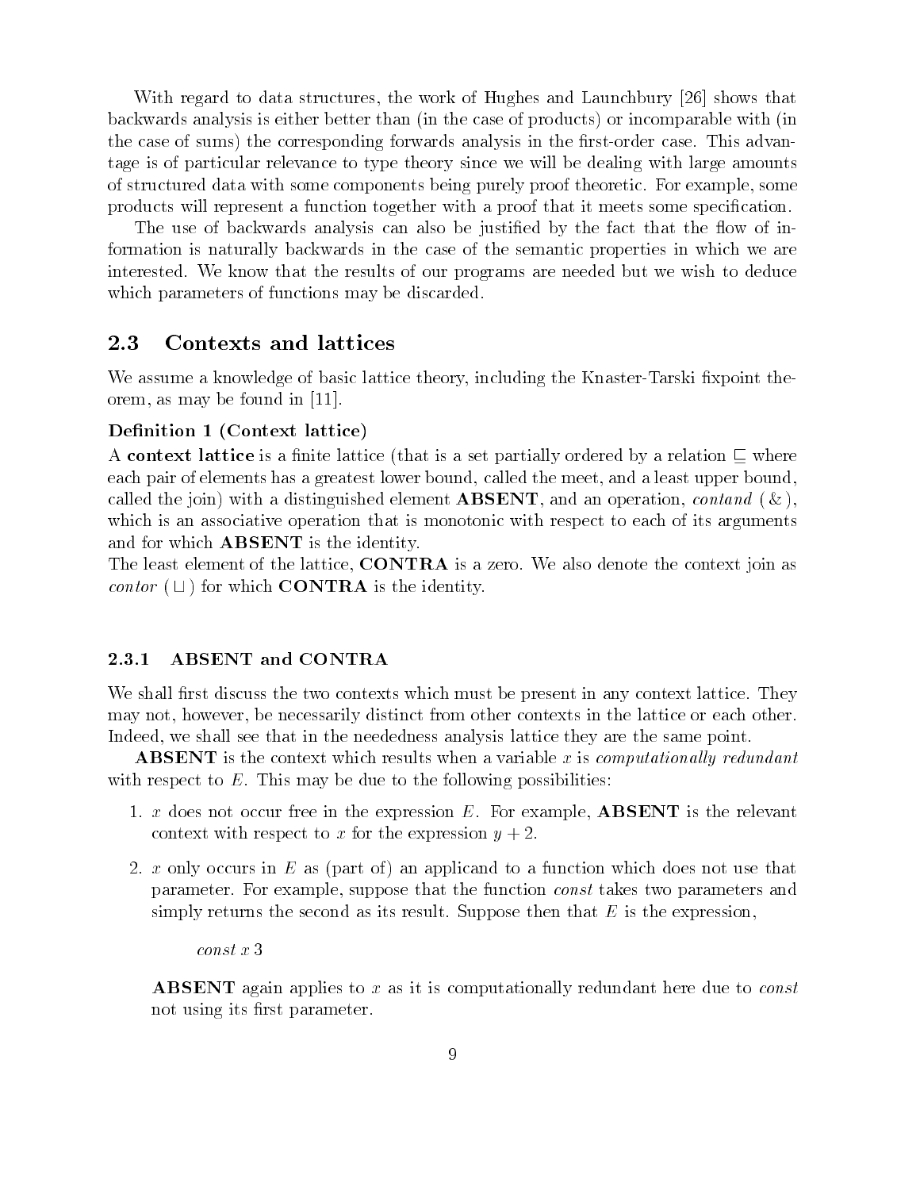With regard to data structures, the work of Hughes and Launchbury [26] shows that backwards analysis is either better than (in the case of products) or incomparable with (in the case of sums) the corresponding forwards analysis in the first-order case. This advantage is of particular relevance to type theory since we will be dealing with large amounts of structured data with some components being purely proof theoretic. For example, some products will represent a function together with a proof that it meets some specification.

The use of backwards analysis can also be justified by the fact that the flow of information is naturally backwards in the case of the semantic properties in which we are interested. We know that the results of our programs are needed but we wish to deduce which parameters of functions may be discarded.

## 2.3 Contexts and lattices

We assume a knowledge of basic lattice theory, including the Knaster-Tarski fixpoint theorem, as may be found in [11].

**Definition 1 (Context lattice)**

A **context lattice** is a finite lattice (that is a set partially ordered by a relation $\sqsubseteq$ where each pair of elements has a greatest lower bound, called the meet, and a least upper bound, called the join) with a distinguished element **ABSENT**, and an operation, *contand* ($\&$), which is an associative operation that is monotonic with respect to each of its arguments and for which **ABSENT** is the identity.

The least element of the lattice, **CONTRA** is a zero. We also denote the context join as *contor* ($\sqcup$) for which **CONTRA** is the identity.

### 2.3.1 ABSENT and CONTRA

We shall first discuss the two contexts which must be present in any context lattice. They may not, however, be necessarily distinct from other contexts in the lattice or each other. Indeed, we shall see that in the neededness analysis lattice they are the same point.

**ABSENT** is the context which results when a variable $x$ is *computationally redundant* with respect to $E$. This may be due to the following possibilities:

1. $x$ does not occur free in the expression $E$. For example, **ABSENT** is the relevant context with respect to $x$ for the expression $y + 2$.

2. $x$ only occurs in $E$ as (part of) an applicand to a function which does not use that parameter. For example, suppose that the function *const* takes two parameters and simply returns the second as its result. Suppose then that $E$ is the expression,

   *const* $x$ 3

   **ABSENT** again applies to $x$ as it is computationally redundant here due to *const* not using its first parameter.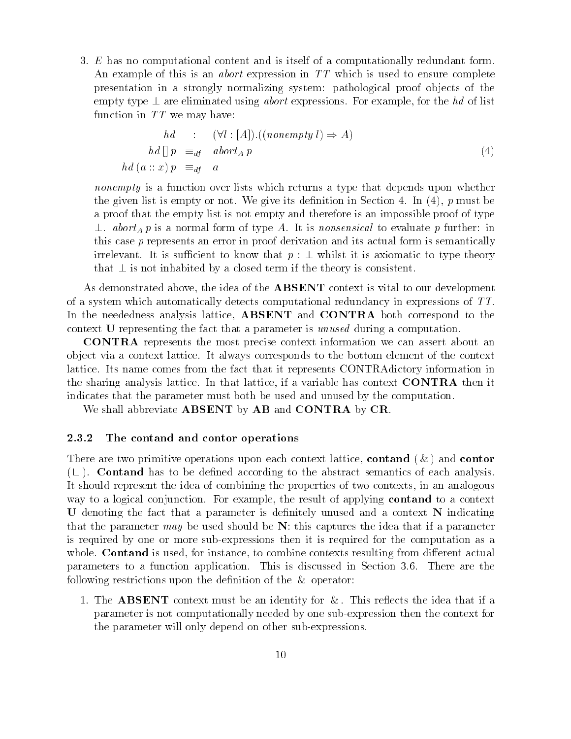3. $E$ has no computational content and is itself of a computationally redundant form. An example of this is an *abort* expression in $TT$ which is used to ensure complete presentation in a strongly normalizing system: pathological proof objects of the empty type $\perp$ are eliminated using *abort* expressions. For example, for the *hd* of list function in $TT$ we may have:

$$\begin{array}{rcl} hd & : & (\forall l : [A]).((nonempty\; l) \Rightarrow A) \\ hd\,[\,]\; p & \equiv_{df} & abort_A\; p \\ hd\,(a :: x)\; p & \equiv_{df} & a \end{array} \tag{4}$$

   *nonempty* is a function over lists which returns a type that depends upon whether the given list is empty or not. We give its definition in Section 4. In (4), $p$ must be a proof that the empty list is not empty and therefore is an impossible proof of type $\perp$. $abort_A\; p$ is a normal form of type $A$. It is *nonsensical* to evaluate $p$ further: in this case $p$ represents an error in proof derivation and its actual form is semantically irrelevant. It is sufficient to know that $p : \perp$ whilst it is axiomatic to type theory that $\perp$ is not inhabited by a closed term if the theory is consistent.

As demonstrated above, the idea of the **ABSENT** context is vital to our development of a system which automatically detects computational redundancy in expressions of $TT$. In the neededness analysis lattice, **ABSENT** and **CONTRA** both correspond to the context **U** representing the fact that a parameter is *unused* during a computation.

**CONTRA** represents the most precise context information we can assert about an object via a context lattice. It always corresponds to the bottom element of the context lattice. Its name comes from the fact that it represents CONTRAdictory information in the sharing analysis lattice. In that lattice, if a variable has context **CONTRA** then it indicates that the parameter must both be used and unused by the computation.

We shall abbreviate **ABSENT** by **AB** and **CONTRA** by **CR**.

### 2.3.2 The contand and contor operations

There are two primitive operations upon each context lattice, **contand** ($\&$) and **contor** ($\sqcup$). **Contand** has to be defined according to the abstract semantics of each analysis. It should represent the idea of combining the properties of two contexts, in an analogous way to a logical conjunction. For example, the result of applying **contand** to a context **U** denoting the fact that a parameter is definitely unused and a context **N** indicating that the parameter *may* be used should be **N**: this captures the idea that if a parameter is required by one or more sub-expressions then it is required for the computation as a whole. **Contand** is used, for instance, to combine contexts resulting from different actual parameters to a function application. This is discussed in Section 3.6. There are the following restrictions upon the definition of the $\&$ operator:

1. The **ABSENT** context must be an identity for $\&$. This reflects the idea that if a parameter is not computationally needed by one sub-expression then the context for the parameter will only depend on other sub-expressions.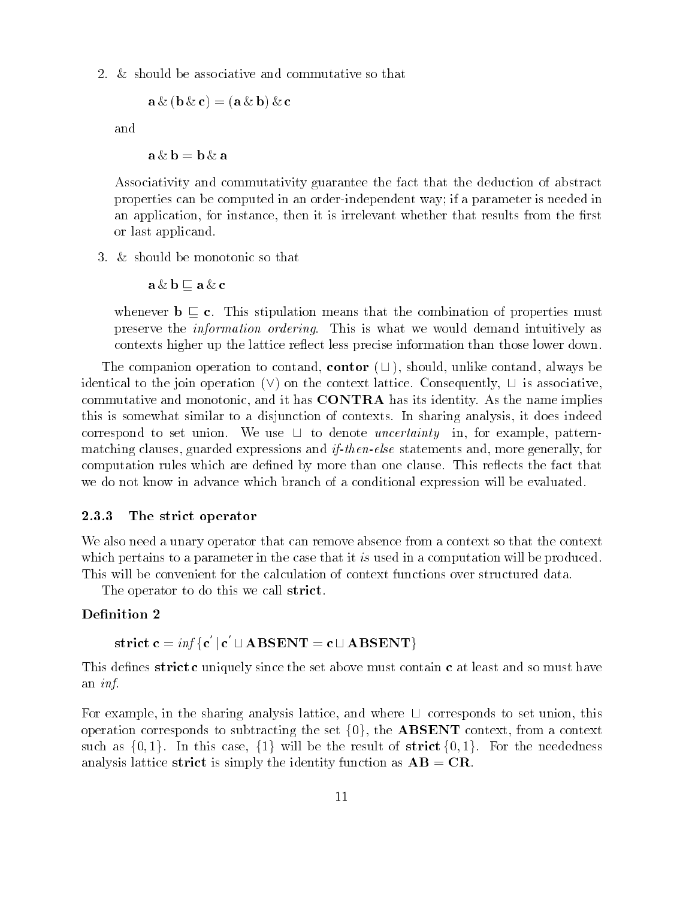2. & should be associative and commutative so that

$$\mathbf{a} \,\&\, (\mathbf{b} \,\&\, \mathbf{c}) = (\mathbf{a} \,\&\, \mathbf{b}) \,\&\, \mathbf{c}$$

and

$$\mathbf{a} \,\&\, \mathbf{b} = \mathbf{b} \,\&\, \mathbf{a}$$

Associativity and commutativity guarantee the fact that the deduction of abstract properties can be computed in an order-independent way; if a parameter is needed in an application, for instance, then it is irrelevant whether that results from the first or last applicand.

3. & should be monotonic so that

$$\mathbf{a} \,\&\, \mathbf{b} \sqsubseteq \mathbf{a} \,\&\, \mathbf{c}$$

whenever $\mathbf{b} \sqsubseteq \mathbf{c}$. This stipulation means that the combination of properties must preserve the *information ordering*. This is what we would demand intuitively as contexts higher up the lattice reflect less precise information than those lower down.

The companion operation to contand, **contor** ($\sqcup$), should, unlike contand, always be identical to the join operation ($\vee$) on the context lattice. Consequently, $\sqcup$ is associative, commutative and monotonic, and it has **CONTRA** has its identity. As the name implies this is somewhat similar to a disjunction of contexts. In sharing analysis, it does indeed correspond to set union. We use $\sqcup$ to denote *uncertainty* in, for example, pattern-matching clauses, guarded expressions and *if-then-else* statements and, more generally, for computation rules which are defined by more than one clause. This reflects the fact that we do not know in advance which branch of a conditional expression will be evaluated.

### 2.3.3 The strict operator

We also need a unary operator that can remove absence from a context so that the context which pertains to a parameter in the case that it *is* used in a computation will be produced. This will be convenient for the calculation of context functions over structured data.

The operator to do this we call **strict**.

**Definition 2**

$$\mathbf{strict}\ \mathbf{c} = \mathit{inf}\{\mathbf{c}' \mid \mathbf{c}' \sqcup \mathbf{ABSENT} = \mathbf{c} \sqcup \mathbf{ABSENT}\}$$

This defines **strict c** uniquely since the set above must contain **c** at least and so must have an *inf*.

For example, in the sharing analysis lattice, and where $\sqcup$ corresponds to set union, this operation corresponds to subtracting the set $\{0\}$, the **ABSENT** context, from a context such as $\{0, 1\}$. In this case, $\{1\}$ will be the result of **strict** $\{0, 1\}$. For the neededness analysis lattice **strict** is simply the identity function as $\mathbf{AB} = \mathbf{CR}$.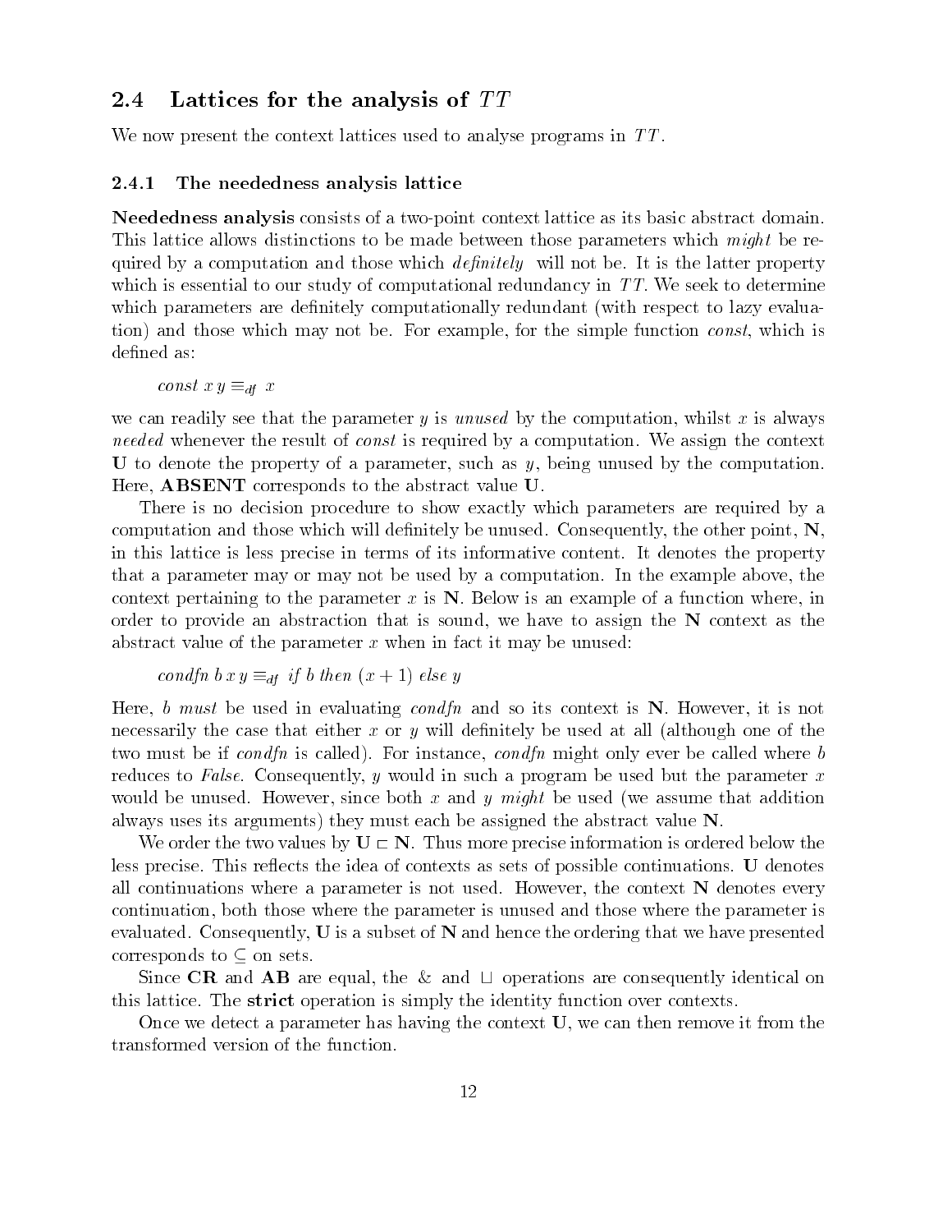## 2.4 Lattices for the analysis of $TT$

We now present the context lattices used to analyse programs in $TT$.

### 2.4.1 The neededness analysis lattice

**Neededness analysis** consists of a two-point context lattice as its basic abstract domain. This lattice allows distinctions to be made between those parameters which *might* be required by a computation and those which *definitely* will not be. It is the latter property which is essential to our study of computational redundancy in $TT$. We seek to determine which parameters are definitely computationally redundant (with respect to lazy evaluation) and those which may not be. For example, for the simple function *const*, which is defined as:

$$const\ x\ y \equiv_{df}\ x$$

we can readily see that the parameter $y$ is *unused* by the computation, whilst $x$ is always *needed* whenever the result of *const* is required by a computation. We assign the context **U** to denote the property of a parameter, such as $y$, being unused by the computation. Here, **ABSENT** corresponds to the abstract value **U**.

There is no decision procedure to show exactly which parameters are required by a computation and those which will definitely be unused. Consequently, the other point, **N**, in this lattice is less precise in terms of its informative content. It denotes the property that a parameter may or may not be used by a computation. In the example above, the context pertaining to the parameter $x$ is **N**. Below is an example of a function where, in order to provide an abstraction that is sound, we have to assign the **N** context as the abstract value of the parameter $x$ when in fact it may be unused:

$$condfn\ b\ x\ y \equiv_{df}\ if\ b\ then\ (x + 1)\ else\ y$$

Here, $b$ *must* be used in evaluating *condfn* and so its context is **N**. However, it is not necessarily the case that either $x$ or $y$ will definitely be used at all (although one of the two must be if *condfn* is called). For instance, *condfn* might only ever be called where $b$ reduces to *False*. Consequently, $y$ would in such a program be used but the parameter $x$ would be unused. However, since both $x$ and $y$ *might* be used (we assume that addition always uses its arguments) they must each be assigned the abstract value **N**.

We order the two values by $\mathbf{U} \sqsubset \mathbf{N}$. Thus more precise information is ordered below the less precise. This reflects the idea of contexts as sets of possible continuations. **U** denotes all continuations where a parameter is not used. However, the context **N** denotes every continuation, both those where the parameter is unused and those where the parameter is evaluated. Consequently, **U** is a subset of **N** and hence the ordering that we have presented corresponds to $\subseteq$ on sets.

Since **CR** and **AB** are equal, the & and $\sqcup$ operations are consequently identical on this lattice. The **strict** operation is simply the identity function over contexts.

Once we detect a parameter has having the context **U**, we can then remove it from the transformed version of the function.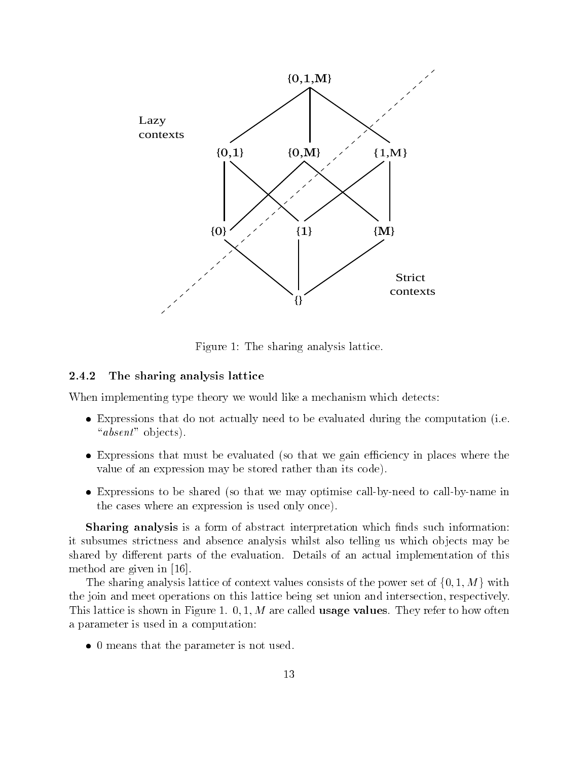Figure 1: The sharing analysis lattice.

### 2.4.2 The sharing analysis lattice

When implementing type theory we would like a mechanism which detects:

- Expressions that do not actually need to be evaluated during the computation (i.e. "*absent*" objects).
- Expressions that must be evaluated (so that we gain efficiency in places where the value of an expression may be stored rather than its code).
- Expressions to be shared (so that we may optimise call-by-need to call-by-name in the cases where an expression is used only once).

**Sharing analysis** is a form of abstract interpretation which finds such information: it subsumes strictness and absence analysis whilst also telling us which objects may be shared by different parts of the evaluation. Details of an actual implementation of this method are given in [16].

The sharing analysis lattice of context values consists of the power set of $\{0, 1, M\}$ with the join and meet operations on this lattice being set union and intersection, respectively. This lattice is shown in Figure 1. $0, 1, M$ are called **usage values**. They refer to how often a parameter is used in a computation:

- 0 means that the parameter is not used.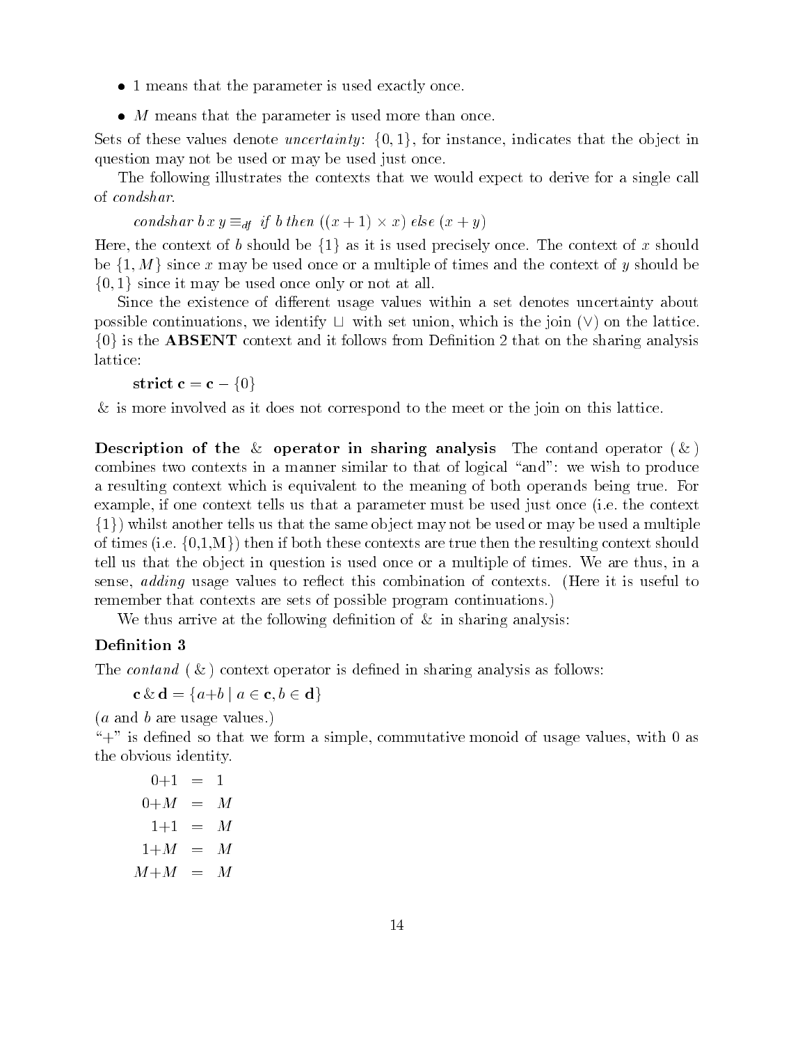- 1 means that the parameter is used exactly once.
- $M$ means that the parameter is used more than once.

Sets of these values denote *uncertainty*: $\{0, 1\}$, for instance, indicates that the object in question may not be used or may be used just once.

The following illustrates the contexts that we would expect to derive for a single call of *condshar*.

$$condshar\ b\ x\ y \equiv_{df}\ if\ b\ then\ ((x+1) \times x)\ else\ (x+y)$$

Here, the context of $b$ should be $\{1\}$ as it is used precisely once. The context of $x$ should be $\{1, M\}$ since $x$ may be used once or a multiple of times and the context of $y$ should be $\{0, 1\}$ since it may be used once only or not at all.

Since the existence of different usage values within a set denotes uncertainty about possible continuations, we identify $\sqcup$ with set union, which is the join ($\vee$) on the lattice. $\{0\}$ is the **ABSENT** context and it follows from Definition 2 that on the sharing analysis lattice:

$$\mathbf{strict}\ \mathbf{c} = \mathbf{c} - \{0\}$$

& is more involved as it does not correspond to the meet or the join on this lattice.

**Description of the & operator in sharing analysis** The contand operator ( & ) combines two contexts in a manner similar to that of logical "and": we wish to produce a resulting context which is equivalent to the meaning of both operands being true. For example, if one context tells us that a parameter must be used just once (i.e. the context $\{1\}$) whilst another tells us that the same object may not be used or may be used a multiple of times (i.e. {0,1,M}) then if both these contexts are true then the resulting context should tell us that the object in question is used once or a multiple of times. We are thus, in a sense, *adding* usage values to reflect this combination of contexts. (Here it is useful to remember that contexts are sets of possible program continuations.)

We thus arrive at the following definition of & in sharing analysis:

**Definition 3**

The *contand* ( & ) context operator is defined in sharing analysis as follows:

$$\mathbf{c}\,\&\,\mathbf{d} = \{a{+}b \mid a \in \mathbf{c}, b \in \mathbf{d}\}$$

($a$ and $b$ are usage values.)

"+" is defined so that we form a simple, commutative monoid of usage values, with 0 as the obvious identity.

$$\begin{aligned} 0{+}1 &= 1 \\ 0{+}M &= M \\ 1{+}1 &= M \\ 1{+}M &= M \\ M{+}M &= M \end{aligned}$$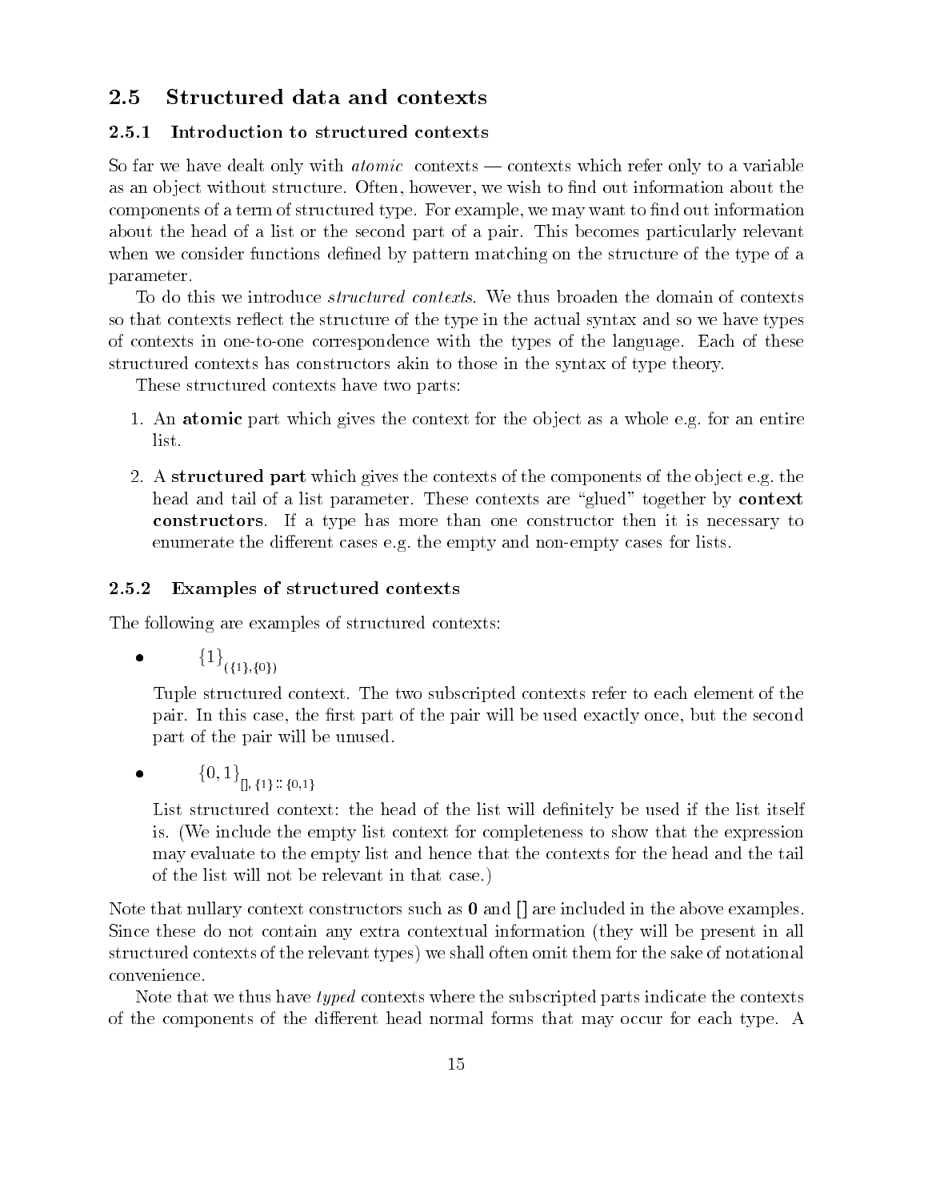## 2.5 Structured data and contexts

### 2.5.1 Introduction to structured contexts

So far we have dealt only with *atomic* contexts — contexts which refer only to a variable as an object without structure. Often, however, we wish to find out information about the components of a term of structured type. For example, we may want to find out information about the head of a list or the second part of a pair. This becomes particularly relevant when we consider functions defined by pattern matching on the structure of the type of a parameter.

To do this we introduce *structured contexts*. We thus broaden the domain of contexts so that contexts reflect the structure of the type in the actual syntax and so we have types of contexts in one-to-one correspondence with the types of the language. Each of these structured contexts has constructors akin to those in the syntax of type theory.

These structured contexts have two parts:

1. An **atomic** part which gives the context for the object as a whole e.g. for an entire list.
2. A **structured part** which gives the contexts of the components of the object e.g. the head and tail of a list parameter. These contexts are "glued" together by **context constructors**. If a type has more than one constructor then it is necessary to enumerate the different cases e.g. the empty and non-empty cases for lists.

### 2.5.2 Examples of structured contexts

The following are examples of structured contexts:

- $\{1\}_{(\{1\},\{0\})}$

  Tuple structured context. The two subscripted contexts refer to each element of the pair. In this case, the first part of the pair will be used exactly once, but the second part of the pair will be unused.

- $\{0,1\}_{[],\,\{1\}\,::\,\{0,1\}}$

  List structured context: the head of the list will definitely be used if the list itself is. (We include the empty list context for completeness to show that the expression may evaluate to the empty list and hence that the contexts for the head and the tail of the list will not be relevant in that case.)

Note that nullary context constructors such as **0** and [] are included in the above examples. Since these do not contain any extra contextual information (they will be present in all structured contexts of the relevant types) we shall often omit them for the sake of notational convenience.

Note that we thus have *typed* contexts where the subscripted parts indicate the contexts of the components of the different head normal forms that may occur for each type. A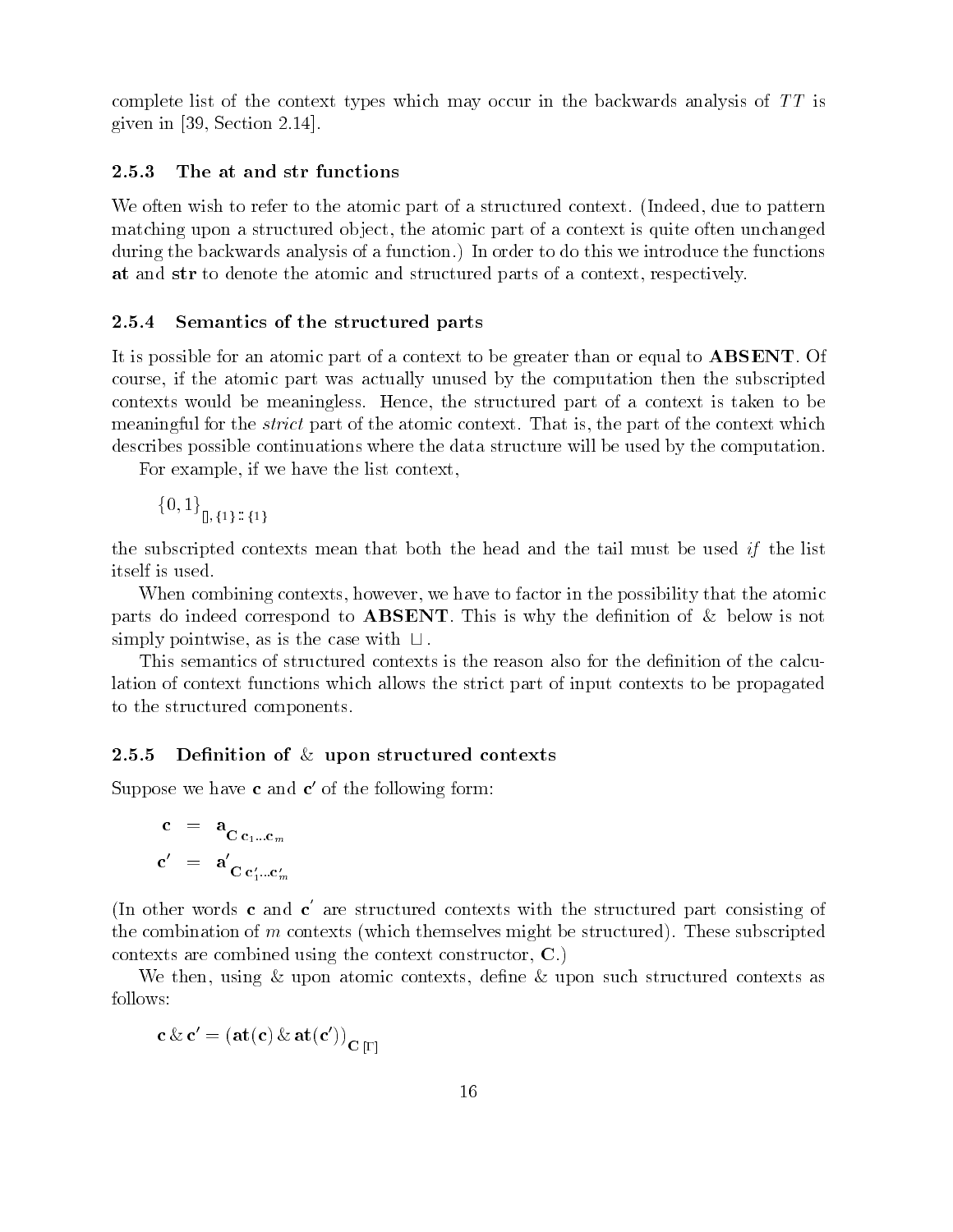complete list of the context types which may occur in the backwards analysis of $TT$ is given in [39, Section 2.14].

### 2.5.3 The at and str functions

We often wish to refer to the atomic part of a structured context. (Indeed, due to pattern matching upon a structured object, the atomic part of a context is quite often unchanged during the backwards analysis of a function.) In order to do this we introduce the functions **at** and **str** to denote the atomic and structured parts of a context, respectively.

### 2.5.4 Semantics of the structured parts

It is possible for an atomic part of a context to be greater than or equal to **ABSENT**. Of course, if the atomic part was actually unused by the computation then the subscripted contexts would be meaningless. Hence, the structured part of a context is taken to be meaningful for the *strict* part of the atomic context. That is, the part of the context which describes possible continuations where the data structure will be used by the computation.

For example, if we have the list context,

$$\{0, 1\}_{[], \{1\} :: \{1\}}$$

the subscripted contexts mean that both the head and the tail must be used *if* the list itself is used.

When combining contexts, however, we have to factor in the possibility that the atomic parts do indeed correspond to **ABSENT**. This is why the definition of & below is not simply pointwise, as is the case with $\sqcup$.

This semantics of structured contexts is the reason also for the definition of the calculation of context functions which allows the strict part of input contexts to be propagated to the structured components.

### 2.5.5 Definition of & upon structured contexts

Suppose we have $\mathbf{c}$ and $\mathbf{c}'$ of the following form:

$$\begin{aligned} \mathbf{c} &= \mathbf{a}_{\mathbf{C}\,\mathbf{c}_1 \ldots \mathbf{c}_m} \\ \mathbf{c}' &= \mathbf{a}'_{\mathbf{C}\,\mathbf{c}'_1 \ldots \mathbf{c}'_m} \end{aligned}$$

(In other words $\mathbf{c}$ and $\mathbf{c}'$ are structured contexts with the structured part consisting of the combination of $m$ contexts (which themselves might be structured). These subscripted contexts are combined using the context constructor, $\mathbf{C}$.)

We then, using & upon atomic contexts, define & upon such structured contexts as follows:

$$\mathbf{c} \,\&\, \mathbf{c}' = (\mathbf{at}(\mathbf{c}) \,\&\, \mathbf{at}(\mathbf{c}'))_{\mathbf{C}\,[\Gamma]}$$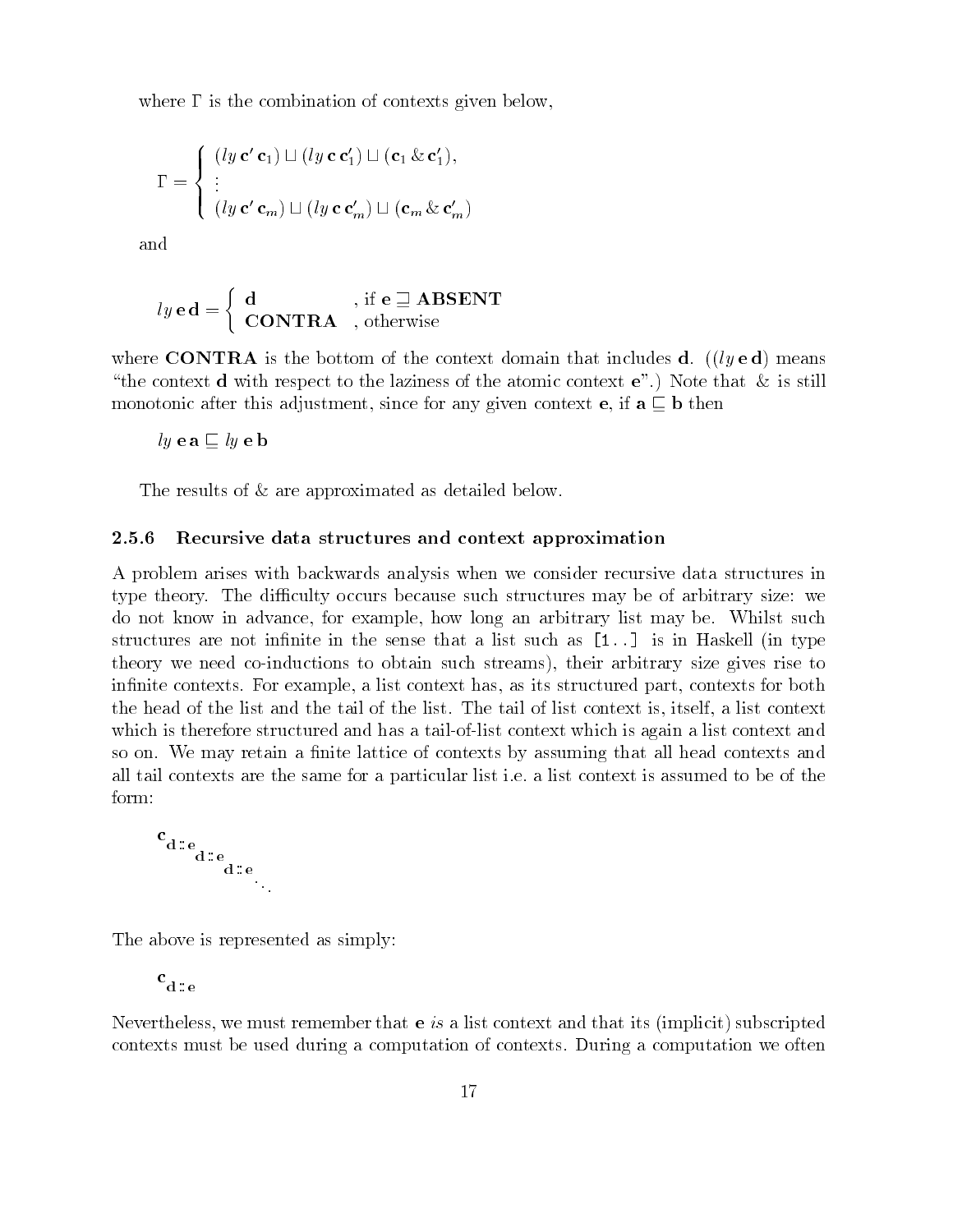where $\Gamma$ is the combination of contexts given below,

$$\Gamma = \begin{cases} (ly\,\mathbf{c}'\,\mathbf{c}_1) \sqcup (ly\,\mathbf{c}\,\mathbf{c}_1') \sqcup (\mathbf{c}_1 \,\&\, \mathbf{c}_1'), \\ \vdots \\ (ly\,\mathbf{c}'\,\mathbf{c}_m) \sqcup (ly\,\mathbf{c}\,\mathbf{c}_m') \sqcup (\mathbf{c}_m \,\&\, \mathbf{c}_m') \end{cases}$$

and

$$ly\,\mathbf{e}\,\mathbf{d} = \begin{cases} \mathbf{d} & \text{, if } \mathbf{e} \sqsupseteq \mathbf{ABSENT} \\ \mathbf{CONTRA} & \text{, otherwise} \end{cases}$$

where **CONTRA** is the bottom of the context domain that includes $\mathbf{d}$. (($ly\,\mathbf{e}\,\mathbf{d}$) means "the context $\mathbf{d}$ with respect to the laziness of the atomic context $\mathbf{e}$".) Note that $\&$ is still monotonic after this adjustment, since for any given context $\mathbf{e}$, if $\mathbf{a} \sqsubseteq \mathbf{b}$ then

$$ly\,\mathbf{e}\,\mathbf{a} \sqsubseteq ly\,\mathbf{e}\,\mathbf{b}$$

The results of $\&$ are approximated as detailed below.

### 2.5.6 Recursive data structures and context approximation

A problem arises with backwards analysis when we consider recursive data structures in type theory. The difficulty occurs because such structures may be of arbitrary size: we do not know in advance, for example, how long an arbitrary list may be. Whilst such structures are not infinite in the sense that a list such as [1..] is in Haskell (in type theory we need co-inductions to obtain such streams), their arbitrary size gives rise to infinite contexts. For example, a list context has, as its structured part, contexts for both the head of the list and the tail of the list. The tail of list context is, itself, a list context which is therefore structured and has a tail-of-list context which is again a list context and so on. We may retain a finite lattice of contexts by assuming that all head contexts and all tail contexts are the same for a particular list i.e. a list context is assumed to be of the form:

$$\mathbf{c}_{\mathbf{d}::\mathbf{e}_{\mathbf{d}::\mathbf{e}_{\mathbf{d}::\mathbf{e}_{\ddots}}}}$$

The above is represented as simply:

$$\mathbf{c}_{\mathbf{d}::\mathbf{e}}$$

Nevertheless, we must remember that $\mathbf{e}$ *is* a list context and that its (implicit) subscripted contexts must be used during a computation of contexts. During a computation we often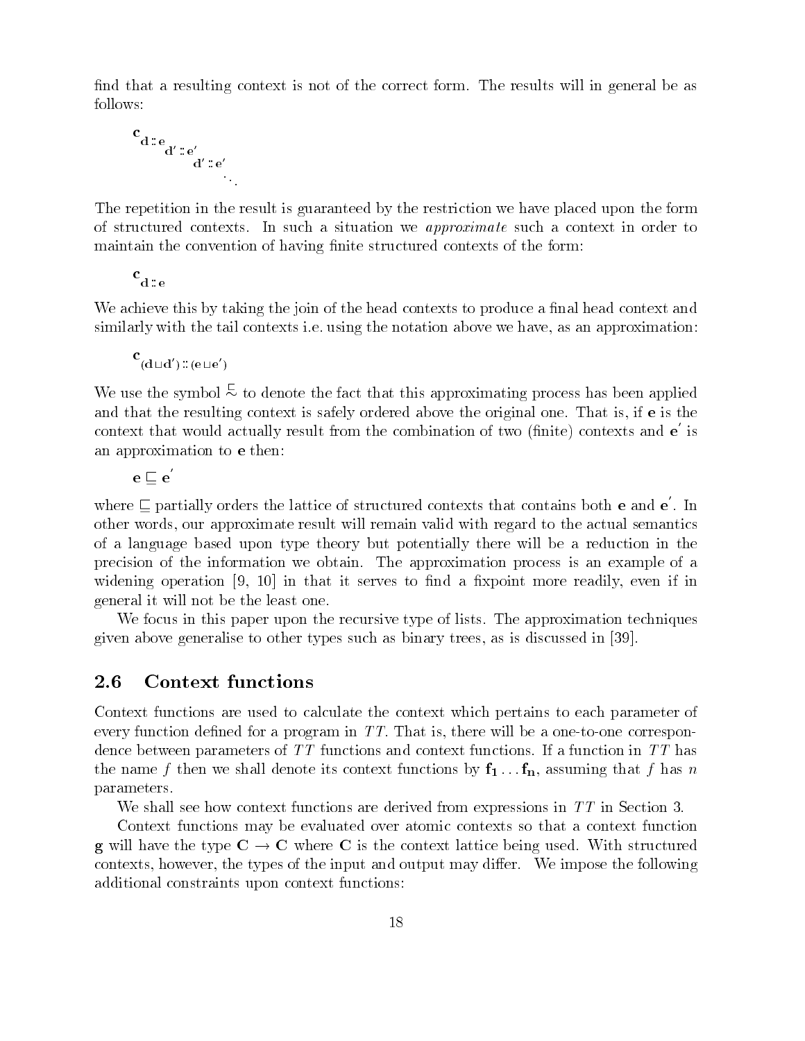find that a resulting context is not of the correct form. The results will in general be as follows:

$$\mathbf{c}_{\mathbf{d} :: \mathbf{e}_{\mathbf{d}' :: \mathbf{e}'_{\mathbf{d}' :: \mathbf{e}'_{\ddots}}}}$$

The repetition in the result is guaranteed by the restriction we have placed upon the form of structured contexts. In such a situation we *approximate* such a context in order to maintain the convention of having finite structured contexts of the form:

$$\mathbf{c}_{\mathbf{d} :: \mathbf{e}}$$

We achieve this by taking the join of the head contexts to produce a final head context and similarly with the tail contexts i.e. using the notation above we have, as an approximation:

$$\mathbf{c}_{(\mathbf{d} \sqcup \mathbf{d}') :: (\mathbf{e} \sqcup \mathbf{e}')}$$

We use the symbol $\stackrel{\sqsubseteq}{\sim}$ to denote the fact that this approximating process has been applied and that the resulting context is safely ordered above the original one. That is, if $\mathbf{e}$ is the context that would actually result from the combination of two (finite) contexts and $\mathbf{e}'$ is an approximation to $\mathbf{e}$ then:

$$\mathbf{e} \sqsubseteq \mathbf{e}'$$

where $\sqsubseteq$ partially orders the lattice of structured contexts that contains both $\mathbf{e}$ and $\mathbf{e}'$. In other words, our approximate result will remain valid with regard to the actual semantics of a language based upon type theory but potentially there will be a reduction in the precision of the information we obtain. The approximation process is an example of a widening operation [9, 10] in that it serves to find a fixpoint more readily, even if in general it will not be the least one.

We focus in this paper upon the recursive type of lists. The approximation techniques given above generalise to other types such as binary trees, as is discussed in [39].

## 2.6 Context functions

Context functions are used to calculate the context which pertains to each parameter of every function defined for a program in $TT$. That is, there will be a one-to-one correspondence between parameters of $TT$ functions and context functions. If a function in $TT$ has the name $f$ then we shall denote its context functions by $\mathbf{f_1} \ldots \mathbf{f_n}$, assuming that $f$ has $n$ parameters.

We shall see how context functions are derived from expressions in $TT$ in Section 3.

Context functions may be evaluated over atomic contexts so that a context function $\mathbf{g}$ will have the type $\mathbf{C} \rightarrow \mathbf{C}$ where $\mathbf{C}$ is the context lattice being used. With structured contexts, however, the types of the input and output may differ. We impose the following additional constraints upon context functions: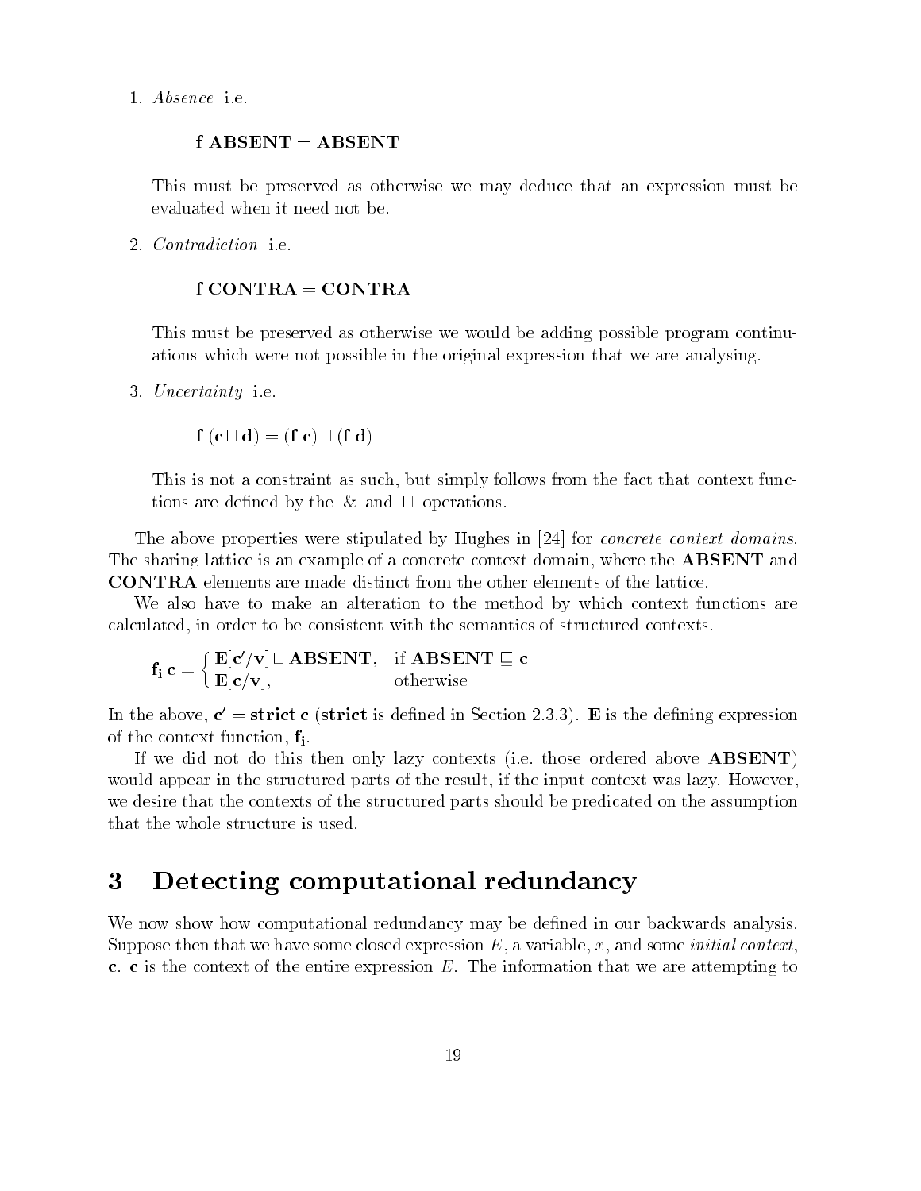1. *Absence* i.e.

   $$\mathbf{f\ ABSENT = ABSENT}$$

   This must be preserved as otherwise we may deduce that an expression must be evaluated when it need not be.

2. *Contradiction* i.e.

   $$\mathbf{f\ CONTRA = CONTRA}$$

   This must be preserved as otherwise we would be adding possible program continuations which were not possible in the original expression that we are analysing.

3. *Uncertainty* i.e.

   $$\mathbf{f\ (c \sqcup d) = (f\ c) \sqcup (f\ d)}$$

   This is not a constraint as such, but simply follows from the fact that context functions are defined by the & and $\sqcup$ operations.

The above properties were stipulated by Hughes in [24] for *concrete context domains*. The sharing lattice is an example of a concrete context domain, where the **ABSENT** and **CONTRA** elements are made distinct from the other elements of the lattice.

We also have to make an alteration to the method by which context functions are calculated, in order to be consistent with the semantics of structured contexts.

$$\mathbf{f_i\ c} = \begin{cases} \mathbf{E[c'/v] \sqcup ABSENT}, & \text{if } \mathbf{ABSENT \sqsubseteq c} \\ \mathbf{E[c/v]}, & \text{otherwise} \end{cases}$$

In the above, $\mathbf{c' = strict\ c}$ (**strict** is defined in Section 2.3.3). **E** is the defining expression of the context function, $\mathbf{f_i}$.

If we did not do this then only lazy contexts (i.e. those ordered above **ABSENT**) would appear in the structured parts of the result, if the input context was lazy. However, we desire that the contexts of the structured parts should be predicated on the assumption that the whole structure is used.

# 3 Detecting computational redundancy

We now show how computational redundancy may be defined in our backwards analysis. Suppose then that we have some closed expression $E$, a variable, $x$, and some *initial context*, **c**. **c** is the context of the entire expression $E$. The information that we are attempting to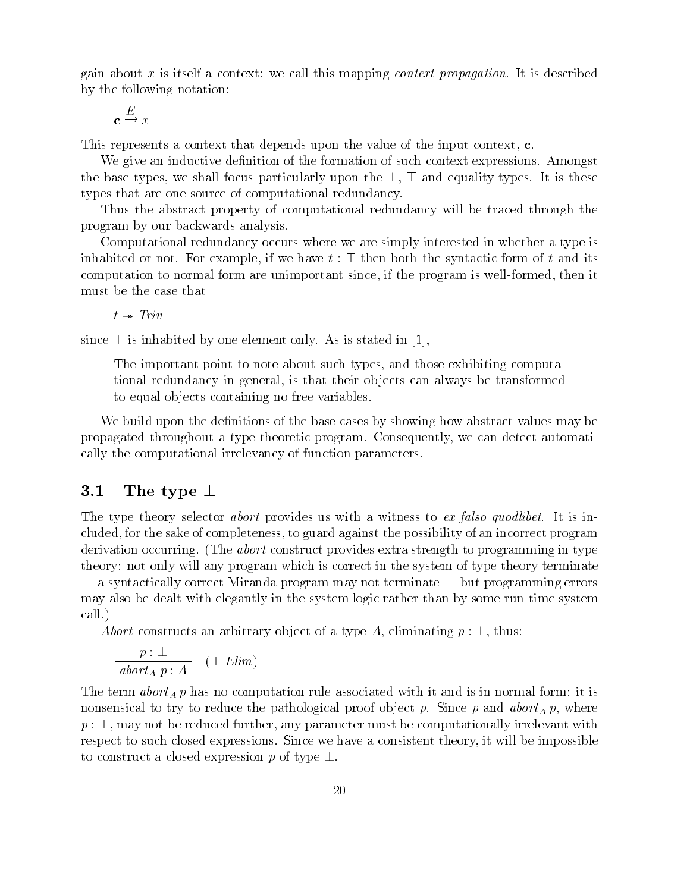gain about $x$ is itself a context: we call this mapping *context propagation*. It is described by the following notation:

$$\mathbf{c} \overset{E}{\rightarrow} x$$

This represents a context that depends upon the value of the input context, $\mathbf{c}$.

We give an inductive definition of the formation of such context expressions. Amongst the base types, we shall focus particularly upon the $\perp$, $\top$ and equality types. It is these types that are one source of computational redundancy.

Thus the abstract property of computational redundancy will be traced through the program by our backwards analysis.

Computational redundancy occurs where we are simply interested in whether a type is inhabited or not. For example, if we have $t : \top$ then both the syntactic form of $t$ and its computation to normal form are unimportant since, if the program is well-formed, then it must be the case that

$$t \twoheadrightarrow \mathit{Triv}$$

since $\top$ is inhabited by one element only. As is stated in [1],

> The important point to note about such types, and those exhibiting computational redundancy in general, is that their objects can always be transformed to equal objects containing no free variables.

We build upon the definitions of the base cases by showing how abstract values may be propagated throughout a type theoretic program. Consequently, we can detect automatically the computational irrelevancy of function parameters.

## 3.1 The type $\perp$

The type theory selector *abort* provides us with a witness to *ex falso quodlibet*. It is included, for the sake of completeness, to guard against the possibility of an incorrect program derivation occurring. (The *abort* construct provides extra strength to programming in type theory: not only will any program which is correct in the system of type theory terminate — a syntactically correct Miranda program may not terminate — but programming errors may also be dealt with elegantly in the system logic rather than by some run-time system call.)

*Abort* constructs an arbitrary object of a type $A$, eliminating $p : \perp$, thus:

$$\frac{p : \perp}{\mathit{abort}_A\ p : A} \quad (\perp \mathit{Elim})$$

The term $\mathit{abort}_A\, p$ has no computation rule associated with it and is in normal form: it is nonsensical to try to reduce the pathological proof object $p$. Since $p$ and $\mathit{abort}_A\, p$, where $p : \perp$, may not be reduced further, any parameter must be computationally irrelevant with respect to such closed expressions. Since we have a consistent theory, it will be impossible to construct a closed expression $p$ of type $\perp$.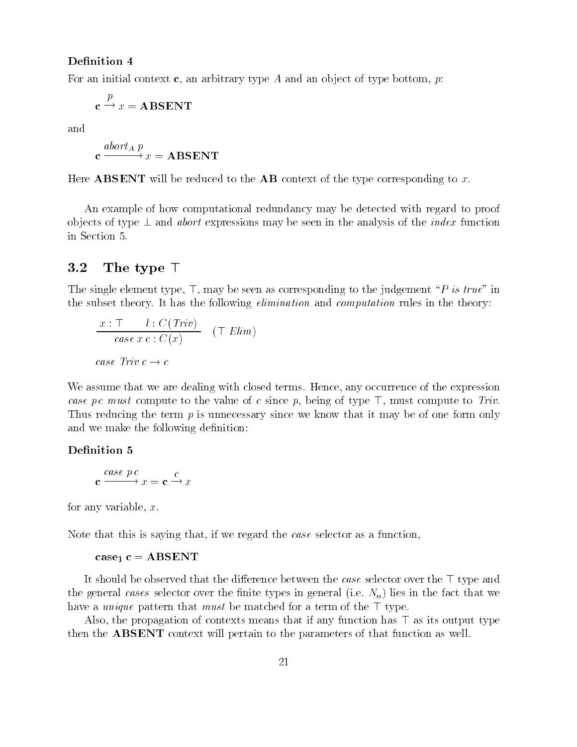**Definition 4**

For an initial context $\mathbf{c}$, an arbitrary type $A$ and an object of type bottom, $p$:

$$\mathbf{c} \xrightarrow{p} x = \mathbf{ABSENT}$$

and

$$\mathbf{c} \xrightarrow{abort_A\ p} x = \mathbf{ABSENT}$$

Here **ABSENT** will be reduced to the **AB** context of the type corresponding to $x$.

An example of how computational redundancy may be detected with regard to proof objects of type $\bot$ and *abort* expressions may be seen in the analysis of the *index* function in Section 5.

## 3.2 The type $\top$

The single element type, $\top$, may be seen as corresponding to the judgement "*P is true*" in the subset theory. It has the following *elimination* and *computation* rules in the theory:

$$\frac{x : \top \qquad l : C(Triv)}{case\ x\ c : C(x)} \quad (\top\ Elim)$$

$$case\ Triv\ c \rightarrow c$$

We assume that we are dealing with closed terms. Hence, any occurrence of the expression *case p c must* compute to the value of $c$ since $p$, being of type $\top$, must compute to *Triv*. Thus reducing the term $p$ is unnecessary since we know that it may be of one form only and we make the following definition:

**Definition 5**

$$\mathbf{c} \xrightarrow{case\ p\ c} x = \mathbf{c} \xrightarrow{c} x$$

for any variable, $x$.

Note that this is saying that, if we regard the *case* selector as a function,

$$\mathbf{case_1\ c = ABSENT}$$

It should be observed that the difference between the *case* selector over the $\top$ type and the general *cases* selector over the finite types in general (i.e. $N_n$) lies in the fact that we have a *unique* pattern that *must* be matched for a term of the $\top$ type.

Also, the propagation of contexts means that if any function has $\top$ as its output type then the **ABSENT** context will pertain to the parameters of that function as well.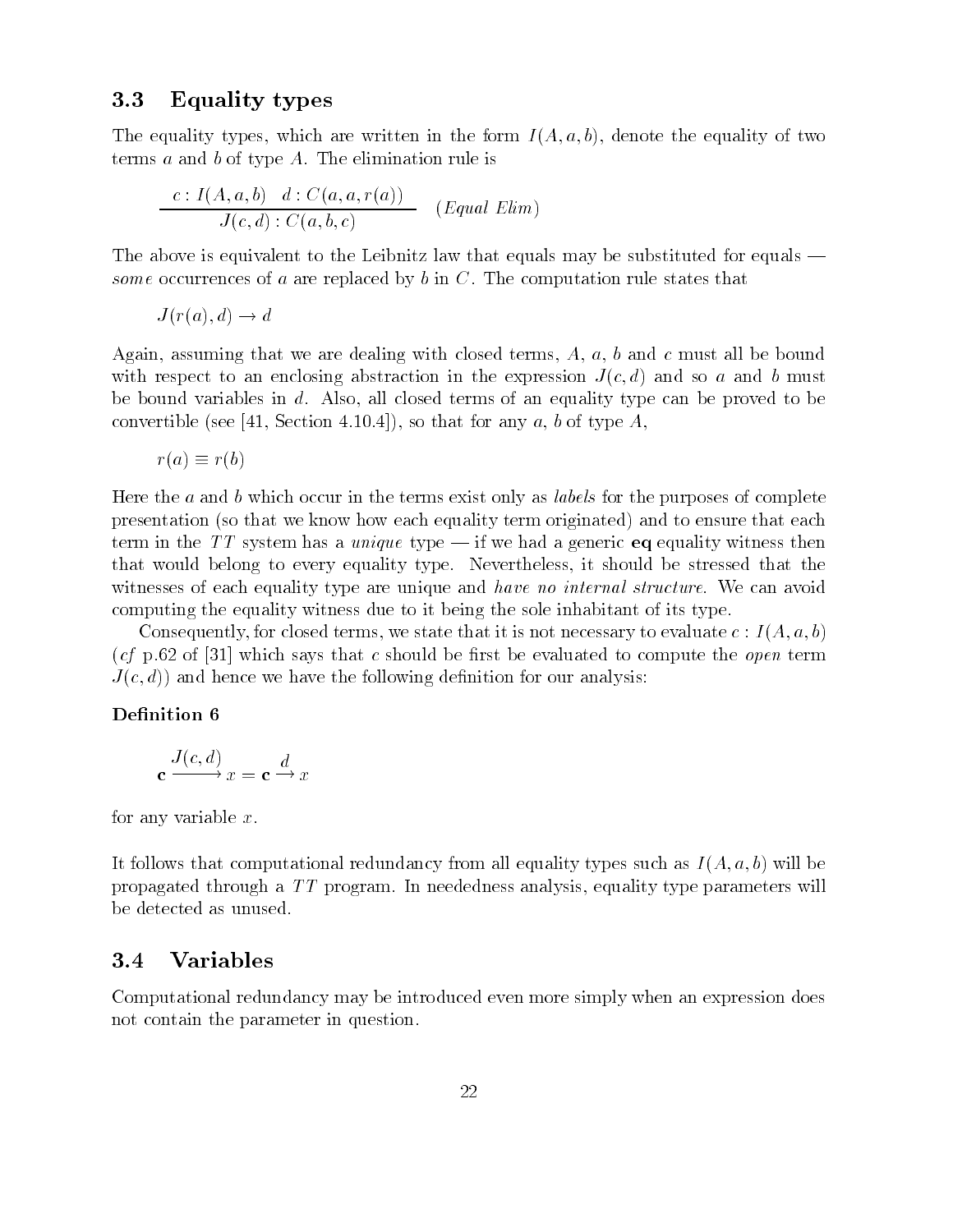### 3.3 Equality types

The equality types, which are written in the form $I(A, a, b)$, denote the equality of two terms $a$ and $b$ of type $A$. The elimination rule is

$$\frac{c : I(A, a, b) \quad d : C(a, a, r(a))}{J(c, d) : C(a, b, c)} \quad (\textit{Equal Elim})$$

The above is equivalent to the Leibnitz law that equals may be substituted for equals — *some* occurrences of $a$ are replaced by $b$ in $C$. The computation rule states that

$$J(r(a), d) \rightarrow d$$

Again, assuming that we are dealing with closed terms, $A$, $a$, $b$ and $c$ must all be bound with respect to an enclosing abstraction in the expression $J(c, d)$ and so $a$ and $b$ must be bound variables in $d$. Also, all closed terms of an equality type can be proved to be convertible (see [41, Section 4.10.4]), so that for any $a$, $b$ of type $A$,

$$r(a) \equiv r(b)$$

Here the $a$ and $b$ which occur in the terms exist only as *labels* for the purposes of complete presentation (so that we know how each equality term originated) and to ensure that each term in the $TT$ system has a *unique* type — if we had a generic **eq** equality witness then that would belong to every equality type. Nevertheless, it should be stressed that the witnesses of each equality type are unique and *have no internal structure*. We can avoid computing the equality witness due to it being the sole inhabitant of its type.

Consequently, for closed terms, we state that it is not necessary to evaluate $c : I(A, a, b)$ (*cf* p.62 of [31] which says that $c$ should be first be evaluated to compute the *open* term $J(c, d)$) and hence we have the following definition for our analysis:

**Definition 6**

$$\mathbf{c} \xrightarrow{J(c,d)} x = \mathbf{c} \xrightarrow{d} x$$

for any variable $x$.

It follows that computational redundancy from all equality types such as $I(A, a, b)$ will be propagated through a $TT$ program. In neededness analysis, equality type parameters will be detected as unused.

### 3.4 Variables

Computational redundancy may be introduced even more simply when an expression does not contain the parameter in question.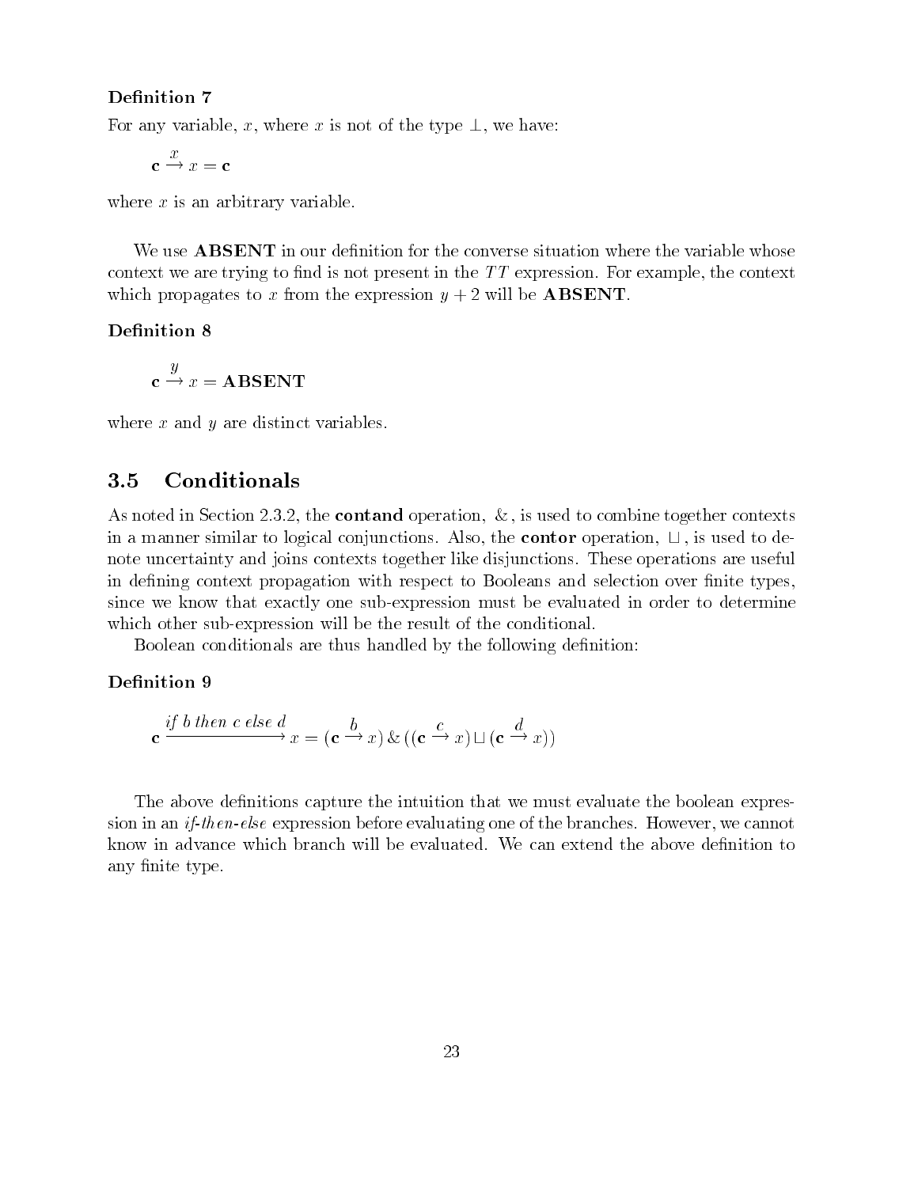**Definition 7**

For any variable, $x$, where $x$ is not of the type $\perp$, we have:

$$\mathbf{c} \xrightarrow{x} x = \mathbf{c}$$

where $x$ is an arbitrary variable.

We use **ABSENT** in our definition for the converse situation where the variable whose context we are trying to find is not present in the $TT$ expression. For example, the context which propagates to $x$ from the expression $y + 2$ will be **ABSENT**.

**Definition 8**

$$\mathbf{c} \xrightarrow{y} x = \mathbf{ABSENT}$$

where $x$ and $y$ are distinct variables.

## 3.5 Conditionals

As noted in Section 2.3.2, the **contand** operation, $\&$, is used to combine together contexts in a manner similar to logical conjunctions. Also, the **contor** operation, $\sqcup$, is used to denote uncertainty and joins contexts together like disjunctions. These operations are useful in defining context propagation with respect to Booleans and selection over finite types, since we know that exactly one sub-expression must be evaluated in order to determine which other sub-expression will be the result of the conditional.

Boolean conditionals are thus handled by the following definition:

**Definition 9**

$$\mathbf{c} \xrightarrow{\textit{if } b \textit{ then } c \textit{ else } d} x = (\mathbf{c} \xrightarrow{b} x) \,\&\, ((\mathbf{c} \xrightarrow{c} x) \sqcup (\mathbf{c} \xrightarrow{d} x))$$

The above definitions capture the intuition that we must evaluate the boolean expression in an *if-then-else* expression before evaluating one of the branches. However, we cannot know in advance which branch will be evaluated. We can extend the above definition to any finite type.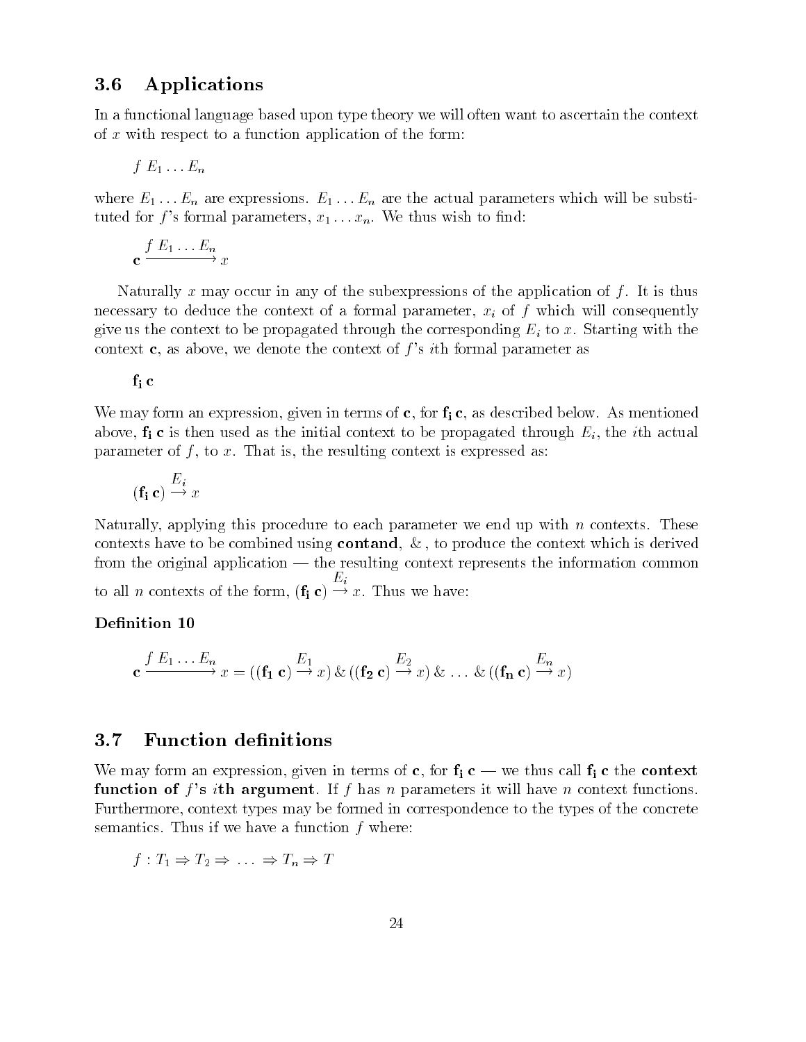### 3.6 Applications

In a functional language based upon type theory we will often want to ascertain the context of $x$ with respect to a function application of the form:

$$f\ E_1 \ldots E_n$$

where $E_1 \ldots E_n$ are expressions. $E_1 \ldots E_n$ are the actual parameters which will be substituted for $f$'s formal parameters, $x_1 \ldots x_n$. We thus wish to find:

$$\mathbf{c} \xrightarrow{f\ E_1 \ldots E_n} x$$

Naturally $x$ may occur in any of the subexpressions of the application of $f$. It is thus necessary to deduce the context of a formal parameter, $x_i$ of $f$ which will consequently give us the context to be propagated through the corresponding $E_i$ to $x$. Starting with the context $\mathbf{c}$, as above, we denote the context of $f$'s $i$th formal parameter as

$$\mathbf{f_i\ c}$$

We may form an expression, given in terms of $\mathbf{c}$, for $\mathbf{f_i\ c}$, as described below. As mentioned above, $\mathbf{f_i\ c}$ is then used as the initial context to be propagated through $E_i$, the $i$th actual parameter of $f$, to $x$. That is, the resulting context is expressed as:

$$(\mathbf{f_i\ c}) \stackrel{E_i}{\rightarrow} x$$

Naturally, applying this procedure to each parameter we end up with $n$ contexts. These contexts have to be combined using **contand**, $\&$, to produce the context which is derived from the original application — the resulting context represents the information common to all $n$ contexts of the form, $(\mathbf{f_i\ c}) \stackrel{E_i}{\rightarrow} x$. Thus we have:

**Definition 10**

$$\mathbf{c} \xrightarrow{f\ E_1 \ldots E_n} x = ((\mathbf{f_1\ c}) \stackrel{E_1}{\rightarrow} x)\ \&\ ((\mathbf{f_2\ c}) \stackrel{E_2}{\rightarrow} x)\ \&\ \ldots\ \&\ ((\mathbf{f_n\ c}) \stackrel{E_n}{\rightarrow} x)$$

### 3.7 Function definitions

We may form an expression, given in terms of $\mathbf{c}$, for $\mathbf{f_i\ c}$ — we thus call $\mathbf{f_i\ c}$ the **context function of $f$'s $i$th argument**. If $f$ has $n$ parameters it will have $n$ context functions. Furthermore, context types may be formed in correspondence to the types of the concrete semantics. Thus if we have a function $f$ where:

$$f : T_1 \Rightarrow T_2 \Rightarrow\ \ldots\ \Rightarrow T_n \Rightarrow T$$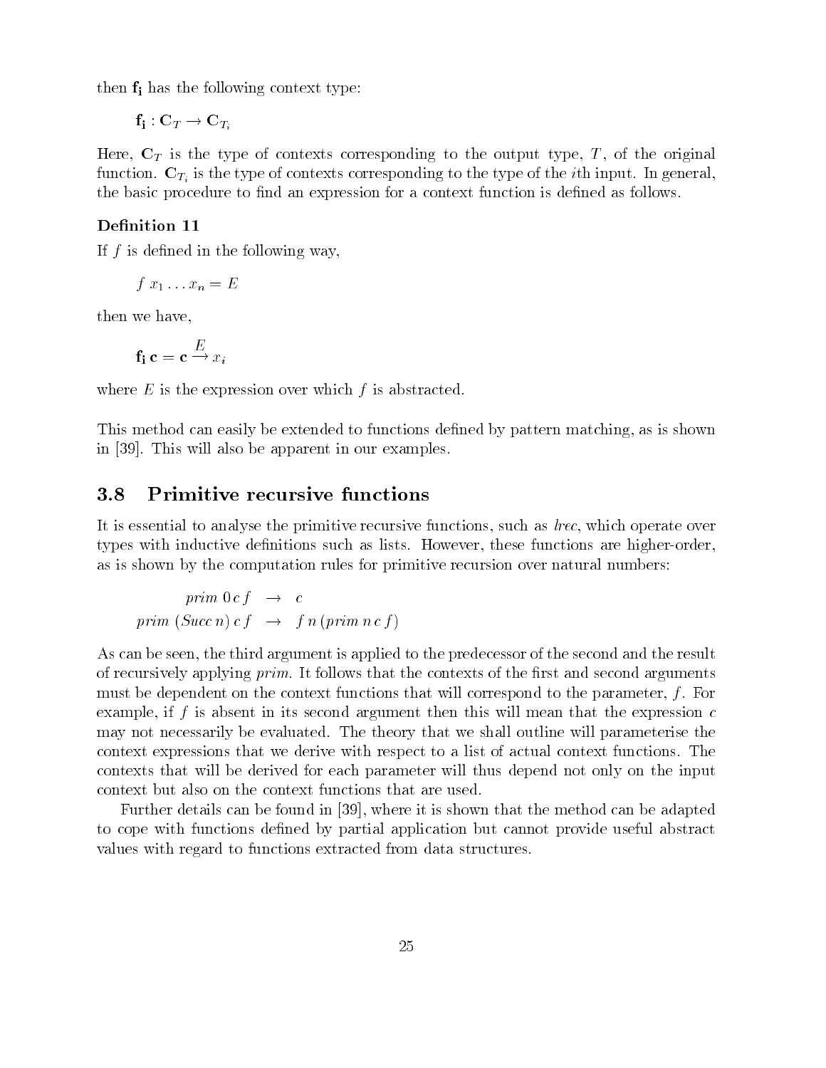then $\mathbf{f_i}$ has the following context type:

$$\mathbf{f_i} : \mathbf{C}_T \rightarrow \mathbf{C}_{T_i}$$

Here, $\mathbf{C}_T$ is the type of contexts corresponding to the output type, $T$, of the original function. $\mathbf{C}_{T_i}$ is the type of contexts corresponding to the type of the $i$th input. In general, the basic procedure to find an expression for a context function is defined as follows.

**Definition 11**

If $f$ is defined in the following way,

$$f\ x_1 \ldots x_n = E$$

then we have,

$$\mathbf{f_i}\ \mathbf{c} = \mathbf{c} \overset{E}{\rightarrow} x_i$$

where $E$ is the expression over which $f$ is abstracted.

This method can easily be extended to functions defined by pattern matching, as is shown in [39]. This will also be apparent in our examples.

## 3.8 Primitive recursive functions

It is essential to analyse the primitive recursive functions, such as *lrec*, which operate over types with inductive definitions such as lists. However, these functions are higher-order, as is shown by the computation rules for primitive recursion over natural numbers:

$$\begin{aligned} prim\ 0\ c\ f &\rightarrow c \\ prim\ (Succ\ n)\ c\ f &\rightarrow f\ n\ (prim\ n\ c\ f) \end{aligned}$$

As can be seen, the third argument is applied to the predecessor of the second and the result of recursively applying *prim*. It follows that the contexts of the first and second arguments must be dependent on the context functions that will correspond to the parameter, $f$. For example, if $f$ is absent in its second argument then this will mean that the expression $c$ may not necessarily be evaluated. The theory that we shall outline will parameterise the context expressions that we derive with respect to a list of actual context functions. The contexts that will be derived for each parameter will thus depend not only on the input context but also on the context functions that are used.

Further details can be found in [39], where it is shown that the method can be adapted to cope with functions defined by partial application but cannot provide useful abstract values with regard to functions extracted from data structures.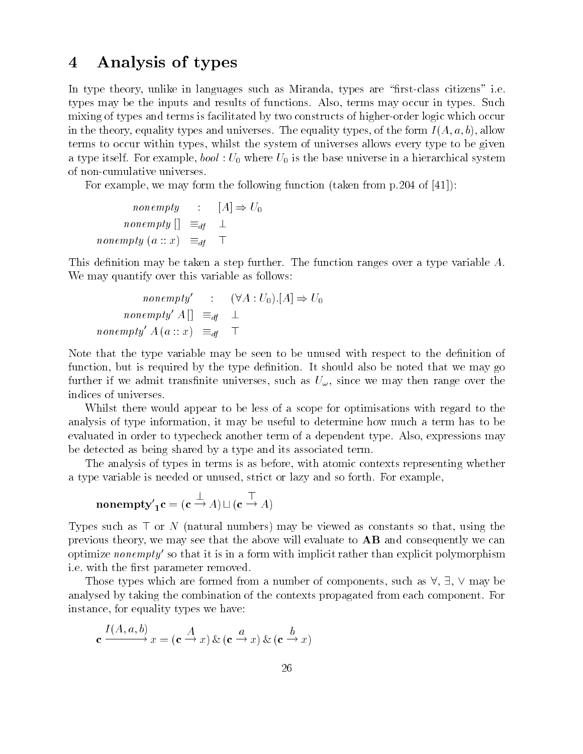# 4 Analysis of types

In type theory, unlike in languages such as Miranda, types are "first-class citizens" i.e. types may be the inputs and results of functions. Also, terms may occur in types. Such mixing of types and terms is facilitated by two constructs of higher-order logic which occur in the theory, equality types and universes. The equality types, of the form $I(A, a, b)$, allow terms to occur within types, whilst the system of universes allows every type to be given a type itself. For example, $bool : U_0$ where $U_0$ is the base universe in a hierarchical system of non-cumulative universes.

For example, we may form the following function (taken from p.204 of [41]):

$$
\begin{aligned}
nonempty &\quad : \quad [A] \Rightarrow U_0 \\
nonempty\,[] &\quad \equiv_{df} \quad \bot \\
nonempty\,(a :: x) &\quad \equiv_{df} \quad \top
\end{aligned}
$$

This definition may be taken a step further. The function ranges over a type variable $A$. We may quantify over this variable as follows:

$$
\begin{aligned}
nonempty' &\quad : \quad (\forall A : U_0).[A] \Rightarrow U_0 \\
nonempty'\,A\,[] &\quad \equiv_{df} \quad \bot \\
nonempty'\,A\,(a :: x) &\quad \equiv_{df} \quad \top
\end{aligned}
$$

Note that the type variable may be seen to be unused with respect to the definition of function, but is required by the type definition. It should also be noted that we may go further if we admit transfinite universes, such as $U_\omega$, since we may then range over the indices of universes.

Whilst there would appear to be less of a scope for optimisations with regard to the analysis of type information, it may be useful to determine how much a term has to be evaluated in order to typecheck another term of a dependent type. Also, expressions may be detected as being shared by a type and its associated term.

The analysis of types in terms is as before, with atomic contexts representing whether a type variable is needed or unused, strict or lazy and so forth. For example,

$$\mathbf{nonempty'_1 c} = (\mathbf{c} \xrightarrow{\bot} A) \sqcup (\mathbf{c} \xrightarrow{\top} A)$$

Types such as $\top$ or $N$ (natural numbers) may be viewed as constants so that, using the previous theory, we may see that the above will evaluate to $\mathbf{AB}$ and consequently we can optimize *nonempty'* so that it is in a form with implicit rather than explicit polymorphism i.e. with the first parameter removed.

Those types which are formed from a number of components, such as $\forall$, $\exists$, $\vee$ may be analysed by taking the combination of the contexts propagated from each component. For instance, for equality types we have:

$$\mathbf{c} \xrightarrow{I(A,a,b)} x = (\mathbf{c} \xrightarrow{A} x) \,\&\, (\mathbf{c} \xrightarrow{a} x) \,\&\, (\mathbf{c} \xrightarrow{b} x)$$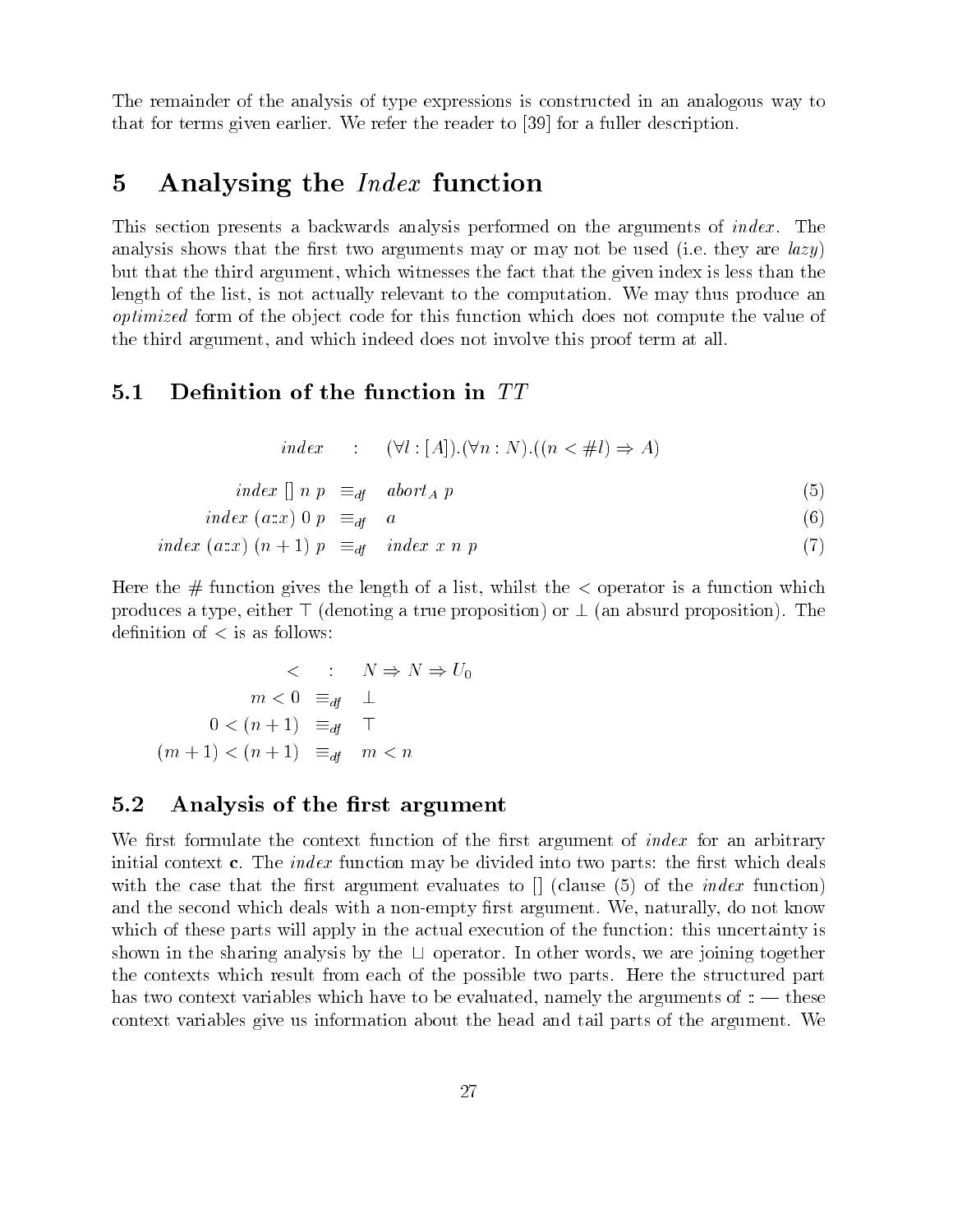The remainder of the analysis of type expressions is constructed in an analogous way to that for terms given earlier. We refer the reader to [39] for a fuller description.

# 5 Analysing the *Index* function

This section presents a backwards analysis performed on the arguments of *index*. The analysis shows that the first two arguments may or may not be used (i.e. they are *lazy*) but that the third argument, which witnesses the fact that the given index is less than the length of the list, is not actually relevant to the computation. We may thus produce an *optimized* form of the object code for this function which does not compute the value of the third argument, and which indeed does not involve this proof term at all.

## 5.1 Definition of the function in $TT$

$$index \quad : \quad (\forall l : [A]).(\forall n : N).((n < \#l) \Rightarrow A)$$

$$index\ []\ n\ p \quad \equiv_{df} \quad abort_A\ p \tag{5}$$

$$index\ (a{::}x)\ 0\ p \quad \equiv_{df} \quad a \tag{6}$$

$$index\ (a{::}x)\ (n+1)\ p \quad \equiv_{df} \quad index\ x\ n\ p \tag{7}$$

Here the $\#$ function gives the length of a list, whilst the $<$ operator is a function which produces a type, either $\top$ (denoting a true proposition) or $\bot$ (an absurd proposition). The definition of $<$ is as follows:

$$< \quad : \quad N \Rightarrow N \Rightarrow U_0$$

$$m < 0 \quad \equiv_{df} \quad \bot$$

$$0 < (n+1) \quad \equiv_{df} \quad \top$$

$$(m+1) < (n+1) \quad \equiv_{df} \quad m < n$$

## 5.2 Analysis of the first argument

We first formulate the context function of the first argument of *index* for an arbitrary initial context $\mathbf{c}$. The *index* function may be divided into two parts: the first which deals with the case that the first argument evaluates to $[]$ (clause (5) of the *index* function) and the second which deals with a non-empty first argument. We, naturally, do not know which of these parts will apply in the actual execution of the function: this uncertainty is shown in the sharing analysis by the $\sqcup$ operator. In other words, we are joining together the contexts which result from each of the possible two parts. Here the structured part has two context variables which have to be evaluated, namely the arguments of $::$ — these context variables give us information about the head and tail parts of the argument. We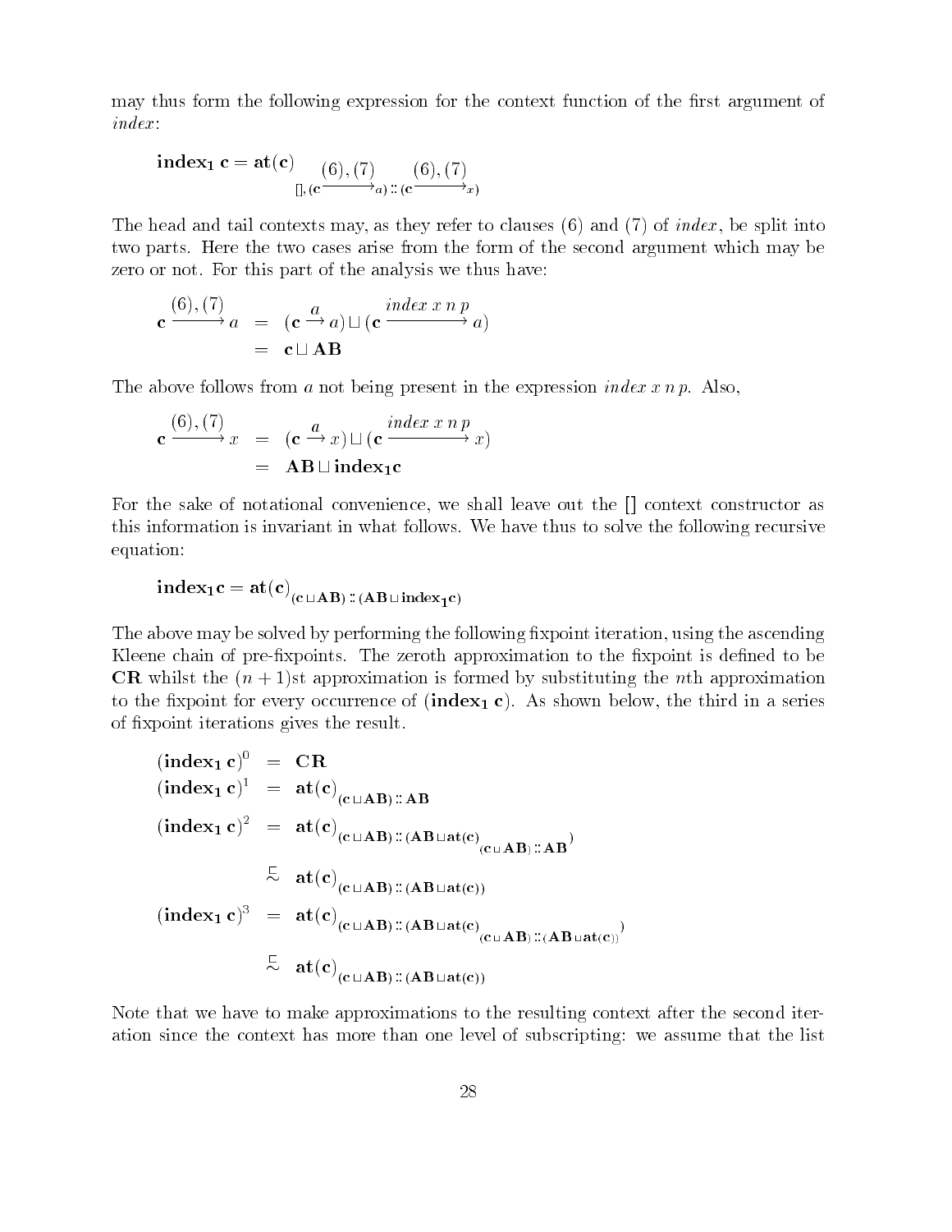may thus form the following expression for the context function of the first argument of *index*:

$$\mathbf{index_1\ c} = \mathbf{at(c)}_{[],(\mathbf{c} \xrightarrow{(6),(7)} a) :: (\mathbf{c} \xrightarrow{(6),(7)} x)}$$

The head and tail contexts may, as they refer to clauses (6) and (7) of *index*, be split into two parts. Here the two cases arise from the form of the second argument which may be zero or not. For this part of the analysis we thus have:

$$\begin{aligned}
\mathbf{c} \xrightarrow{(6),(7)} a &= (\mathbf{c} \xrightarrow{a} a) \sqcup (\mathbf{c} \xrightarrow{index\ x\ n\ p} a) \\
&= \mathbf{c} \sqcup \mathbf{AB}
\end{aligned}$$

The above follows from $a$ not being present in the expression $index\ x\ n\ p$. Also,

$$\begin{aligned}
\mathbf{c} \xrightarrow{(6),(7)} x &= (\mathbf{c} \xrightarrow{a} x) \sqcup (\mathbf{c} \xrightarrow{index\ x\ n\ p} x) \\
&= \mathbf{AB} \sqcup \mathbf{index_1 c}
\end{aligned}$$

For the sake of notational convenience, we shall leave out the [] context constructor as this information is invariant in what follows. We have thus to solve the following recursive equation:

$$\mathbf{index_1 c} = \mathbf{at(c)}_{(\mathbf{c} \sqcup \mathbf{AB}) :: (\mathbf{AB} \sqcup \mathbf{index_1 c})}$$

The above may be solved by performing the following fixpoint iteration, using the ascending Kleene chain of pre-fixpoints. The zeroth approximation to the fixpoint is defined to be **CR** whilst the $(n+1)$st approximation is formed by substituting the $n$th approximation to the fixpoint for every occurrence of $(\mathbf{index_1\ c})$. As shown below, the third in a series of fixpoint iterations gives the result.

$$\begin{aligned}
(\mathbf{index_1\ c})^0 &= \mathbf{CR} \\
(\mathbf{index_1\ c})^1 &= \mathbf{at(c)}_{(\mathbf{c} \sqcup \mathbf{AB}) :: \mathbf{AB}} \\
(\mathbf{index_1\ c})^2 &= \mathbf{at(c)}_{(\mathbf{c} \sqcup \mathbf{AB}) :: (\mathbf{AB} \sqcup \mathbf{at(c)}_{(\mathbf{c} \sqcup \mathbf{AB}) :: \mathbf{AB}})} \\
&\sqsubseteq_{\sim} \mathbf{at(c)}_{(\mathbf{c} \sqcup \mathbf{AB}) :: (\mathbf{AB} \sqcup \mathbf{at(c)})} \\
(\mathbf{index_1\ c})^3 &= \mathbf{at(c)}_{(\mathbf{c} \sqcup \mathbf{AB}) :: (\mathbf{AB} \sqcup \mathbf{at(c)}_{(\mathbf{c} \sqcup \mathbf{AB}) :: (\mathbf{AB} \sqcup \mathbf{at(c)})})} \\
&\sqsubseteq_{\sim} \mathbf{at(c)}_{(\mathbf{c} \sqcup \mathbf{AB}) :: (\mathbf{AB} \sqcup \mathbf{at(c)})}
\end{aligned}$$

Note that we have to make approximations to the resulting context after the second iteration since the context has more than one level of subscripting: we assume that the list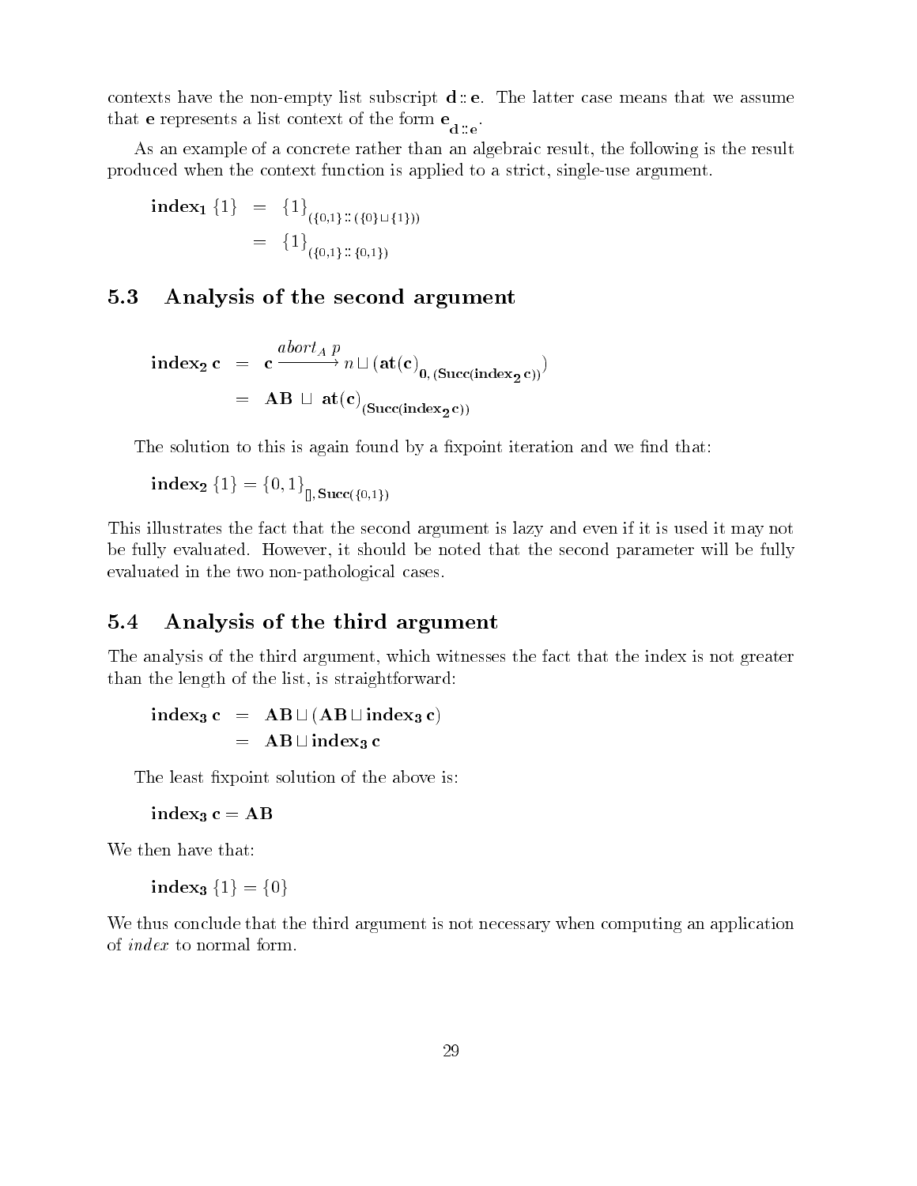contexts have the non-empty list subscript $\mathbf{d} :: \mathbf{e}$. The latter case means that we assume that $\mathbf{e}$ represents a list context of the form $\mathbf{e}_{\mathbf{d} :: \mathbf{e}}$.

As an example of a concrete rather than an algebraic result, the following is the result produced when the context function is applied to a strict, single-use argument.

$$
\begin{aligned}
\mathbf{index_1}\ \{1\} &= \{1\}_{(\{0,1\} :: (\{0\} \sqcup \{1\}))} \\
&= \{1\}_{(\{0,1\} :: \{0,1\})}
\end{aligned}
$$

## 5.3 Analysis of the second argument

$$
\begin{aligned}
\mathbf{index_2}\ \mathbf{c} &= \mathbf{c} \xrightarrow{abort_A\ p} n \sqcup (\mathbf{at}(\mathbf{c})_{\mathbf{0},\,(\mathbf{Succ}(\mathbf{index_2}\,\mathbf{c}))}) \\
&= \mathbf{AB} \sqcup \mathbf{at}(\mathbf{c})_{(\mathbf{Succ}(\mathbf{index_2}\,\mathbf{c}))}
\end{aligned}
$$

The solution to this is again found by a fixpoint iteration and we find that:

$$
\mathbf{index_2}\ \{1\} = \{0,1\}_{[],\,\mathbf{Succ}(\{0,1\})}
$$

This illustrates the fact that the second argument is lazy and even if it is used it may not be fully evaluated. However, it should be noted that the second parameter will be fully evaluated in the two non-pathological cases.

## 5.4 Analysis of the third argument

The analysis of the third argument, which witnesses the fact that the index is not greater than the length of the list, is straightforward:

$$
\begin{aligned}
\mathbf{index_3}\ \mathbf{c} &= \mathbf{AB} \sqcup (\mathbf{AB} \sqcup \mathbf{index_3}\ \mathbf{c}) \\
&= \mathbf{AB} \sqcup \mathbf{index_3}\ \mathbf{c}
\end{aligned}
$$

The least fixpoint solution of the above is:

$$
\mathbf{index_3}\ \mathbf{c} = \mathbf{AB}
$$

We then have that:

$$
\mathbf{index_3}\ \{1\} = \{0\}
$$

We thus conclude that the third argument is not necessary when computing an application of *index* to normal form.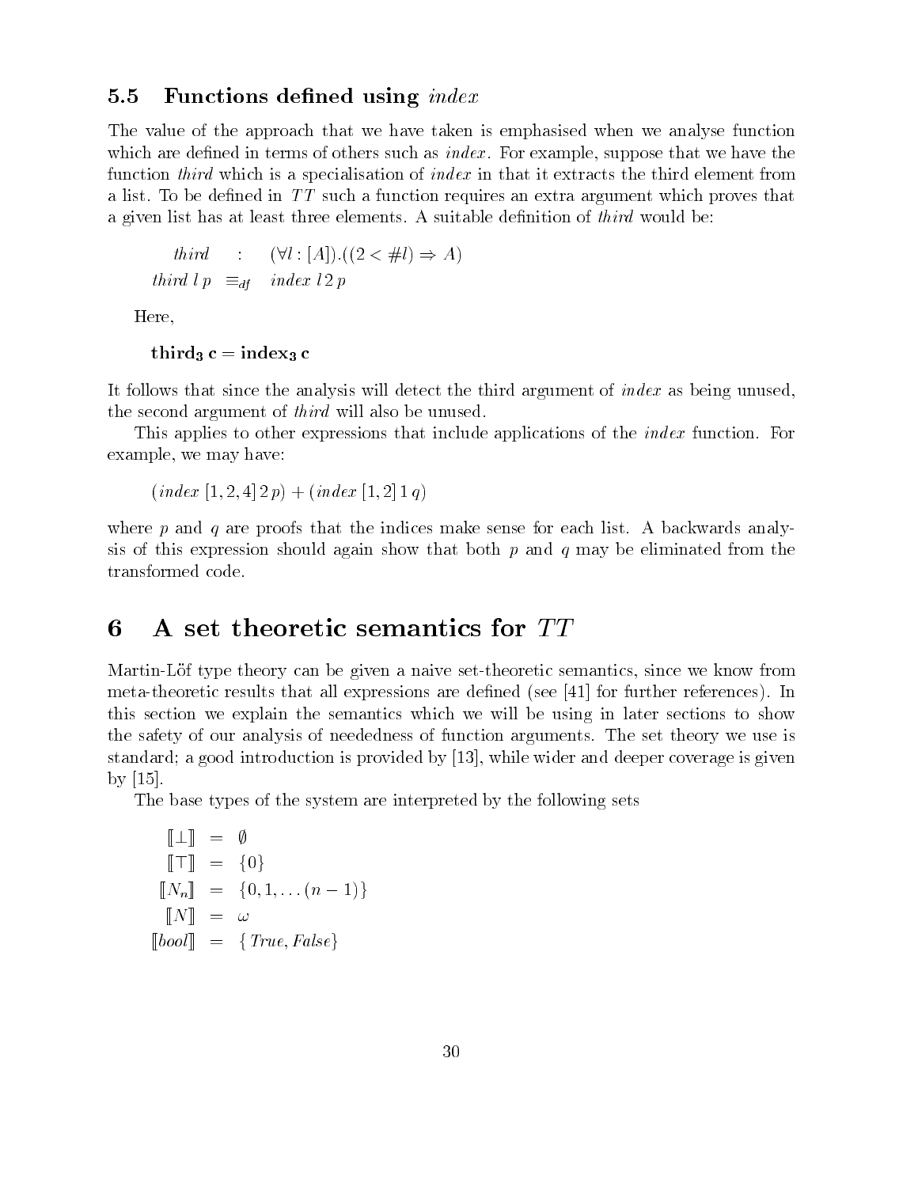### 5.5 Functions defined using *index*

The value of the approach that we have taken is emphasised when we analyse function which are defined in terms of others such as *index*. For example, suppose that we have the function *third* which is a specialisation of *index* in that it extracts the third element from a list. To be defined in $TT$ such a function requires an extra argument which proves that a given list has at least three elements. A suitable definition of *third* would be:

$$
\begin{array}{rcl}
\mathit{third} & : & (\forall l : [A]).((2 < \#l) \Rightarrow A) \\
\mathit{third}\ l\ p & \equiv_{df} & \mathit{index}\ l\ 2\ p
\end{array}
$$

Here,

$$\mathbf{third_3\ c = index_3\ c}$$

It follows that since the analysis will detect the third argument of *index* as being unused, the second argument of *third* will also be unused.

This applies to other expressions that include applications of the *index* function. For example, we may have:

$$(\mathit{index}\ [1, 2, 4]\ 2\ p) + (\mathit{index}\ [1, 2]\ 1\ q)$$

where $p$ and $q$ are proofs that the indices make sense for each list. A backwards analysis of this expression should again show that both $p$ and $q$ may be eliminated from the transformed code.

## 6 A set theoretic semantics for $TT$

Martin-Löf type theory can be given a naive set-theoretic semantics, since we know from meta-theoretic results that all expressions are defined (see [41] for further references). In this section we explain the semantics which we will be using in later sections to show the safety of our analysis of neededness of function arguments. The set theory we use is standard; a good introduction is provided by [13], while wider and deeper coverage is given by [15].

The base types of the system are interpreted by the following sets

$$
\begin{array}{rcl}
[\![\bot]\!] & = & \emptyset \\
[\![\top]\!] & = & \{0\} \\
[\![N_n]\!] & = & \{0, 1, \ldots (n-1)\} \\
[\![N]\!] & = & \omega \\
[\![\mathit{bool}]\!] & = & \{\mathit{True}, \mathit{False}\}
\end{array}
$$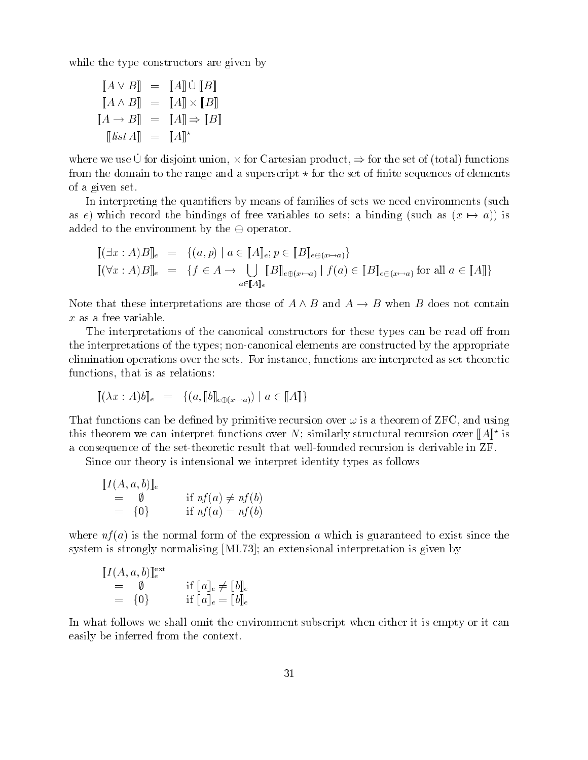while the type constructors are given by

$$
\begin{aligned}
[\![A \vee B]\!] &= [\![A]\!] \,\dot{\cup}\, [\![B]\!] \\
[\![A \wedge B]\!] &= [\![A]\!] \times [\![B]\!] \\
[\![A \rightarrow B]\!] &= [\![A]\!] \Rightarrow [\![B]\!] \\
[\![\mathit{list}\, A]\!] &= [\![A]\!]^{\star}
\end{aligned}
$$

where we use $\dot{\cup}$ for disjoint union, $\times$ for Cartesian product, $\Rightarrow$ for the set of (total) functions from the domain to the range and a superscript $\star$ for the set of finite sequences of elements of a given set.

In interpreting the quantifiers by means of families of sets we need environments (such as $e$) which record the bindings of free variables to sets; a binding (such as $(x \mapsto a)$) is added to the environment by the $\oplus$ operator.

$$
\begin{aligned}
[\![(\exists x : A)B]\!]_e &= \{(a, p) \mid a \in [\![A]\!]_e ; p \in [\![B]\!]_{e \oplus (x \mapsto a)}\} \\
[\![(\forall x : A)B]\!]_e &= \{f \in A \rightarrow \bigcup_{a \in [\![A]\!]_e} [\![B]\!]_{e \oplus (x \mapsto a)} \mid f(a) \in [\![B]\!]_{e \oplus (x \mapsto a)} \text{ for all } a \in [\![A]\!]\}
\end{aligned}
$$

Note that these interpretations are those of $A \wedge B$ and $A \rightarrow B$ when $B$ does not contain $x$ as a free variable.

The interpretations of the canonical constructors for these types can be read off from the interpretations of the types; non-canonical elements are constructed by the appropriate elimination operations over the sets. For instance, functions are interpreted as set-theoretic functions, that is as relations:

$$
[\![(\lambda x : A)b]\!]_e = \{(a, [\![b]\!]_{e \oplus (x \mapsto a)}) \mid a \in [\![A]\!]\}
$$

That functions can be defined by primitive recursion over $\omega$ is a theorem of ZFC, and using this theorem we can interpret functions over $N$; similarly structural recursion over $[\![A]\!]^{\star}$ is a consequence of the set-theoretic result that well-founded recursion is derivable in ZF.

Since our theory is intensional we interpret identity types as follows

$$
\begin{aligned}
&[\![I(A, a, b)]\!]_e \\
&\quad = \emptyset \qquad \text{if } \mathit{nf}(a) \neq \mathit{nf}(b) \\
&\quad = \{0\} \qquad \text{if } \mathit{nf}(a) = \mathit{nf}(b)
\end{aligned}
$$

where $\mathit{nf}(a)$ is the normal form of the expression $a$ which is guaranteed to exist since the system is strongly normalising [ML73]; an extensional interpretation is given by

$$
\begin{aligned}
&[\![I(A, a, b)]\!]_e^{\text{ext}} \\
&\quad = \emptyset \qquad \text{if } [\![a]\!]_e \neq [\![b]\!]_e \\
&\quad = \{0\} \qquad \text{if } [\![a]\!]_e = [\![b]\!]_e
\end{aligned}
$$

In what follows we shall omit the environment subscript when either it is empty or it can easily be inferred from the context.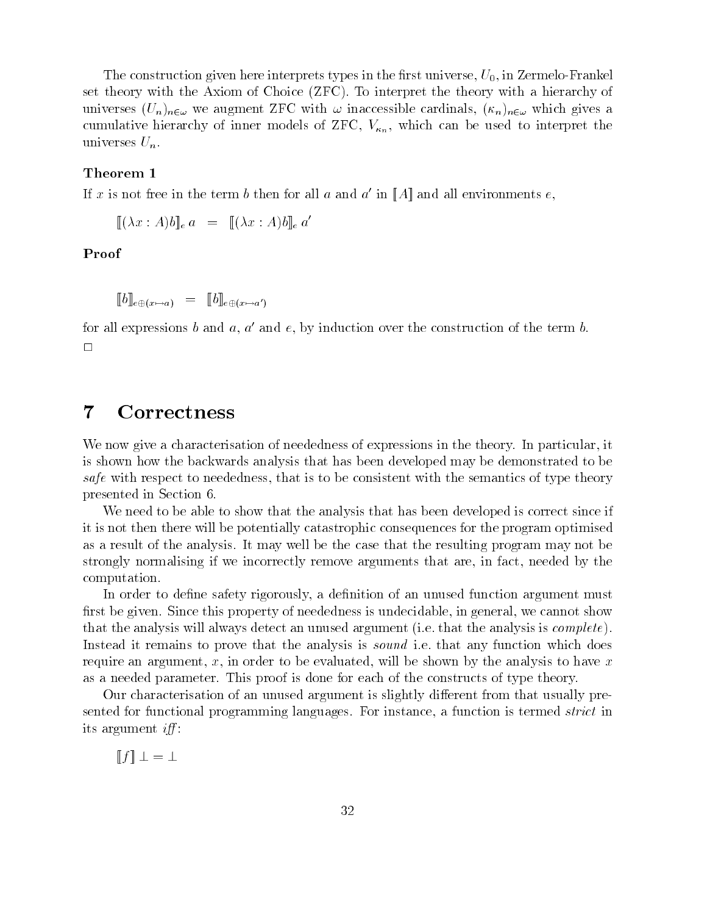The construction given here interprets types in the first universe, $U_0$, in Zermelo-Frankel set theory with the Axiom of Choice (ZFC). To interpret the theory with a hierarchy of universes $(U_n)_{n \in \omega}$ we augment ZFC with $\omega$ inaccessible cardinals, $(\kappa_n)_{n \in \omega}$ which gives a cumulative hierarchy of inner models of ZFC, $V_{\kappa_n}$, which can be used to interpret the universes $U_n$.

**Theorem 1**

If $x$ is not free in the term $b$ then for all $a$ and $a'$ in $[\![A]\!]$ and all environments $e$,

$$[\![(\lambda x : A)b]\!]_e \, a \quad = \quad [\![(\lambda x : A)b]\!]_e \, a'$$

**Proof**

$$[\![b]\!]_{e \oplus (x \mapsto a)} \quad = \quad [\![b]\!]_{e \oplus (x \mapsto a')}$$

for all expressions $b$ and $a$, $a'$ and $e$, by induction over the construction of the term $b$.
□

# 7 Correctness

We now give a characterisation of neededness of expressions in the theory. In particular, it is shown how the backwards analysis that has been developed may be demonstrated to be *safe* with respect to neededness, that is to be consistent with the semantics of type theory presented in Section 6.

We need to be able to show that the analysis that has been developed is correct since if it is not then there will be potentially catastrophic consequences for the program optimised as a result of the analysis. It may well be the case that the resulting program may not be strongly normalising if we incorrectly remove arguments that are, in fact, needed by the computation.

In order to define safety rigorously, a definition of an unused function argument must first be given. Since this property of neededness is undecidable, in general, we cannot show that the analysis will always detect an unused argument (i.e. that the analysis is *complete*). Instead it remains to prove that the analysis is *sound* i.e. that any function which does require an argument, $x$, in order to be evaluated, will be shown by the analysis to have $x$ as a needed parameter. This proof is done for each of the constructs of type theory.

Our characterisation of an unused argument is slightly different from that usually presented for functional programming languages. For instance, a function is termed *strict* in its argument *iff*:

$$[\![f]\!] \perp = \perp$$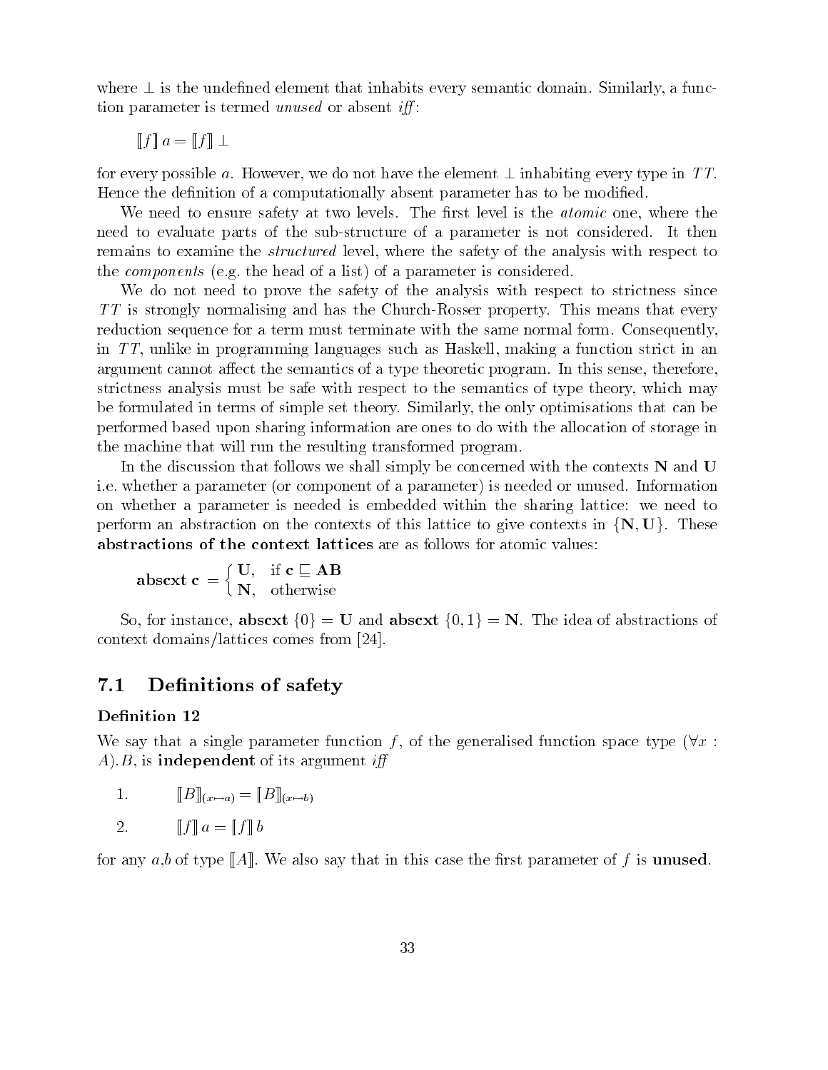where $\perp$ is the undefined element that inhabits every semantic domain. Similarly, a function parameter is termed *unused* or absent *iff*:

$$[\![f]\!]\, a = [\![f]\!]\, \perp$$

for every possible $a$. However, we do not have the element $\perp$ inhabiting every type in $TT$. Hence the definition of a computationally absent parameter has to be modified.

We need to ensure safety at two levels. The first level is the *atomic* one, where the need to evaluate parts of the sub-structure of a parameter is not considered. It then remains to examine the *structured* level, where the safety of the analysis with respect to the *components* (e.g. the head of a list) of a parameter is considered.

We do not need to prove the safety of the analysis with respect to strictness since $TT$ is strongly normalising and has the Church-Rosser property. This means that every reduction sequence for a term must terminate with the same normal form. Consequently, in $TT$, unlike in programming languages such as Haskell, making a function strict in an argument cannot affect the semantics of a type theoretic program. In this sense, therefore, strictness analysis must be safe with respect to the semantics of type theory, which may be formulated in terms of simple set theory. Similarly, the only optimisations that can be performed based upon sharing information are ones to do with the allocation of storage in the machine that will run the resulting transformed program.

In the discussion that follows we shall simply be concerned with the contexts $\mathbf{N}$ and $\mathbf{U}$ i.e. whether a parameter (or component of a parameter) is needed or unused. Information on whether a parameter is needed is embedded within the sharing lattice: we need to perform an abstraction on the contexts of this lattice to give contexts in $\{\mathbf{N}, \mathbf{U}\}$. These **abstractions of the context lattices** are as follows for atomic values:

$$\mathbf{abscxt}\ \mathbf{c} = \begin{cases} \mathbf{U}, & \text{if } \mathbf{c} \sqsubseteq \mathbf{AB} \\ \mathbf{N}, & \text{otherwise} \end{cases}$$

So, for instance, $\mathbf{abscxt}\ \{0\} = \mathbf{U}$ and $\mathbf{abscxt}\ \{0,1\} = \mathbf{N}$. The idea of abstractions of context domains/lattices comes from [24].

## 7.1 Definitions of safety

**Definition 12**

We say that a single parameter function $f$, of the generalised function space type $(\forall x : A).B$, is **independent** of its argument *iff*

1. $$[\![B]\!]_{(x \mapsto a)} = [\![B]\!]_{(x \mapsto b)}$$
2. $$[\![f]\!]\, a = [\![f]\!]\, b$$

for any $a$,$b$ of type $[\![A]\!]$. We also say that in this case the first parameter of $f$ is **unused**.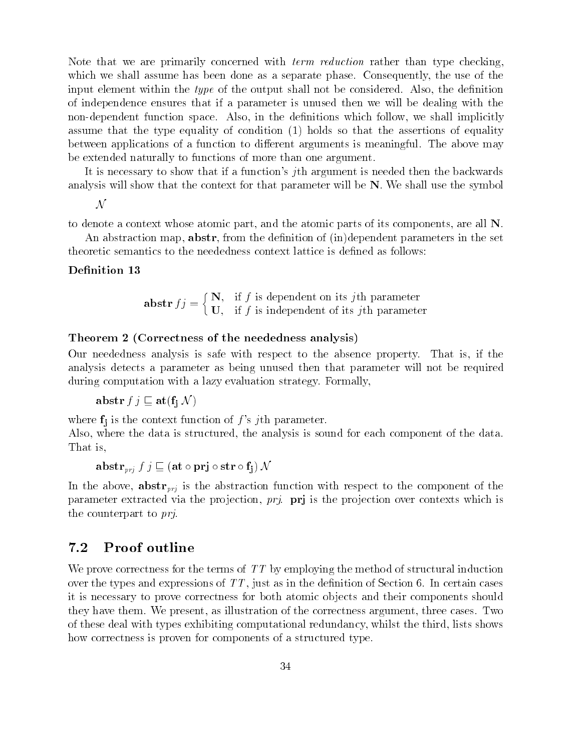Note that we are primarily concerned with *term reduction* rather than type checking, which we shall assume has been done as a separate phase. Consequently, the use of the input element within the *type* of the output shall not be considered. Also, the definition of independence ensures that if a parameter is unused then we will be dealing with the non-dependent function space. Also, in the definitions which follow, we shall implicitly assume that the type equality of condition (1) holds so that the assertions of equality between applications of a function to different arguments is meaningful. The above may be extended naturally to functions of more than one argument.

It is necessary to show that if a function's $j$th argument is needed then the backwards analysis will show that the context for that parameter will be **N**. We shall use the symbol

$$\mathcal{N}$$

to denote a context whose atomic part, and the atomic parts of its components, are all **N**.

An abstraction map, **abstr**, from the definition of (in)dependent parameters in the set theoretic semantics to the neededness context lattice is defined as follows:

**Definition 13**

$$\mathbf{abstr}\, f\, j = \begin{cases} \mathbf{N}, & \text{if } f \text{ is dependent on its } j\text{th parameter} \\ \mathbf{U}, & \text{if } f \text{ is independent of its } j\text{th parameter} \end{cases}$$

**Theorem 2 (Correctness of the neededness analysis)**

Our neededness analysis is safe with respect to the absence property. That is, if the analysis detects a parameter as being unused then that parameter will not be required during computation with a lazy evaluation strategy. Formally,

$$\mathbf{abstr}\, f\, j \sqsubseteq \mathbf{at}(\mathbf{f_j}\, \mathcal{N})$$

where $\mathbf{f_j}$ is the context function of $f$'s $j$th parameter.
Also, where the data is structured, the analysis is sound for each component of the data. That is,

$$\mathbf{abstr}_{prj}\, f\, j \sqsubseteq (\mathbf{at} \circ \mathbf{prj} \circ \mathbf{str} \circ \mathbf{f_j})\, \mathcal{N}$$

In the above, $\mathbf{abstr}_{prj}$ is the abstraction function with respect to the component of the parameter extracted via the projection, *prj*. **prj** is the projection over contexts which is the counterpart to *prj*.

## 7.2 Proof outline

We prove correctness for the terms of $TT$ by employing the method of structural induction over the types and expressions of $TT$, just as in the definition of Section 6. In certain cases it is necessary to prove correctness for both atomic objects and their components should they have them. We present, as illustration of the correctness argument, three cases. Two of these deal with types exhibiting computational redundancy, whilst the third, lists shows how correctness is proven for components of a structured type.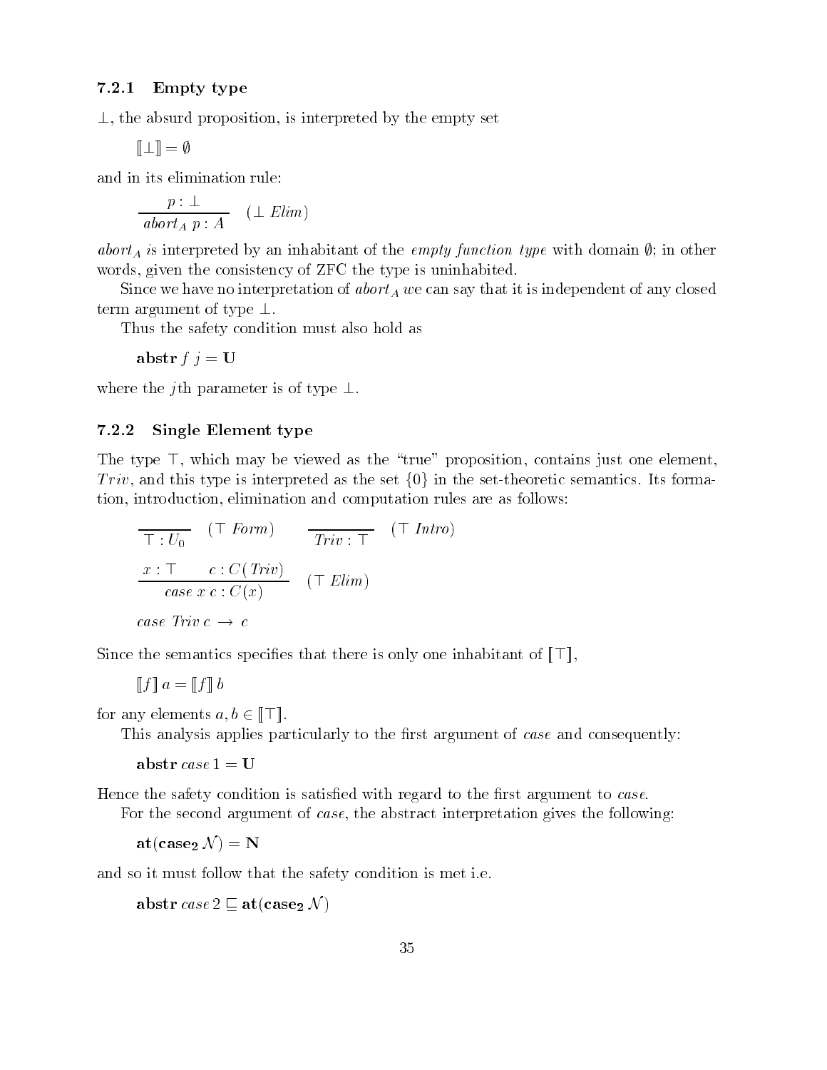### 7.2.1 Empty type

$\perp$, the absurd proposition, is interpreted by the empty set

$$[\![\perp]\!] = \emptyset$$

and in its elimination rule:

$$\frac{p : \perp}{abort_A\ p : A} \quad (\perp\ Elim)$$

$abort_A$ is interpreted by an inhabitant of the *empty function type* with domain $\emptyset$; in other words, given the consistency of ZFC the type is uninhabited.

Since we have no interpretation of $abort_A$ we can say that it is independent of any closed term argument of type $\perp$.

Thus the safety condition must also hold as

$$\mathbf{abstr}\ f\ j = \mathbf{U}$$

where the $j$th parameter is of type $\perp$.

### 7.2.2 Single Element type

The type $\top$, which may be viewed as the "true" proposition, contains just one element, $Triv$, and this type is interpreted as the set $\{0\}$ in the set-theoretic semantics. Its formation, introduction, elimination and computation rules are as follows:

$$\frac{}{\top : U_0} \quad (\top\ Form) \qquad \frac{}{Triv : \top} \quad (\top\ Intro)$$

$$\frac{x : \top \qquad c : C(Triv)}{case\ x\ c : C(x)} \quad (\top\ Elim)$$

$$case\ Triv\ c\ \rightarrow\ c$$

Since the semantics specifies that there is only one inhabitant of $[\![\top]\!]$,

$$[\![f]\!]\ a = [\![f]\!]\ b$$

for any elements $a, b \in [\![\top]\!]$.

This analysis applies particularly to the first argument of *case* and consequently:

$$\mathbf{abstr}\ case\ 1 = \mathbf{U}$$

Hence the safety condition is satisfied with regard to the first argument to *case*.

For the second argument of *case*, the abstract interpretation gives the following:

$$\mathbf{at}(\mathbf{case_2}\ \mathcal{N}) = \mathbf{N}$$

and so it must follow that the safety condition is met i.e.

$$\mathbf{abstr}\ case\ 2 \sqsubseteq \mathbf{at}(\mathbf{case_2}\ \mathcal{N})$$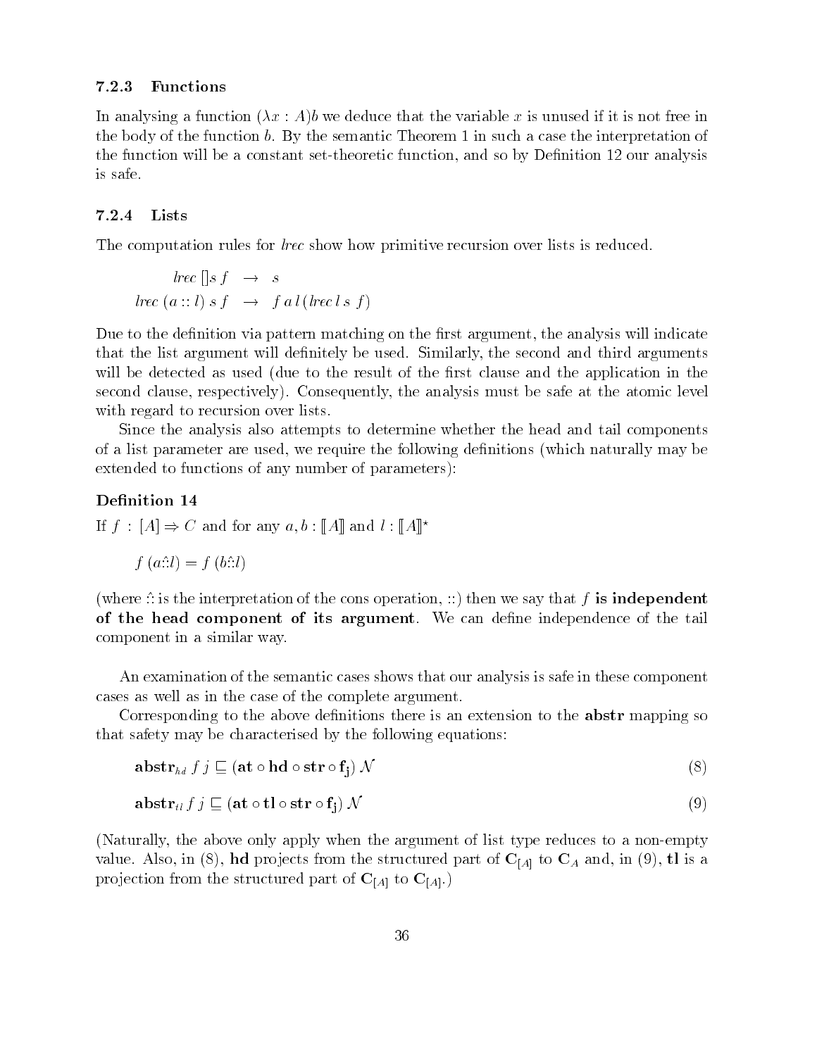### 7.2.3 Functions

In analysing a function $(\lambda x : A)b$ we deduce that the variable $x$ is unused if it is not free in the body of the function $b$. By the semantic Theorem 1 in such a case the interpretation of the function will be a constant set-theoretic function, and so by Definition 12 our analysis is safe.

### 7.2.4 Lists

The computation rules for *lrec* show how primitive recursion over lists is reduced.

$$
\begin{aligned}
lrec\ []s\ f &\rightarrow s \\
lrec\ (a :: l)\ s\ f &\rightarrow f\ a\ l\ (lrec\ l\ s\ f)
\end{aligned}
$$

Due to the definition via pattern matching on the first argument, the analysis will indicate that the list argument will definitely be used. Similarly, the second and third arguments will be detected as used (due to the result of the first clause and the application in the second clause, respectively). Consequently, the analysis must be safe at the atomic level with regard to recursion over lists.

Since the analysis also attempts to determine whether the head and tail components of a list parameter are used, we require the following definitions (which naturally may be extended to functions of any number of parameters):

**Definition 14**

If $f : [A] \Rightarrow C$ and for any $a, b : [\![A]\!]$ and $l : [\![A]\!]^\star$

$$f\ (a \hat{::} l) = f\ (b \hat{::} l)$$

(where $\hat{::}$ is the interpretation of the cons operation, $::$) then we say that $f$ **is independent of the head component of its argument**. We can define independence of the tail component in a similar way.

An examination of the semantic cases shows that our analysis is safe in these component cases as well as in the case of the complete argument.

Corresponding to the above definitions there is an extension to the **abstr** mapping so that safety may be characterised by the following equations:

$$\mathbf{abstr}_{hd}\ f\ j \sqsubseteq (\mathbf{at} \circ \mathbf{hd} \circ \mathbf{str} \circ \mathbf{f_j})\ \mathcal{N} \tag{8}$$

$$\mathbf{abstr}_{tl}\ f\ j \sqsubseteq (\mathbf{at} \circ \mathbf{tl} \circ \mathbf{str} \circ \mathbf{f_j})\ \mathcal{N} \tag{9}$$

(Naturally, the above only apply when the argument of list type reduces to a non-empty value. Also, in (8), **hd** projects from the structured part of $\mathbf{C}_{[A]}$ to $\mathbf{C}_A$ and, in (9), **tl** is a projection from the structured part of $\mathbf{C}_{[A]}$ to $\mathbf{C}_{[A]}$.)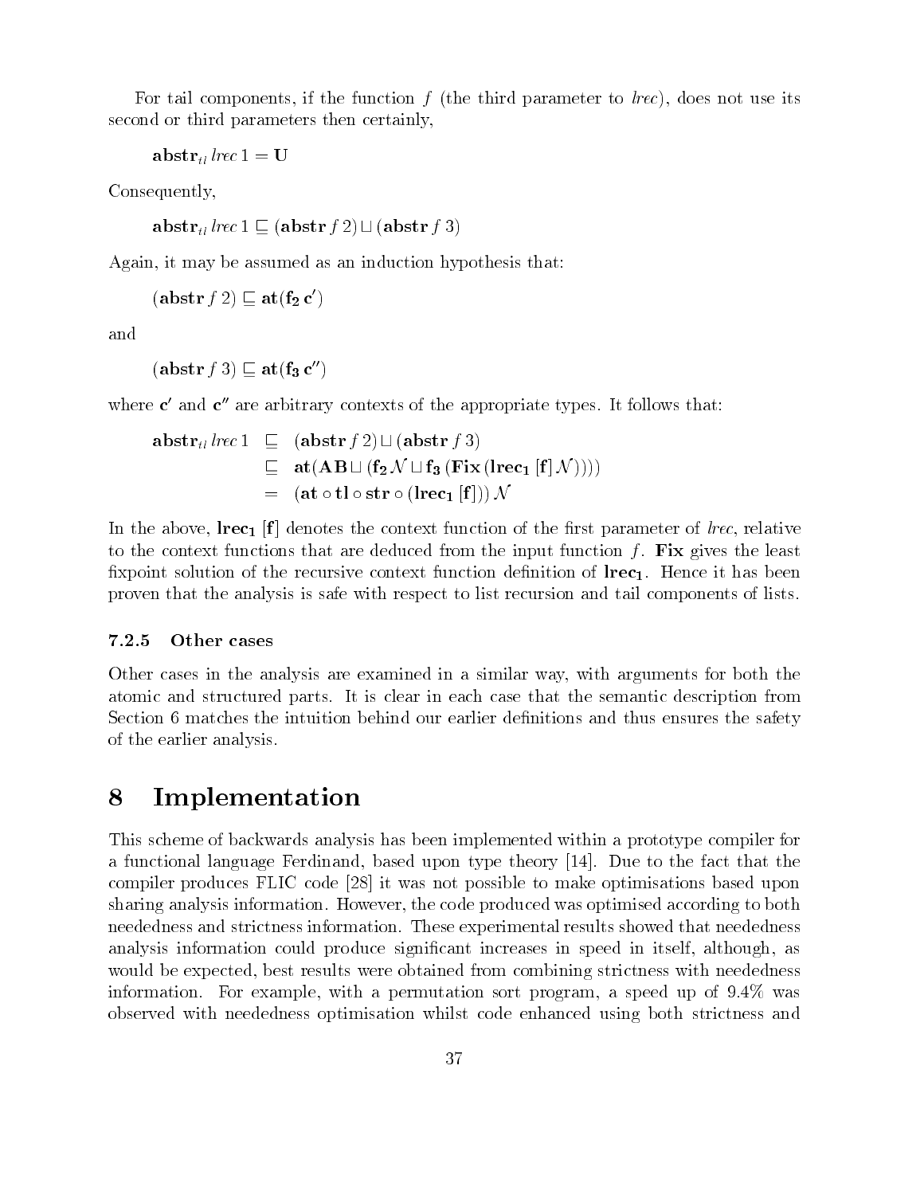For tail components, if the function $f$ (the third parameter to *lrec*), does not use its second or third parameters then certainly,

$$\mathbf{abstr}_{tl}\, lrec\, 1 = \mathbf{U}$$

Consequently,

$$\mathbf{abstr}_{tl}\, lrec\, 1 \sqsubseteq (\mathbf{abstr}\, f\, 2) \sqcup (\mathbf{abstr}\, f\, 3)$$

Again, it may be assumed as an induction hypothesis that:

$$(\mathbf{abstr}\, f\, 2) \sqsubseteq \mathbf{at}(\mathbf{f_2}\, \mathbf{c}')$$

and

$$(\mathbf{abstr}\, f\, 3) \sqsubseteq \mathbf{at}(\mathbf{f_3}\, \mathbf{c}'')$$

where $\mathbf{c}'$ and $\mathbf{c}''$ are arbitrary contexts of the appropriate types. It follows that:

$$\begin{aligned}
\mathbf{abstr}_{tl}\, lrec\, 1 &\sqsubseteq (\mathbf{abstr}\, f\, 2) \sqcup (\mathbf{abstr}\, f\, 3) \\
&\sqsubseteq \mathbf{at}(\mathbf{AB} \sqcup (\mathbf{f_2}\, \mathcal{N} \sqcup \mathbf{f_3}\, (\mathbf{Fix}\, (\mathbf{lrec_1}\, [\mathbf{f}]\, \mathcal{N})))) \\
&= (\mathbf{at} \circ \mathbf{tl} \circ \mathbf{str} \circ (\mathbf{lrec_1}\, [\mathbf{f}]))\, \mathcal{N}
\end{aligned}$$

In the above, $\mathbf{lrec_1}\, [\mathbf{f}]$ denotes the context function of the first parameter of *lrec*, relative to the context functions that are deduced from the input function $f$. **Fix** gives the least fixpoint solution of the recursive context function definition of $\mathbf{lrec_1}$. Hence it has been proven that the analysis is safe with respect to list recursion and tail components of lists.

### 7.2.5 Other cases

Other cases in the analysis are examined in a similar way, with arguments for both the atomic and structured parts. It is clear in each case that the semantic description from Section 6 matches the intuition behind our earlier definitions and thus ensures the safety of the earlier analysis.

# 8 Implementation

This scheme of backwards analysis has been implemented within a prototype compiler for a functional language Ferdinand, based upon type theory [14]. Due to the fact that the compiler produces FLIC code [28] it was not possible to make optimisations based upon sharing analysis information. However, the code produced was optimised according to both neededness and strictness information. These experimental results showed that neededness analysis information could produce significant increases in speed in itself, although, as would be expected, best results were obtained from combining strictness with neededness information. For example, with a permutation sort program, a speed up of 9.4% was observed with neededness optimisation whilst code enhanced using both strictness and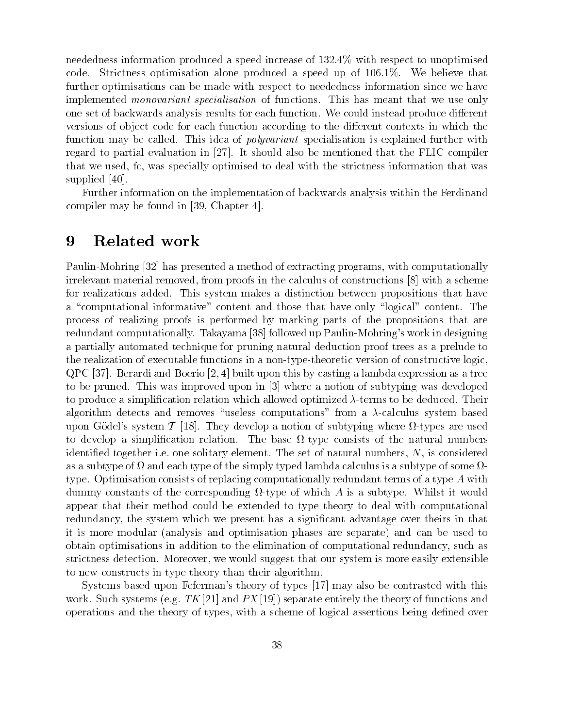neededness information produced a speed increase of 132.4% with respect to unoptimised code. Strictness optimisation alone produced a speed up of 106.1%. We believe that further optimisations can be made with respect to neededness information since we have implemented *monovariant specialisation* of functions. This has meant that we use only one set of backwards analysis results for each function. We could instead produce different versions of object code for each function according to the different contexts in which the function may be called. This idea of *polyvariant* specialisation is explained further with regard to partial evaluation in [27]. It should also be mentioned that the FLIC compiler that we used, fc, was specially optimised to deal with the strictness information that was supplied [40].

Further information on the implementation of backwards analysis within the Ferdinand compiler may be found in [39, Chapter 4].

# 9 Related work

Paulin-Mohring [32] has presented a method of extracting programs, with computationally irrelevant material removed, from proofs in the calculus of constructions [8] with a scheme for realizations added. This system makes a distinction between propositions that have a "computational informative" content and those that have only "logical" content. The process of realizing proofs is performed by marking parts of the propositions that are redundant computationally. Takayama [38] followed up Paulin-Mohring's work in designing a partially automated technique for pruning natural deduction proof trees as a prelude to the realization of executable functions in a non-type-theoretic version of constructive logic, QPC [37]. Berardi and Boerio [2, 4] built upon this by casting a lambda expression as a tree to be pruned. This was improved upon in [3] where a notion of subtyping was developed to produce a simplification relation which allowed optimized $\lambda$-terms to be deduced. Their algorithm detects and removes "useless computations" from a $\lambda$-calculus system based upon Gödel's system $\mathcal{T}$ [18]. They develop a notion of subtyping where $\Omega$-types are used to develop a simplification relation. The base $\Omega$-type consists of the natural numbers identified together i.e. one solitary element. The set of natural numbers, $N$, is considered as a subtype of $\Omega$ and each type of the simply typed lambda calculus is a subtype of some $\Omega$-type. Optimisation consists of replacing computationally redundant terms of a type $A$ with dummy constants of the corresponding $\Omega$-type of which $A$ is a subtype. Whilst it would appear that their method could be extended to type theory to deal with computational redundancy, the system which we present has a significant advantage over theirs in that it is more modular (analysis and optimisation phases are separate) and can be used to obtain optimisations in addition to the elimination of computational redundancy, such as strictness detection. Moreover, we would suggest that our system is more easily extensible to new constructs in type theory than their algorithm.

Systems based upon Feferman's theory of types [17] may also be contrasted with this work. Such systems (e.g. $TK$ [21] and $PX$ [19]) separate entirely the theory of functions and operations and the theory of types, with a scheme of logical assertions being defined over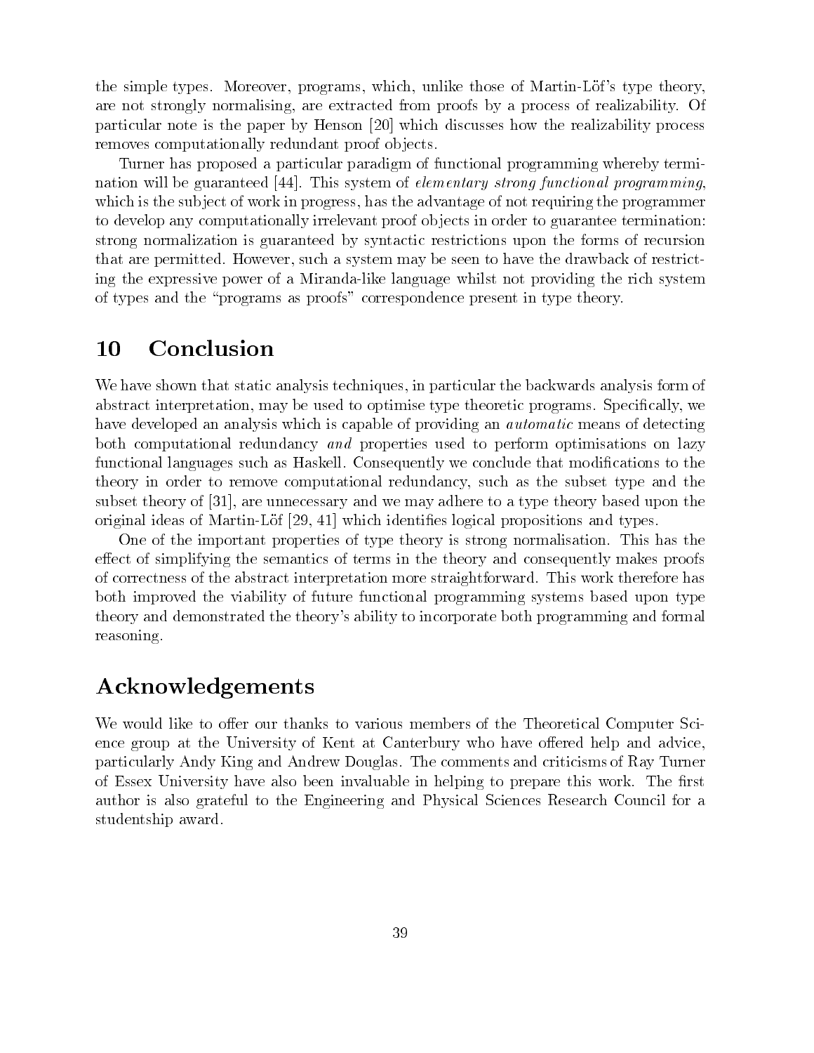the simple types. Moreover, programs, which, unlike those of Martin-Löf's type theory, are not strongly normalising, are extracted from proofs by a process of realizability. Of particular note is the paper by Henson [20] which discusses how the realizability process removes computationally redundant proof objects.

Turner has proposed a particular paradigm of functional programming whereby termination will be guaranteed [44]. This system of *elementary strong functional programming*, which is the subject of work in progress, has the advantage of not requiring the programmer to develop any computationally irrelevant proof objects in order to guarantee termination: strong normalization is guaranteed by syntactic restrictions upon the forms of recursion that are permitted. However, such a system may be seen to have the drawback of restricting the expressive power of a Miranda-like language whilst not providing the rich system of types and the "programs as proofs" correspondence present in type theory.

# 10 Conclusion

We have shown that static analysis techniques, in particular the backwards analysis form of abstract interpretation, may be used to optimise type theoretic programs. Specifically, we have developed an analysis which is capable of providing an *automatic* means of detecting both computational redundancy *and* properties used to perform optimisations on lazy functional languages such as Haskell. Consequently we conclude that modifications to the theory in order to remove computational redundancy, such as the subset type and the subset theory of [31], are unnecessary and we may adhere to a type theory based upon the original ideas of Martin-Löf [29, 41] which identifies logical propositions and types.

One of the important properties of type theory is strong normalisation. This has the effect of simplifying the semantics of terms in the theory and consequently makes proofs of correctness of the abstract interpretation more straightforward. This work therefore has both improved the viability of future functional programming systems based upon type theory and demonstrated the theory's ability to incorporate both programming and formal reasoning.

# Acknowledgements

We would like to offer our thanks to various members of the Theoretical Computer Science group at the University of Kent at Canterbury who have offered help and advice, particularly Andy King and Andrew Douglas. The comments and criticisms of Ray Turner of Essex University have also been invaluable in helping to prepare this work. The first author is also grateful to the Engineering and Physical Sciences Research Council for a studentship award.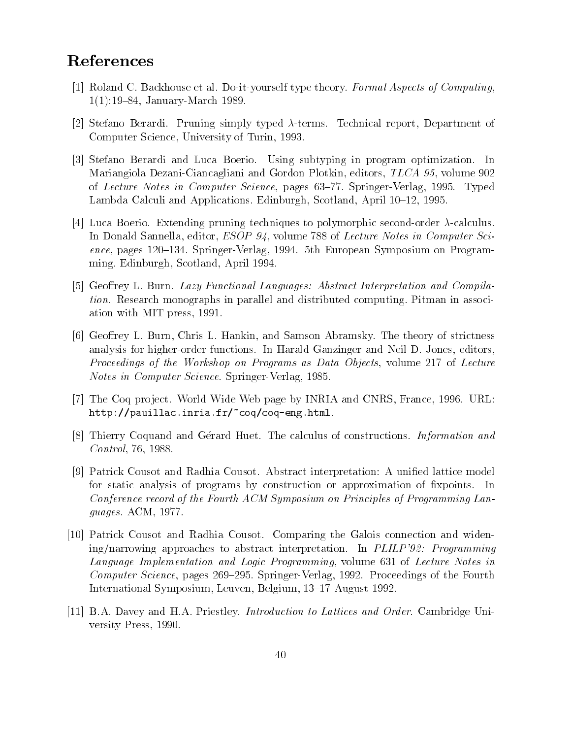## References

[1] Roland C. Backhouse et al. Do-it-yourself type theory. *Formal Aspects of Computing*, 1(1):19–84, January-March 1989.

[2] Stefano Berardi. Pruning simply typed $\lambda$-terms. Technical report, Department of Computer Science, University of Turin, 1993.

[3] Stefano Berardi and Luca Boerio. Using subtyping in program optimization. In Mariangiola Dezani-Ciancagliani and Gordon Plotkin, editors, *TLCA 95*, volume 902 of *Lecture Notes in Computer Science*, pages 63–77. Springer-Verlag, 1995. Typed Lambda Calculi and Applications. Edinburgh, Scotland, April 10–12, 1995.

[4] Luca Boerio. Extending pruning techniques to polymorphic second-order $\lambda$-calculus. In Donald Sannella, editor, *ESOP 94*, volume 788 of *Lecture Notes in Computer Science*, pages 120–134. Springer-Verlag, 1994. 5th European Symposium on Programming. Edinburgh, Scotland, April 1994.

[5] Geoffrey L. Burn. *Lazy Functional Languages: Abstract Interpretation and Compilation*. Research monographs in parallel and distributed computing. Pitman in association with MIT press, 1991.

[6] Geoffrey L. Burn, Chris L. Hankin, and Samson Abramsky. The theory of strictness analysis for higher-order functions. In Harald Ganzinger and Neil D. Jones, editors, *Proceedings of the Workshop on Programs as Data Objects*, volume 217 of *Lecture Notes in Computer Science*. Springer-Verlag, 1985.

[7] The Coq project. World Wide Web page by INRIA and CNRS, France, 1996. URL: `http://pauillac.inria.fr/~coq/coq-eng.html`.

[8] Thierry Coquand and Gérard Huet. The calculus of constructions. *Information and Control*, 76, 1988.

[9] Patrick Cousot and Radhia Cousot. Abstract interpretation: A unified lattice model for static analysis of programs by construction or approximation of fixpoints. In *Conference record of the Fourth ACM Symposium on Principles of Programming Languages*. ACM, 1977.

[10] Patrick Cousot and Radhia Cousot. Comparing the Galois connection and widening/narrowing approaches to abstract interpretation. In *PLILP'92: Programming Language Implementation and Logic Programming*, volume 631 of *Lecture Notes in Computer Science*, pages 269–295. Springer-Verlag, 1992. Proceedings of the Fourth International Symposium, Leuven, Belgium, 13–17 August 1992.

[11] B.A. Davey and H.A. Priestley. *Introduction to Lattices and Order*. Cambridge University Press, 1990.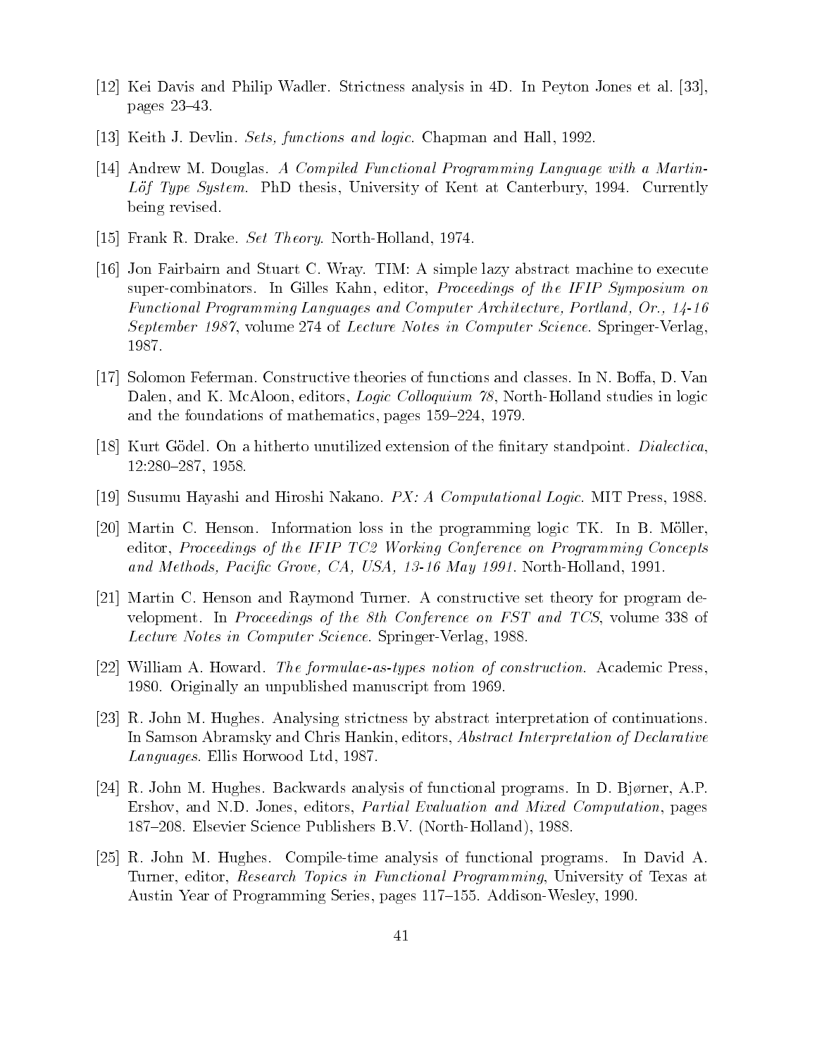[12] Kei Davis and Philip Wadler. Strictness analysis in 4D. In Peyton Jones et al. [33], pages 23–43.

[13] Keith J. Devlin. *Sets, functions and logic.* Chapman and Hall, 1992.

[14] Andrew M. Douglas. *A Compiled Functional Programming Language with a Martin-Löf Type System.* PhD thesis, University of Kent at Canterbury, 1994. Currently being revised.

[15] Frank R. Drake. *Set Theory.* North-Holland, 1974.

[16] Jon Fairbairn and Stuart C. Wray. TIM: A simple lazy abstract machine to execute super-combinators. In Gilles Kahn, editor, *Proceedings of the IFIP Symposium on Functional Programming Languages and Computer Architecture, Portland, Or., 14-16 September 1987*, volume 274 of *Lecture Notes in Computer Science*. Springer-Verlag, 1987.

[17] Solomon Feferman. Constructive theories of functions and classes. In N. Boffa, D. Van Dalen, and K. McAloon, editors, *Logic Colloquium 78*, North-Holland studies in logic and the foundations of mathematics, pages 159–224, 1979.

[18] Kurt Gödel. On a hitherto unutilized extension of the finitary standpoint. *Dialectica*, 12:280–287, 1958.

[19] Susumu Hayashi and Hiroshi Nakano. *PX: A Computational Logic.* MIT Press, 1988.

[20] Martin C. Henson. Information loss in the programming logic TK. In B. Möller, editor, *Proceedings of the IFIP TC2 Working Conference on Programming Concepts and Methods, Pacific Grove, CA, USA, 13-16 May 1991.* North-Holland, 1991.

[21] Martin C. Henson and Raymond Turner. A constructive set theory for program development. In *Proceedings of the 8th Conference on FST and TCS*, volume 338 of *Lecture Notes in Computer Science*. Springer-Verlag, 1988.

[22] William A. Howard. *The formulae-as-types notion of construction.* Academic Press, 1980. Originally an unpublished manuscript from 1969.

[23] R. John M. Hughes. Analysing strictness by abstract interpretation of continuations. In Samson Abramsky and Chris Hankin, editors, *Abstract Interpretation of Declarative Languages*. Ellis Horwood Ltd, 1987.

[24] R. John M. Hughes. Backwards analysis of functional programs. In D. Bjørner, A.P. Ershov, and N.D. Jones, editors, *Partial Evaluation and Mixed Computation*, pages 187–208. Elsevier Science Publishers B.V. (North-Holland), 1988.

[25] R. John M. Hughes. Compile-time analysis of functional programs. In David A. Turner, editor, *Research Topics in Functional Programming*, University of Texas at Austin Year of Programming Series, pages 117–155. Addison-Wesley, 1990.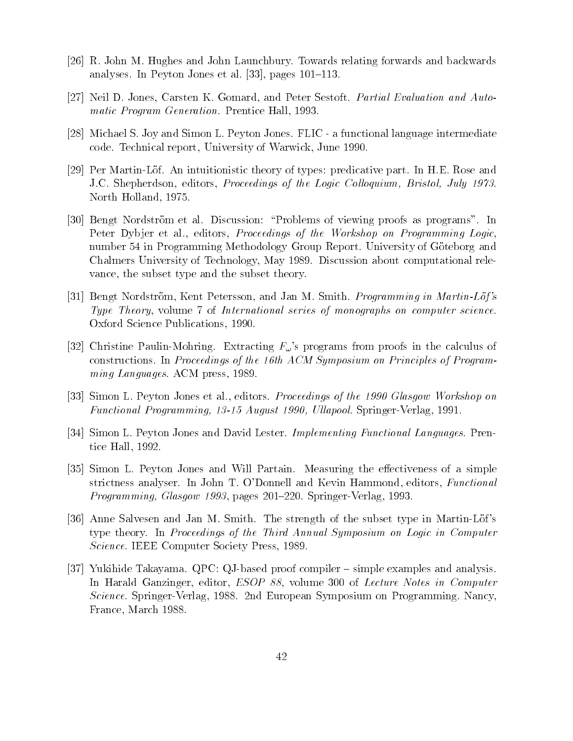[26] R. John M. Hughes and John Launchbury. Towards relating forwards and backwards analyses. In Peyton Jones et al. [33], pages 101–113.

[27] Neil D. Jones, Carsten K. Gomard, and Peter Sestoft. *Partial Evaluation and Automatic Program Generation*. Prentice Hall, 1993.

[28] Michael S. Joy and Simon L. Peyton Jones. FLIC - a functional language intermediate code. Technical report, University of Warwick, June 1990.

[29] Per Martin-Löf. An intuitionistic theory of types: predicative part. In H.E. Rose and J.C. Shepherdson, editors, *Proceedings of the Logic Colloquium, Bristol, July 1973*. North Holland, 1975.

[30] Bengt Nordström et al. Discussion: "Problems of viewing proofs as programs". In Peter Dybjer et al., editors, *Proceedings of the Workshop on Programming Logic*, number 54 in Programming Methodology Group Report. University of Göteborg and Chalmers University of Technology, May 1989. Discussion about computational relevance, the subset type and the subset theory.

[31] Bengt Nordström, Kent Petersson, and Jan M. Smith. *Programming in Martin-Löf's Type Theory*, volume 7 of *International series of monographs on computer science*. Oxford Science Publications, 1990.

[32] Christine Paulin-Mohring. Extracting $F_\omega$'s programs from proofs in the calculus of constructions. In *Proceedings of the 16th ACM Symposium on Principles of Programming Languages*. ACM press, 1989.

[33] Simon L. Peyton Jones et al., editors. *Proceedings of the 1990 Glasgow Workshop on Functional Programming, 13-15 August 1990, Ullapool*. Springer-Verlag, 1991.

[34] Simon L. Peyton Jones and David Lester. *Implementing Functional Languages*. Prentice Hall, 1992.

[35] Simon L. Peyton Jones and Will Partain. Measuring the effectiveness of a simple strictness analyser. In John T. O'Donnell and Kevin Hammond, editors, *Functional Programming, Glasgow 1993*, pages 201–220. Springer-Verlag, 1993.

[36] Anne Salvesen and Jan M. Smith. The strength of the subset type in Martin-Löf's type theory. In *Proceedings of the Third Annual Symposium on Logic in Computer Science*. IEEE Computer Society Press, 1989.

[37] Yukihide Takayama. QPC: QJ-based proof compiler – simple examples and analysis. In Harald Ganzinger, editor, *ESOP 88*, volume 300 of *Lecture Notes in Computer Science*. Springer-Verlag, 1988. 2nd European Symposium on Programming. Nancy, France, March 1988.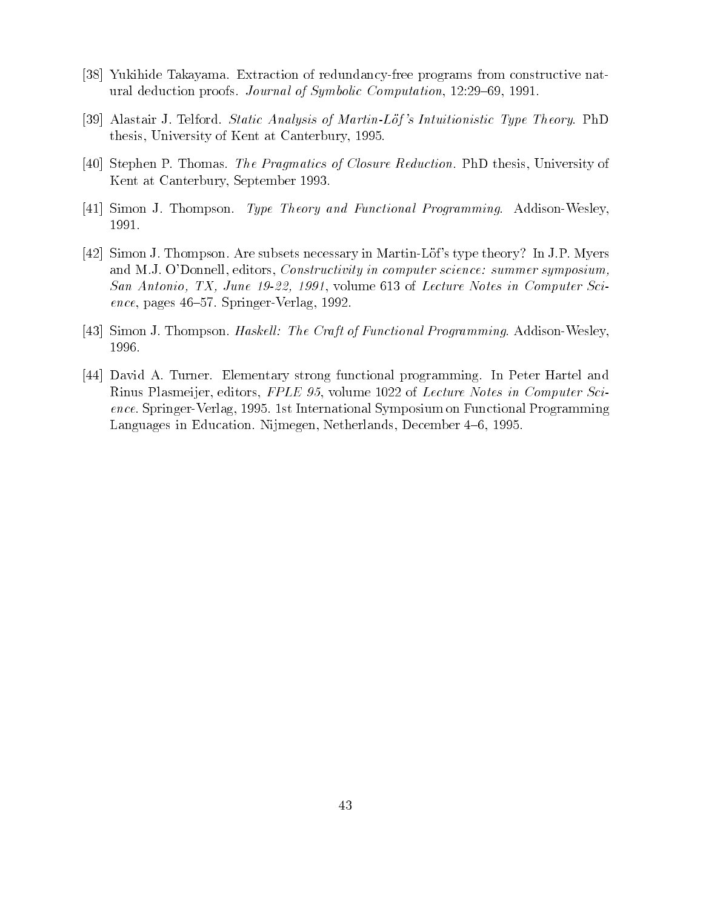[38] Yukihide Takayama. Extraction of redundancy-free programs from constructive natural deduction proofs. *Journal of Symbolic Computation*, 12:29–69, 1991.

[39] Alastair J. Telford. *Static Analysis of Martin-Löf's Intuitionistic Type Theory*. PhD thesis, University of Kent at Canterbury, 1995.

[40] Stephen P. Thomas. *The Pragmatics of Closure Reduction*. PhD thesis, University of Kent at Canterbury, September 1993.

[41] Simon J. Thompson. *Type Theory and Functional Programming*. Addison-Wesley, 1991.

[42] Simon J. Thompson. Are subsets necessary in Martin-Löf's type theory? In J.P. Myers and M.J. O'Donnell, editors, *Constructivity in computer science: summer symposium, San Antonio, TX, June 19-22, 1991*, volume 613 of *Lecture Notes in Computer Science*, pages 46–57. Springer-Verlag, 1992.

[43] Simon J. Thompson. *Haskell: The Craft of Functional Programming*. Addison-Wesley, 1996.

[44] David A. Turner. Elementary strong functional programming. In Peter Hartel and Rinus Plasmeijer, editors, *FPLE 95*, volume 1022 of *Lecture Notes in Computer Science*. Springer-Verlag, 1995. 1st International Symposium on Functional Programming Languages in Education. Nijmegen, Netherlands, December 4–6, 1995.